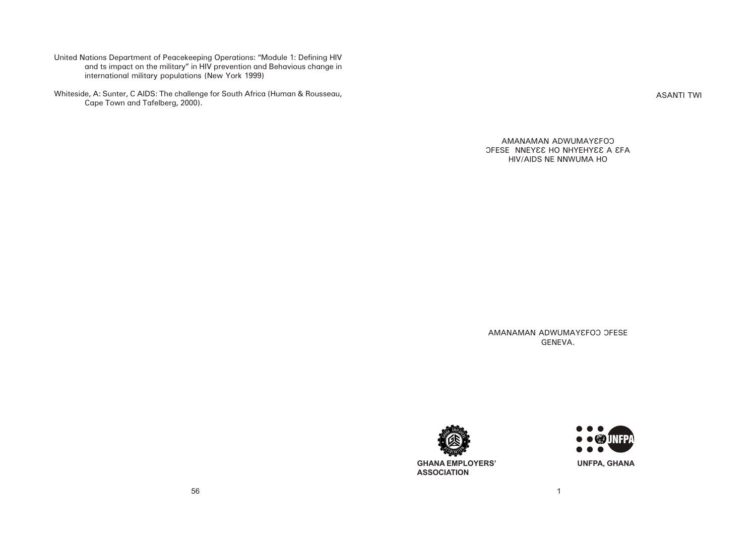United Nations Department of Peacekeeping Operations: "Module 1: Defining HIV and ts impact on the military" in HIV prevention and Behavious change in international military populations (New York 1999)

Whiteside, A: Sunter, C AIDS: The challenge for South Africa (Human & Rousseau, Cape Town and Tafelberg, 2000).

ASANTI TWI

# AMANAMAN ADWUMAYƐFOƆ ƆFESE NNEYƐƐ HO NHYEHYƐƐ A ƐFA HIV/AIDS NE NNWUMA HO

AMANAMAN ADWUMAYƐFOƆ ƆFESE
GENEVA.

GHANA EMPLOYERS' ASSOCIATION

UNFPA, GHANA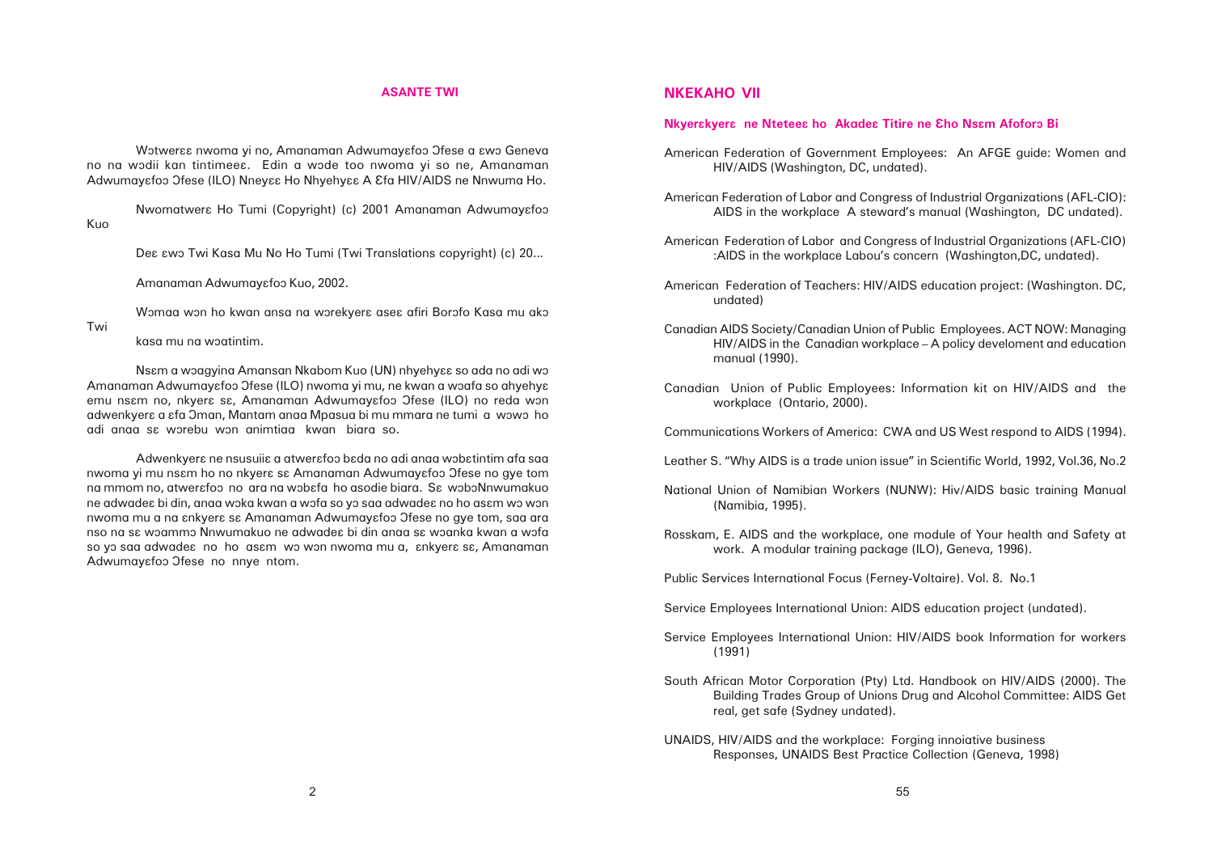## ASANTE TWI

Wɔtwerɛɛ nwoma yi no, Amanaman Adwumayɛfoɔ Ɔfese a ɛwɔ Geneva no na wɔdii kan tintimeeɛ. Edin a wɔde too nwoma yi so ne, Amanaman Adwumayɛfoɔ Ɔfese (ILO) Nneyɛɛ Ho Nhyehyɛɛ A Ɛfa HIV/AIDS ne Nnwuma Ho.

Nwomatwerɛ Ho Tumi (Copyright) (c) 2001 Amanaman Adwumayɛfoɔ Kuo

Deɛ ɛwɔ Twi Kasa Mu No Ho Tumi (Twi Translations copyright) (c) 20...

Amanaman Adwumayɛfoɔ Kuo, 2002.

Wɔmaa wɔn ho kwan ansa na wɔrekyerɛ aseɛ afiri Borɔfo Kasa mu akɔ Twi kasa mu na wɔatintim.

Nsɛm a wɔagyina Amansan Nkabom Kuo (UN) nhyehyɛɛ so ada no adi wɔ Amanaman Adwumayɛfoɔ Ɔfese (ILO) nwoma yi mu, ne kwan a wɔafa so ahyehyɛ emu nsɛm no, nkyerɛ sɛ, Amanaman Adwumayɛfoɔ Ɔfese (ILO) no reda wɔn adwenkyerɛ a ɛfa Ɔman, Mantam anaa Mpasua bi mu mmara ne tumi a wɔwɔ ho adi anaa sɛ wɔrebu wɔn animtiaa kwan biara so.

Adwenkyerɛ ne nsusuiiɛ a atwerɛfoɔ bɛda no adi anaa wɔbɛtintim afa saa nwoma yi mu nsɛm ho no nkyerɛ sɛ Amanaman Adwumayɛfoɔ Ɔfese no gye tom na mmom no, atwerɛfoɔ no ara na wɔbɛfa ho asodie biara. Sɛ wɔbɔNnwumakuo ne adwadeɛ bi din, anaa wɔka kwan a wɔfa so yɔ saa adwadeɛ no ho asɛm wɔ wɔn nwoma mu a na ɛnkyerɛ sɛ Amanaman Adwumayɛfoɔ Ɔfese no gye tom, saa ara nso na sɛ wɔammɔ Nnwumakuo ne adwadeɛ bi din anaa sɛ wɔanka kwan a wɔfa so yɔ saa adwadeɛ no ho asɛm wɔ wɔn nwoma mu a, ɛnkyerɛ sɛ, Amanaman Adwumayɛfoɔ Ɔfese no nnye ntom.

## NKEKAHO VII

### Nkyerɛkyerɛ ne Nteteeɛ ho Akadeɛ Titire ne Ɛho Nsɛm Afoforɔ Bi

American Federation of Government Employees: An AFGE guide: Women and HIV/AIDS (Washington, DC, undated).

American Federation of Labor and Congress of Industrial Organizations (AFL-CIO): AIDS in the workplace A steward's manual (Washington, DC undated).

American Federation of Labor and Congress of Industrial Organizations (AFL-CIO) :AIDS in the workplace Labou's concern (Washington,DC, undated).

American Federation of Teachers: HIV/AIDS education project: (Washington. DC, undated)

Canadian AIDS Society/Canadian Union of Public Employees. ACT NOW: Managing HIV/AIDS in the Canadian workplace – A policy develoment and education manual (1990).

Canadian Union of Public Employees: Information kit on HIV/AIDS and the workplace (Ontario, 2000).

Communications Workers of America: CWA and US West respond to AIDS (1994).

Leather S. "Why AIDS is a trade union issue" in Scientific World, 1992, Vol.36, No.2

National Union of Namibian Workers (NUNW): Hiv/AIDS basic training Manual (Namibia, 1995).

Rosskam, E. AIDS and the workplace, one module of Your health and Safety at work. A modular training package (ILO), Geneva, 1996).

Public Services International Focus (Ferney-Voltaire). Vol. 8. No.1

Service Employees International Union: AIDS education project (undated).

Service Employees International Union: HIV/AIDS book Information for workers (1991)

South African Motor Corporation (Pty) Ltd. Handbook on HIV/AIDS (2000). The Building Trades Group of Unions Drug and Alcohol Committee: AIDS Get real, get safe (Sydney undated).

UNAIDS, HIV/AIDS and the workplace: Forging innoiative business Responses, UNAIDS Best Practice Collection (Geneva, 1998)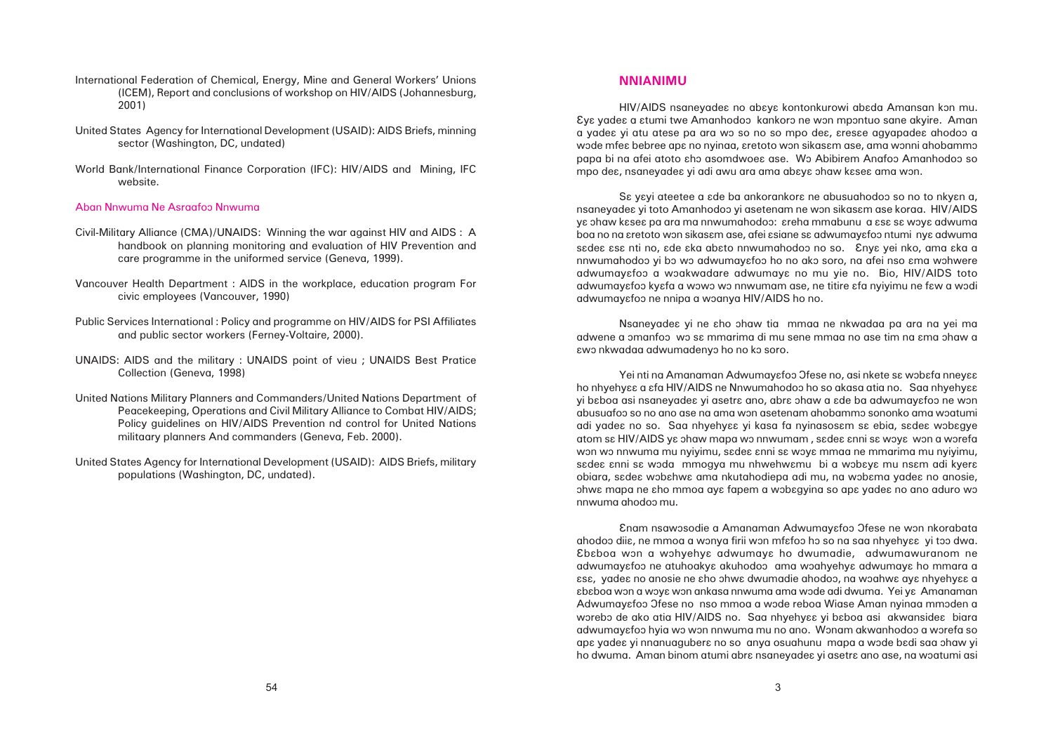International Federation of Chemical, Energy, Mine and General Workers' Unions (ICEM), Report and conclusions of workshop on HIV/AIDS (Johannesburg, 2001)

United States Agency for International Development (USAID): AIDS Briefs, minning sector (Washington, DC, undated)

World Bank/International Finance Corporation (IFC): HIV/AIDS and Mining, IFC website.

### Aban Nnwuma Ne Asraafoɔ Nnwuma

Civil-Military Alliance (CMA)/UNAIDS: Winning the war against HIV and AIDS : A handbook on planning monitoring and evaluation of HIV Prevention and care programme in the uniformed service (Geneva, 1999).

Vancouver Health Department : AIDS in the workplace, education program For civic employees (Vancouver, 1990)

Public Services International : Policy and programme on HIV/AIDS for PSI Affiliates and public sector workers (Ferney-Voltaire, 2000).

UNAIDS: AIDS and the military : UNAIDS point of vieu ; UNAIDS Best Pratice Collection (Geneva, 1998)

United Nations Military Planners and Commanders/United Nations Department of Peacekeeping, Operations and Civil Military Alliance to Combat HIV/AIDS; Policy guidelines on HIV/AIDS Prevention nd control for United Nations militaary planners And commanders (Geneva, Feb. 2000).

United States Agency for International Development (USAID): AIDS Briefs, military populations (Washington, DC, undated).

## NNIANIMU

HIV/AIDS nsaneyadeɛ no abɛyɛ kontonkurowi abɛda Amansan kɔn mu. Ɛyɛ yadeɛ a ɛtumi twe Amanhodoɔ kankorɔ ne wɔn mpɔntuo sane akyire. Aman a yadeɛ yi atu atese pa ara wɔ so no so mpo deɛ, ɛresɛe agyapadeɛ ahodoɔ a wɔde mfeɛ bebree apɛ no nyinaa, ɛretoto wɔn sikasɛm ase, ama wɔnni ahobammɔ papa bi na afei atoto ɛhɔ asomdwoeɛ ase. Wɔ Abibirem Anafoɔ Amanhodoɔ so mpo deɛ, nsaneyadeɛ yi adi awu ara ama abɛyɛ ɔhaw kɛseɛ ama wɔn.

Sɛ yɛyi ateetee a ɛde ba ankorankorɛ ne abusuahodoɔ so no to nkyɛn a, nsaneyadeɛ yi toto Amanhodoɔ yi asetenam ne wɔn sikasɛm ase koraa. HIV/AIDS yɛ ɔhaw kɛseɛ pa ara ma nnwumahodoɔ: ɛreha mmabunu a ɛsɛ sɛ wɔyɛ adwuma boa no na ɛretoto wɔn sikasɛm ase, afei ɛsiane sɛ adwumayɛfoɔ ntumi nyɛ adwuma sɛdeɛ ɛsɛ nti no, ɛde ɛka abɛto nnwumahodoɔ no so. Ɛnyɛ yei nko, ama ɛka a nnwumahodoɔ yi bɔ wɔ adwumayɛfoɔ ho no akɔ soro, na afei nso ɛma wɔhwere adwumayɛfoɔ a wɔakwadare adwumayɛ no mu yie no. Bio, HIV/AIDS toto adwumayɛfoɔ kyɛfa a wɔwɔ wɔ nnwumam ase, ne titire ɛfa nyiyimu ne fɛw a wɔdi adwumayɛfoɔ ne nnipa a wɔanya HIV/AIDS ho no.

Nsaneyadeɛ yi ne ɛho ɔhaw tia mmaa ne nkwadaa pa ara na yei ma adwene a ɔmanfoɔ wɔ sɛ mmarima di mu sene mmaa no ase tim na ɛma ɔhaw a ɛwɔ nkwadaa adwumadenyɔ ho no kɔ soro.

Yei nti na Amanaman Adwumayɛfoɔ Ɔfese no, asi nkete sɛ wɔbɛfa nneyɛɛ ho nhyehyɛɛ a ɛfa HIV/AIDS ne Nnwumahodoɔ ho so akasa atia no. Saa nhyehyɛɛ yi bɛboa asi nsaneyadeɛ yi asetrɛ ano, abrɛ ɔhaw a ɛde ba adwumayɛfoɔ ne wɔn abusuafoɔ so no ano ase na ama wɔn asetenam ahobammɔ sononko ama wɔatumi adi yadeɛ no so. Saa nhyehyɛɛ yi kasa fa nyinasosɛm sɛ ebia, sɛdeɛ wɔbɛgye atom sɛ HIV/AIDS yɛ ɔhaw mapa wɔ nnwumam , sɛdeɛ ɛnni sɛ wɔyɛ wɔn a wɔrefa wɔn wɔ nnwuma mu nyiyimu, sɛdeɛ ɛnni sɛ wɔyɛ mmaa ne mmarima mu nyiyimu, sɛdeɛ ɛnni sɛ wɔda mmogya mu nhwehwɛmu bi a wɔbɛyɛ mu nsɛm adi kyerɛ obiara, sɛdeɛ wɔbɛhwɛ ama nkutahodiepa adi mu, na wɔbɛma yadeɛ no anosie, ɔhwɛ mapa ne ɛho mmoa ayɛ fapem a wɔbɛgyina so apɛ yadeɛ no ano aduro wɔ nnwuma ahodoɔ mu.

Ɛnam nsawɔsodie a Amanaman Adwumayɛfoɔ Ɔfese ne wɔn nkorabata ahodoɔ diiɛ, ne mmoa a wɔnya firii wɔn mfɛfoɔ hɔ so na saa nhyehyɛɛ yi tɔɔ dwa. Ɛbɛboa wɔn a wɔhyehyɛ adwumayɛ ho dwumadie, adwumawuranom ne adwumayɛfoɔ ne atuhoakyɛ akuhodoɔ ama wɔahyehyɛ adwumayɛ ho mmara a ɛsɛ, yadeɛ no anosie ne ɛho ɔhwɛ dwumadie ahodoɔ, na wɔahwɛ ayɛ nhyehyɛɛ a ɛbɛboa wɔn a wɔyɛ wɔn ankasa nnwuma ama wɔde adi dwuma. Yei yɛ Amanaman Adwumayɛfoɔ Ɔfese no nso mmoa a wɔde reboa Wiase Aman nyinaa mmɔden a wɔrebɔ de ako atia HIV/AIDS no. Saa nhyehyɛɛ yi bɛboa asi akwansideɛ biara adwumayɛfoɔ hyia wɔ wɔn nnwuma mu no ano. Wɔnam akwanhodoɔ a wɔrefa so apɛ yadeɛ yi nnanuagubɛrɛ no so anya osuahunu mapa a wɔde bɛdi saa ɔhaw yi ho dwuma. Aman binom atumi abrɛ nsaneyadeɛ yi asetrɛ ano ase, na wɔatumi asi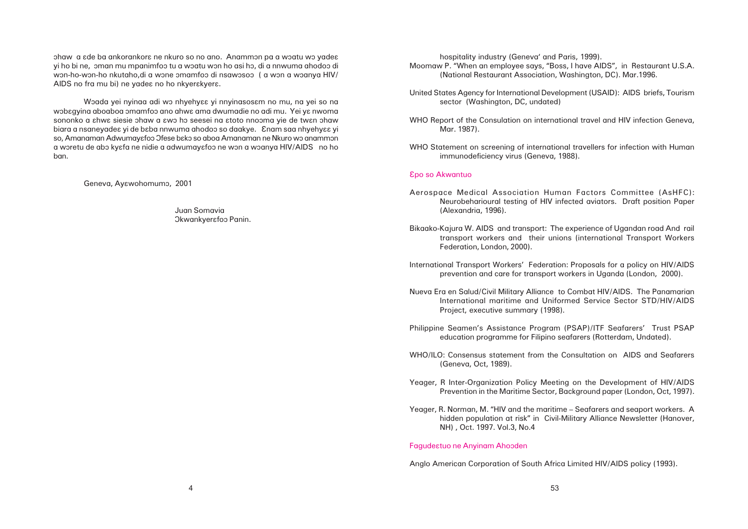ɔhaw a ɛde ba ankorankorɛ ne nkuro so no ano. Anammɔn pa a wɔatu wɔ yadeɛ yi ho bi ne, ɔman mu mpanimfoɔ tu a wɔatu wɔn ho asi hɔ, di a nnwuma ahodoɔ di wɔn-ho-wɔn-ho nkutaho,di a wɔne ɔmamfoɔ di nsawɔsoɔ ( a wɔn a wɔanya HIV/ AIDS no fra mu bi) ne yadeɛ no ho nkyerɛkyerɛ.

Wɔada yei nyinaa adi wɔ nhyehyɛɛ yi nnyinasosɛm no mu, na yei so na wɔbɛgyina aboaboa ɔmamfoɔ ano ahwɛ ama dwumadie no adi mu. Yei yɛ nwoma sononko a ɛhwɛ siesie ɔhaw a ɛwɔ hɔ seesei na ɛtoto nnoɔma yie de twɛn ɔhaw biara a nsaneyadeɛ yi de bɛba nnwuma ahodoɔ so daakye. Ɛnam saa nhyehyɛɛ yi so, Amanaman Adwumayɛfoɔ Ɔfese bɛkɔ so aboa Amanaman ne Nkuro wɔ anammɔn a wɔretu de abɔ kyɛfa ne nidie a adwumayɛfoɔ ne wɔn a wɔanya HIV/AIDS no ho ban.

Geneva, Ayɛwohomumɔ, 2001

Juan Somavia
Ɔkwankyerɛfoɔ Panin.

hospitality industry (Geneva' and Paris, 1999).

Moomaw P. "When an employee says, "Boss, I have AIDS", in Restaurant U.S.A. (National Restaurant Association, Washington, DC). Mar.1996.

United States Agency for International Development (USAID): AIDS briefs, Tourism sector (Washington, DC, undated)

WHO Report of the Consulation on international travel and HIV infection Geneva, Mar. 1987).

WHO Statement on screening of international travellers for infection with Human immunodeficiency virus (Geneva, 1988).

## Ɛpo so Akwantuo

Aerospace Medical Association Human Factors Committee (AsHFC): Neurobeharioural testing of HIV infected aviators. Draft position Paper (Alexandria, 1996).

Bikaako-Kajura W. AIDS and transport: The experience of Ugandan road And rail transport workers and their unions (international Transport Workers Federation, London, 2000).

International Transport Workers' Federation: Proposals for a policy on HIV/AIDS prevention and care for transport workers in Uganda (London, 2000).

Nueva Era en Salud/Civil Military Alliance to Combat HIV/AIDS. The Panamarian International maritime and Uniformed Service Sector STD/HIV/AIDS Project, executive summary (1998).

Philippine Seamen's Assistance Program (PSAP)/ITF Seafarers' Trust PSAP education programme for Filipino seafarers (Rotterdam, Undated).

WHO/ILO: Consensus statement from the Consultation on AIDS and Seafarers (Geneva, Oct, 1989).

Yeager, R Inter-Organization Policy Meeting on the Development of HIV/AIDS Prevention in the Maritime Sector, Background paper (London, Oct, 1997).

Yeager, R. Norman, M. "HIV and the maritime – Seafarers and seaport workers. A hidden population at risk" in Civil-Military Alliance Newsletter (Hanover, NH) , Oct. 1997. Vol.3, No.4

## Fagudeɛtuo ne Anyinam Ahoɔden

Anglo American Corporation of South Africa Limited HIV/AIDS policy (1993).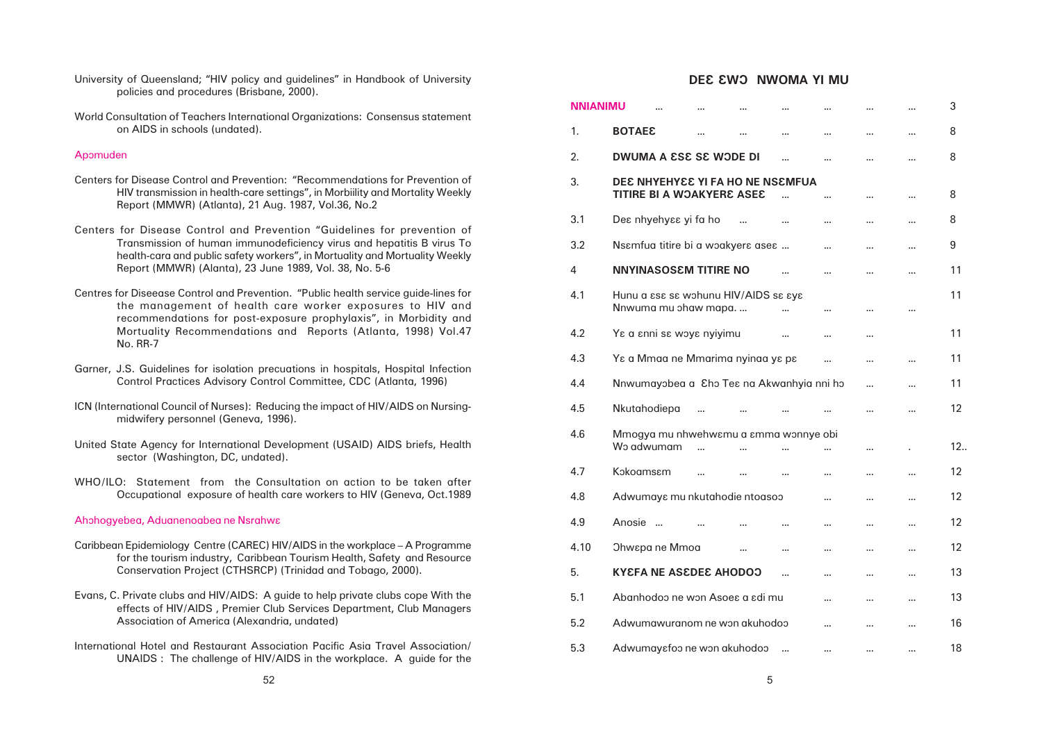University of Queensland; "HIV policy and guidelines" in Handbook of University policies and procedures (Brisbane, 2000).

World Consultation of Teachers International Organizations: Consensus statement on AIDS in schools (undated).

### Apɔmuden

Centers for Disease Control and Prevention: "Recommendations for Prevention of HIV transmission in health-care settings", in Morbiility and Mortality Weekly Report (MMWR) (Atlanta), 21 Aug. 1987, Vol.36, No.2

Centers for Disease Control and Prevention "Guidelines for prevention of Transmission of human immunodeficiency virus and hepatitis B virus To health-cara and public safety workers", in Mortuality and Mortality Weekly Report (MMWR) (Alanta), 23 June 1989, Vol. 38, No. 5-6

Centres for Diseease Control and Prevention. "Public health service guide-lines for the management of health care worker exposures to HIV and recommendations for post-exposure prophylaxis", in Morbidity and Mortuality Recommendations and Reports (Atlanta, 1998) Vol.47 No. RR-7

Garner, J.S. Guidelines for isolation precuations in hospitals, Hospital Infection Control Practices Advisory Control Committee, CDC (Atlanta, 1996)

ICN (International Council of Nurses): Reducing the impact of HIV/AIDS on Nursing-midwifery personnel (Geneva, 1996).

United State Agency for International Development (USAID) AIDS briefs, Health sector (Washington, DC, undated).

WHO/ILO: Statement from the Consultation on action to be taken after Occupational exposure of health care workers to HIV (Geneva, Oct.1989

### Ahɔhogyebea, Aduanenoabea ne Nsrahwɛ

Caribbean Epidemiology Centre (CAREC) HIV/AIDS in the workplace – A Programme for the tourism industry, Caribbean Tourism Health, Safety and Resource Conservation Project (CTHSRCP) (Trinidad and Tobago, 2000).

Evans, C. Private clubs and HIV/AIDS: A guide to help private clubs cope With the effects of HIV/AIDS , Premier Club Services Department, Club Managers Association of America (Alexandria, undated)

International Hotel and Restaurant Association Pacific Asia Travel Association/ UNAIDS : The challenge of HIV/AIDS in the workplace. A guide for the

## DEƐ ƐWƆ NWOMA YI MU

| | | |
|---|---|---|
| **NNIANIMU** | | 3 |
| 1. | **BOTAEƐ** | 8 |
| 2. | **DWUMA A ƐSƐ SƐ WƆDE DI** | 8 |
| 3. | **DEƐ NHYEHYƐƐ YI FA HO NE NSƐMFUA TITIRE BI A WƆAKYERƐ ASEƐ** | 8 |
| 3.1 | Deɛ nhyehyɛɛ yi fa ho | 8 |
| 3.2 | Nsɛmfua titire bi a wɔakyerɛ aseɛ ... | 9 |
| 4 | **NNYINASOSƐM TITIRE NO** | 11 |
| 4.1 | Hunu a ɛsɛ sɛ wɔhunu HIV/AIDS sɛ ɛyɛ Nnwuma mu ɔhaw mapa. ... | 11 |
| 4.2 | Yɛ a ɛnni sɛ wɔyɛ nyiyimu | 11 |
| 4.3 | Yɛ a Mmaa ne Mmarima nyinaa yɛ pɛ | 11 |
| 4.4 | Nnwumayɔbea a Ɛhɔ Teɛ na Akwanhyia nni hɔ | 11 |
| 4.5 | Nkutahodiepa | 12 |
| 4.6 | Mmogya mu nhwehwɛmu a ɛmma wɔnnye obi Wɔ adwumam | 12.. |
| 4.7 | Kɔkoamsɛm | 12 |
| 4.8 | Adwumayɛ mu nkutahodie ntoasoɔ | 12 |
| 4.9 | Anosie ... | 12 |
| 4.10 | Ɔhwɛpa ne Mmoa | 12 |
| 5. | **KYƐFA NE ASƐDEƐ AHODOƆ** | 13 |
| 5.1 | Abanhodoɔ ne wɔn Asoeɛ a ɛdi mu | 13 |
| 5.2 | Adwumawuranom ne wɔn akuhodoɔ | 16 |
| 5.3 | Adwumayɛfoɔ ne wɔn akuhodoɔ ... | 18 |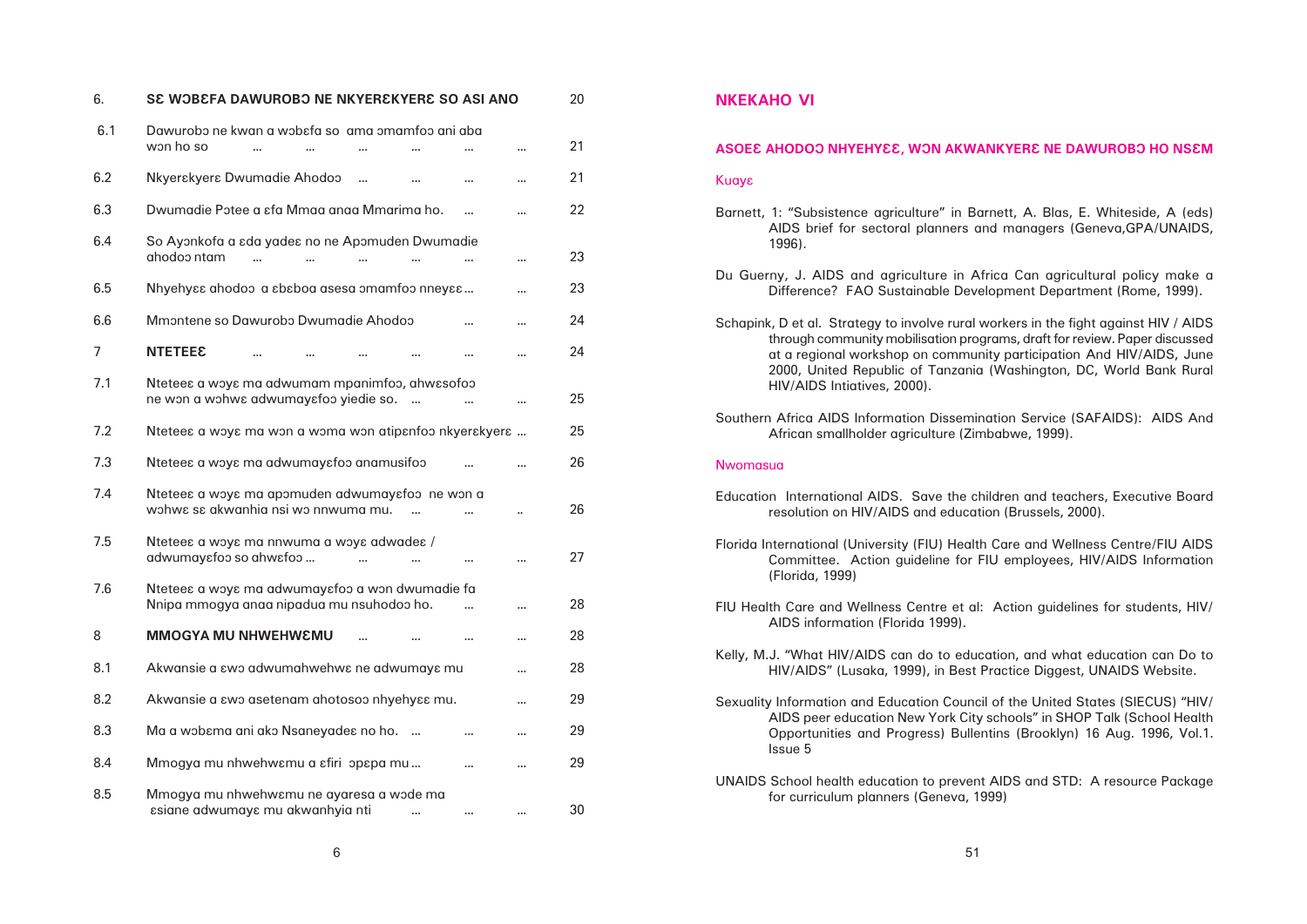| | | |
|---|---|---|
| 6. | **SƐ WƆBƐFA DAWUROBƆ NE NKYERƐKYERƐ SO ASI ANO** | 20 |
| 6.1 | Dawurobɔ ne kwan a wɔbɛfa so ama ɔmamfoɔ ani aba wɔn ho so ... ... ... ... ... ... | 21 |
| 6.2 | Nkyerɛkyerɛ Dwumadie Ahodoɔ ... ... ... ... | 21 |
| 6.3 | Dwumadie Pɔtee a ɛfa Mmaa anaa Mmarima ho. ... ... | 22 |
| 6.4 | So Ayɔnkofa a ɛda yadeɛ no ne Apɔmuden Dwumadie ahodoɔ ntam ... ... ... ... ... ... | 23 |
| 6.5 | Nhyehyɛɛ ahodoɔ a ɛbɛboa asesa ɔmamfoɔ nneyɛɛ... ... | 23 |
| 6.6 | Mmɔntene so Dawurobɔ Dwumadie Ahodoɔ ... ... | 24 |
| 7 | **NTETEEƐ** ... ... ... ... ... ... | 24 |
| 7.1 | Nteteeɛ a wɔyɛ ma adwumam mpanimfoɔ, ahwɛsofoɔ ne wɔn a wɔhwɛ adwumayɛfoɔ yiedie so. ... ... ... | 25 |
| 7.2 | Nteteeɛ a wɔyɛ ma wɔn a wɔma wɔn atipɛnfoɔ nkyerɛkyerɛ ... | 25 |
| 7.3 | Nteteeɛ a wɔyɛ ma adwumayɛfoɔ anamusifoɔ ... ... | 26 |
| 7.4 | Nteteeɛ a wɔyɛ ma apɔmuden adwumayɛfoɔ ne wɔn a wɔhwɛ sɛ akwanhia nsi wɔ nnwuma mu. ... ... .. | 26 |
| 7.5 | Nteteeɛ a wɔyɛ ma nnwuma a wɔyɛ adwadeɛ / adwumayɛfoɔ so ahwɛfoɔ ... ... ... ... ... | 27 |
| 7.6 | Nteteeɛ a wɔyɛ ma adwumayɛfoɔ a wɔn dwumadie fa Nnipa mmogya anaa nipadua mu nsuhodoɔ ho. ... ... | 28 |
| 8 | **MMOGYA MU NHWEHWƐMU** ... ... ... ... | 28 |
| 8.1 | Akwansie a ɛwɔ adwumahwehwɛ ne adwumayɛ mu ... | 28 |
| 8.2 | Akwansie a ɛwɔ asetenam ahotosoɔ nhyehyɛɛ mu. ... | 29 |
| 8.3 | Ma a wɔbɛma ani akɔ Nsaneyadeɛ no ho. ... ... ... | 29 |
| 8.4 | Mmogya mu nhwehwɛmu a ɛfiri ɔpɛpa mu... ... ... | 29 |
| 8.5 | Mmogya mu nhwehwɛmu ne ayaresa a wɔde ma ɛsiane adwumayɛ mu akwanhyia nti ... ... ... | 30 |

## NKEKAHO VI

### ASOEƐ AHODOƆ NHYEHYƐƐ, WƆN AKWANKYERƐ NE DAWUROBƆ HO NSƐM

#### Kuayɛ

Barnett, 1: "Subsistence agriculture" in Barnett, A. Blas, E. Whiteside, A (eds) AIDS brief for sectoral planners and managers (Geneva,GPA/UNAIDS, 1996).

Du Guerny, J. AIDS and agriculture in Africa Can agricultural policy make a Difference? FAO Sustainable Development Department (Rome, 1999).

Schapink, D et al. Strategy to involve rural workers in the fight against HIV / AIDS through community mobilisation programs, draft for review. Paper discussed at a regional workshop on community participation And HIV/AIDS, June 2000, United Republic of Tanzania (Washington, DC, World Bank Rural HIV/AIDS Intiatives, 2000).

Southern Africa AIDS Information Dissemination Service (SAFAIDS): AIDS And African smallholder agriculture (Zimbabwe, 1999).

#### Nwomasua

Education International AIDS. Save the children and teachers, Executive Board resolution on HIV/AIDS and education (Brussels, 2000).

Florida International (University (FIU) Health Care and Wellness Centre/FIU AIDS Committee. Action guideline for FIU employees, HIV/AIDS Information (Florida, 1999)

FIU Health Care and Wellness Centre et al: Action guidelines for students, HIV/ AIDS information (Florida 1999).

Kelly, M.J. "What HIV/AIDS can do to education, and what education can Do to HIV/AIDS" (Lusaka, 1999), in Best Practice Diggest, UNAIDS Website.

Sexuality Information and Education Council of the United States (SIECUS) "HIV/ AIDS peer education New York City schools" in SHOP Talk (School Health Opportunities and Progress) Bullentins (Brooklyn) 16 Aug. 1996, Vol.1. Issue 5

UNAIDS School health education to prevent AIDS and STD: A resource Package for curriculum planners (Geneva, 1999)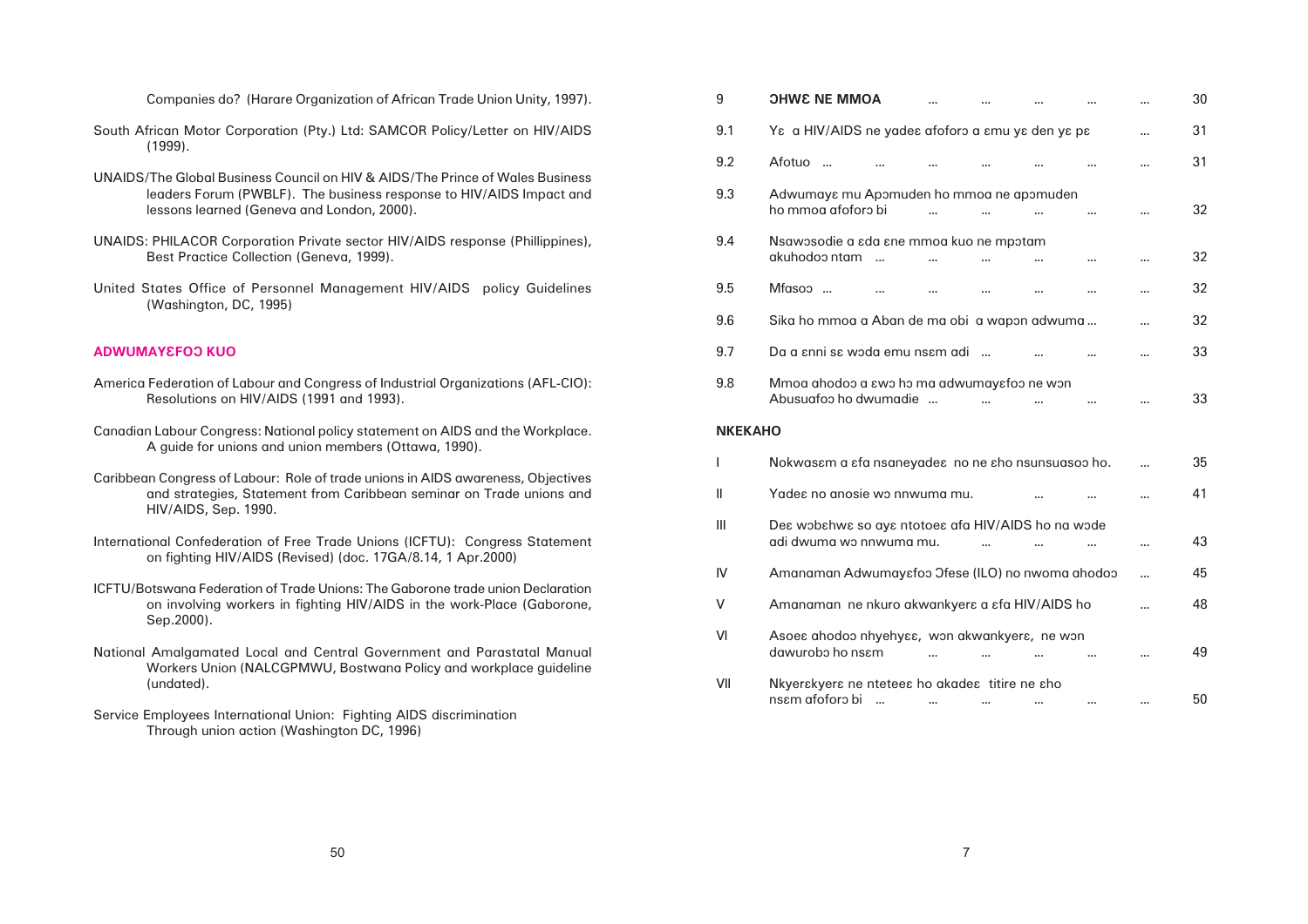Companies do? (Harare Organization of African Trade Union Unity, 1997).

South African Motor Corporation (Pty.) Ltd: SAMCOR Policy/Letter on HIV/AIDS (1999).

UNAIDS/The Global Business Council on HIV & AIDS/The Prince of Wales Business leaders Forum (PWBLF). The business response to HIV/AIDS Impact and lessons learned (Geneva and London, 2000).

UNAIDS: PHILACOR Corporation Private sector HIV/AIDS response (Phillippines), Best Practice Collection (Geneva, 1999).

United States Office of Personnel Management HIV/AIDS policy Guidelines (Washington, DC, 1995)

## ADWUMAYƐFOƆ KUO

America Federation of Labour and Congress of Industrial Organizations (AFL-CIO): Resolutions on HIV/AIDS (1991 and 1993).

Canadian Labour Congress: National policy statement on AIDS and the Workplace. A guide for unions and union members (Ottawa, 1990).

Caribbean Congress of Labour: Role of trade unions in AIDS awareness, Objectives and strategies, Statement from Caribbean seminar on Trade unions and HIV/AIDS, Sep. 1990.

International Confederation of Free Trade Unions (ICFTU): Congress Statement on fighting HIV/AIDS (Revised) (doc. 17GA/8.14, 1 Apr.2000)

ICFTU/Botswana Federation of Trade Unions: The Gaborone trade union Declaration on involving workers in fighting HIV/AIDS in the work-Place (Gaborone, Sep.2000).

National Amalgamated Local and Central Government and Parastatal Manual Workers Union (NALCGPMWU, Bostwana Policy and workplace guideline (undated).

Service Employees International Union: Fighting AIDS discrimination Through union action (Washington DC, 1996)

| | | |
|---|---|---|
| 9 | **ƆHWƐ NE MMOA** ... ... ... ... ... | 30 |
| 9.1 | Yɛ a HIV/AIDS ne yadeɛ afoforɔ a ɛmu yɛ den yɛ pɛ ... | 31 |
| 9.2 | Afotuo ... ... ... ... ... ... ... | 31 |
| 9.3 | Adwumayɛ mu Apɔmuden ho mmoa ne apɔmuden ho mmoa afoforɔ bi ... ... ... ... ... | 32 |
| 9.4 | Nsawɔsodie a ɛda ɛne mmoa kuo ne mpɔtam akuhodoɔ ntam ... ... ... ... ... ... | 32 |
| 9.5 | Mfasoɔ ... ... ... ... ... ... ... | 32 |
| 9.6 | Sika ho mmoa a Aban de ma obi a wapɔn adwuma ... ... | 32 |
| 9.7 | Da a ɛnni sɛ wɔda emu nsɛm adi ... ... ... ... | 33 |
| 9.8 | Mmoa ahodoɔ a ɛwɔ hɔ ma adwumayɛfoɔ ne wɔn Abusuafoɔ ho dwumadie ... ... ... ... ... | 33 |
| **NKEKAHO** | | |
| I | Nokwasɛm a ɛfa nsaneyadeɛ no ne ɛho nsunsuasoɔ ho. ... | 35 |
| II | Yadeɛ no anosie wɔ nnwuma mu. ... ... ... | 41 |
| III | Deɛ wɔbɛhwɛ so ayɛ ntotoeɛ afa HIV/AIDS ho na wɔde adi dwuma wɔ nnwuma mu. ... ... ... ... | 43 |
| IV | Amanaman Adwumayɛfoɔ Ɔfese (ILO) no nwoma ahodoɔ ... | 45 |
| V | Amanaman ne nkuro akwankyerɛ a ɛfa HIV/AIDS ho ... | 48 |
| VI | Asoeɛ ahodoɔ nhyehyɛɛ, wɔn akwankyerɛ, ne wɔn dawurobɔ ho nsɛm ... ... ... ... ... | 49 |
| VII | Nkyerɛkyerɛ ne ntetee ho akadeɛ titire ne ɛho nsɛm afoforɔ bi ... ... ... ... ... ... | 50 |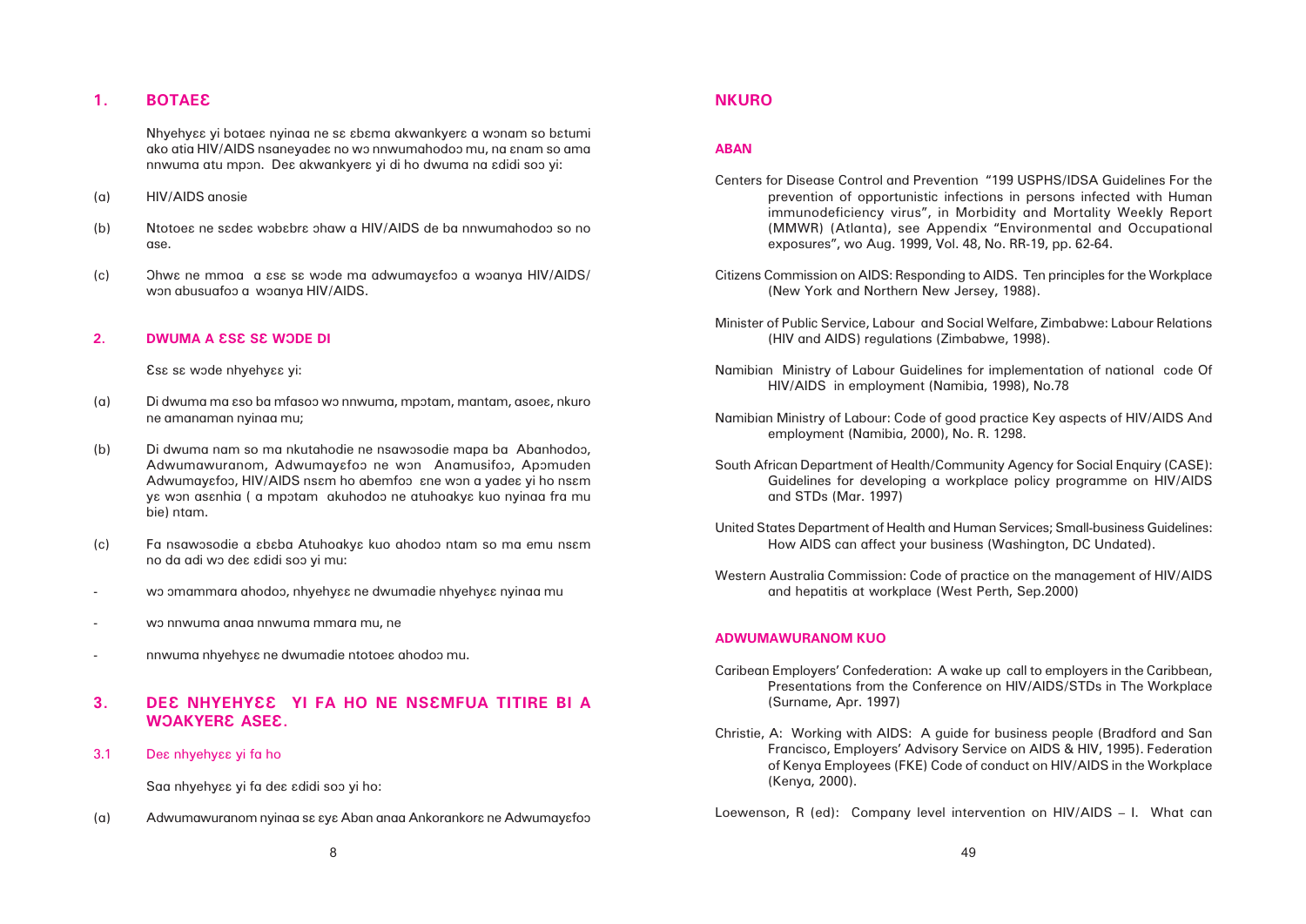## 1. BOTAEƐ

Nhyehyɛɛ yi botaeɛ nyinaa ne sɛ ɛbɛma akwankyerɛ a wɔnam so bɛtumi ako atia HIV/AIDS nsaneyadeɛ no wɔ nnwumahodoɔ mu, na ɛnam so ama nnwuma atu mpɔn. Deɛ akwankyerɛ yi di ho dwuma na ɛdidi soɔ yi:

(a) HIV/AIDS anosie

(b) Ntotoeɛ ne sɛdeɛ wɔbɛbrɛ ɔhaw a HIV/AIDS de ba nnwumahodoɔ so no ase.

(c) Ɔhwɛ ne mmoa a ɛsɛ sɛ wɔde ma adwumayɛfoɔ a wɔanya HIV/AIDS/ wɔn abusuafoɔ a wɔanya HIV/AIDS.

## 2. DWUMA A ƐSƐ SƐ WƆDE DI

Ɛsɛ sɛ wɔde nhyehyɛɛ yi:

(a) Di dwuma ma ɛso ba mfasoɔ wɔ nnwuma, mpɔtam, mantam, asoeɛ, nkuro ne amanaman nyinaa mu;

(b) Di dwuma nam so ma nkutahodie ne nsawɔsodie mapa ba Abanhodoɔ, Adwumawuranom, Adwumayɛfoɔ ne wɔn Anamusifoɔ, Apɔmuden Adwumayɛfoɔ, HIV/AIDS nsɛm ho abemfoɔ ɛne wɔn a yadeɛ yi ho nsɛm yɛ wɔn asɛnhia ( a mpɔtam akuhodoɔ ne atuhoakyɛ kuo nyinaa fra mu bie) ntam.

(c) Fa nsawɔsodie a ɛbɛba Atuhoakyɛ kuo ahodoɔ ntam so ma emu nsɛm no da adi wɔ deɛ ɛdidi soɔ yi mu:

- wɔ ɔmammara ahodoɔ, nhyehyɛɛ ne dwumadie nhyehyɛɛ nyinaa mu
- wɔ nnwuma anaa nnwuma mmara mu, ne
- nnwuma nhyehyɛɛ ne dwumadie ntotoeɛ ahodoɔ mu.

## 3. DEƐ NHYEHYƐƐ YI FA HO NE NSƐMFUA TITIRE BI A WƆAKYERƐ ASEƐ.

### 3.1 Deɛ nhyehyɛɛ yi fa ho

Saa nhyehyɛɛ yi fa deɛ ɛdidi soɔ yi ho:

(a) Adwumawuranom nyinaa sɛ ɛyɛ Aban anaa Ankorankorɛ ne Adwumayɛfoɔ

## NKURO

### ABAN

Centers for Disease Control and Prevention "199 USPHS/IDSA Guidelines For the prevention of opportunistic infections in persons infected with Human immunodeficiency virus", in Morbidity and Mortality Weekly Report (MMWR) (Atlanta), see Appendix "Environmental and Occupational exposures", wo Aug. 1999, Vol. 48, No. RR-19, pp. 62-64.

Citizens Commission on AIDS: Responding to AIDS. Ten principles for the Workplace (New York and Northern New Jersey, 1988).

Minister of Public Service, Labour and Social Welfare, Zimbabwe: Labour Relations (HIV and AIDS) regulations (Zimbabwe, 1998).

Namibian Ministry of Labour Guidelines for implementation of national code Of HIV/AIDS in employment (Namibia, 1998), No.78

Namibian Ministry of Labour: Code of good practice Key aspects of HIV/AIDS And employment (Namibia, 2000), No. R. 1298.

South African Department of Health/Community Agency for Social Enquiry (CASE): Guidelines for developing a workplace policy programme on HIV/AIDS and STDs (Mar. 1997)

United States Department of Health and Human Services; Small-business Guidelines: How AIDS can affect your business (Washington, DC Undated).

Western Australia Commission: Code of practice on the management of HIV/AIDS and hepatitis at workplace (West Perth, Sep.2000)

### ADWUMAWURANOM KUO

Caribean Employers' Confederation: A wake up call to employers in the Caribbean, Presentations from the Conference on HIV/AIDS/STDs in The Workplace (Surname, Apr. 1997)

Christie, A: Working with AIDS: A guide for business people (Bradford and San Francisco, Employers' Advisory Service on AIDS & HIV, 1995). Federation of Kenya Employees (FKE) Code of conduct on HIV/AIDS in the Workplace (Kenya, 2000).

Loewenson, R (ed): Company level intervention on HIV/AIDS – I. What can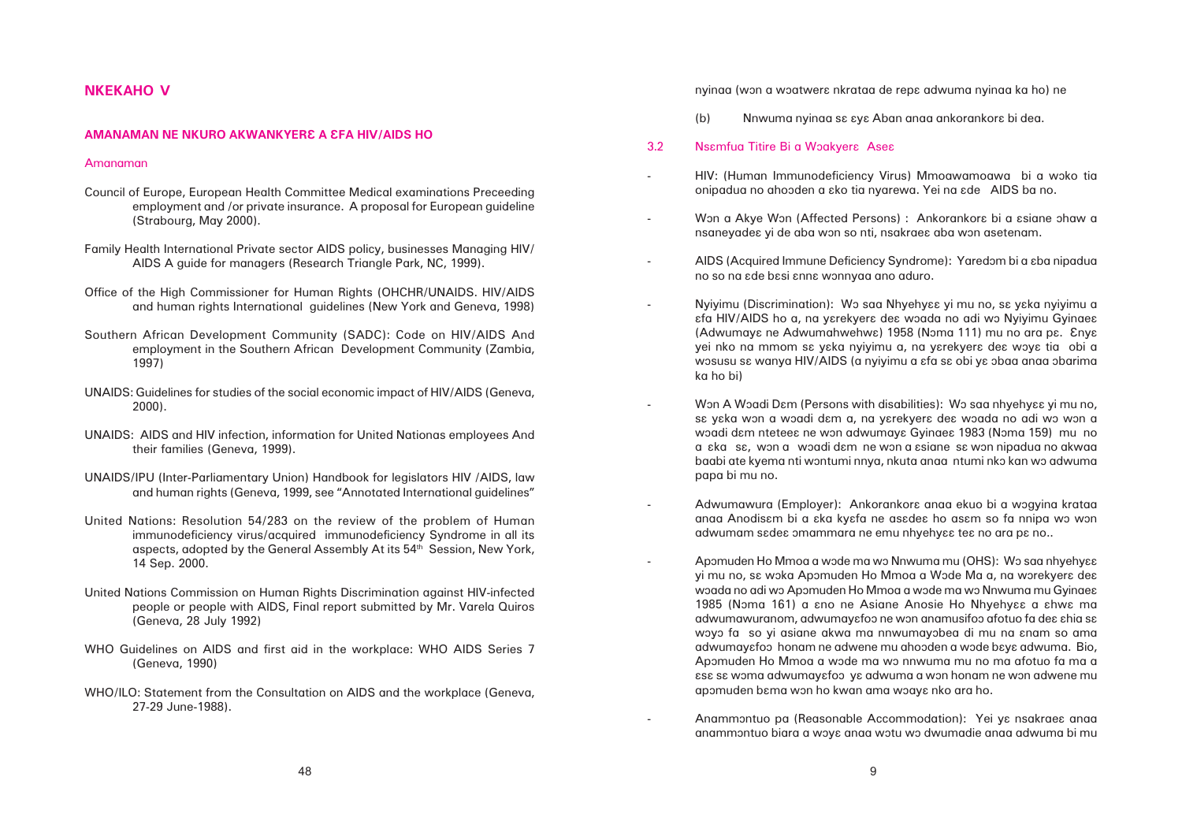## NKEKAHO V

### AMANAMAN NE NKURO AKWANKYERƐ A ƐFA HIV/AIDS HO

Amanaman

Council of Europe, European Health Committee Medical examinations Preceeding employment and /or private insurance. A proposal for European guideline (Strabourg, May 2000).

Family Health International Private sector AIDS policy, businesses Managing HIV/ AIDS A guide for managers (Research Triangle Park, NC, 1999).

Office of the High Commissioner for Human Rights (OHCHR/UNAIDS. HIV/AIDS and human rights International guidelines (New York and Geneva, 1998)

Southern African Development Community (SADC): Code on HIV/AIDS And employment in the Southern African Development Community (Zambia, 1997)

UNAIDS: Guidelines for studies of the social economic impact of HIV/AIDS (Geneva, 2000).

UNAIDS: AIDS and HIV infection, information for United Nationas employees And their families (Geneva, 1999).

UNAIDS/IPU (Inter-Parliamentary Union) Handbook for legislators HIV /AIDS, law and human rights (Geneva, 1999, see "Annotated International guidelines"

United Nations: Resolution 54/283 on the review of the problem of Human immunodeficiency virus/acquired immunodeficiency Syndrome in all its aspects, adopted by the General Assembly At its 54th Session, New York, 14 Sep. 2000.

United Nations Commission on Human Rights Discrimination against HIV-infected people or people with AIDS, Final report submitted by Mr. Varela Quiros (Geneva, 28 July 1992)

WHO Guidelines on AIDS and first aid in the workplace: WHO AIDS Series 7 (Geneva, 1990)

WHO/ILO: Statement from the Consultation on AIDS and the workplace (Geneva, 27-29 June-1988).

nyinaa (wɔn a wɔatwerɛ nkrataa de repɛ adwuma nyinaa ka ho) ne

(b) Nnwuma nyinaa sɛ ɛyɛ Aban anaa ankorankorɛ bi dea.

### 3.2 Nsɛmfua Titire Bi a Wɔakyerɛ Aseɛ

- HIV: (Human Immunodeficiency Virus) Mmoawamoawa bi a wɔko tia onipadua no ahoɔden a ɛko tia nyarewa. Yei na ɛde AIDS ba no.

- Wɔn a Akye Wɔn (Affected Persons) : Ankorankorɛ bi a ɛsiane ɔhaw a nsaneyadeɛ yi de aba wɔn so nti, nsakraeɛ aba wɔn asetenam.

- AIDS (Acquired Immune Deficiency Syndrome): Yaredɔm bi a ɛba nipadua no so na ɛde bɛsi ɛnnɛ wɔnnyaa ano aduro.

- Nyiyimu (Discrimination): Wɔ saa Nhyehyɛɛ yi mu no, sɛ yɛka nyiyimu a ɛfa HIV/AIDS ho a, na yɛrekyerɛ deɛ wɔada no adi wɔ Nyiyimu Gyinaeɛ (Adwumayɛ ne Adwumahwehwɛ) 1958 (Nɔma 111) mu no ara pɛ. Ɛnyɛ yei nko na mmom sɛ yɛka nyiyimu a, na yɛrekyerɛ deɛ wɔyɛ tia obi a wɔsusu sɛ wanya HIV/AIDS (a nyiyimu a ɛfa sɛ obi yɛ ɔbaa anaa ɔbarima ka ho bi)

- Wɔn A Wɔadi Dɛm (Persons with disabilities): Wɔ saa nhyehyɛɛ yi mu no, sɛ yɛka wɔn a wɔadi dɛm a, na yɛrekyerɛ deɛ wɔada no adi wɔ wɔn a wɔadi dɛm nteteeɛ ne wɔn adwumayɛ Gyinaeɛ 1983 (Nɔma 159) mu no a ɛka sɛ, wɔn a wɔadi dɛm ne wɔn a ɛsiane sɛ wɔn nipadua no akwaa baabi ate kyema nti wɔntumi nnya, nkuta anaa ntumi nkɔ kan wɔ adwuma papa bi mu no.

- Adwumawura (Employer): Ankorankorɛ anaa ekuo bi a wɔgyina krataa anaa Anodisɛm bi a ɛka kyɛfa ne asɛdeɛ ho asɛm so fa nnipa wɔ wɔn adwumam sɛdeɛ ɔmammara ne emu nhyehyɛɛ teɛ no ara pɛ no..

- Apɔmuden Ho Mmoa a wɔde ma wɔ Nnwuma mu (OHS): Wɔ saa nhyehyɛɛ yi mu no, sɛ wɔka Apɔmuden Ho Mmoa a Wɔde Ma a, na wɔrekyerɛ deɛ wɔada no adi wɔ Apɔmuden Ho Mmoa a wɔde ma wɔ Nnwuma mu Gyinaeɛ 1985 (Nɔma 161) a ɛno ne Asiane Anosie Ho Nhyehyɛɛ a ɛhwɛ ma adwumawuranom, adwumayɛfoɔ ne wɔn anamusifoɔ afotuo fa deɛ ɛhia sɛ wɔyɔ fa so yi asiane akwa ma nnwumayɔbea di mu na ɛnam so ama adwumayɛfoɔ honam ne adwene mu ahoɔden a wɔde bɛyɛ adwuma. Bio, Apɔmuden Ho Mmoa a wɔde ma wɔ nnwuma mu no ma afotuo fa ma a ɛsɛ sɛ wɔma adwumayɛfoɔ yɛ adwuma a wɔn honam ne wɔn adwene mu apɔmuden bɛma wɔn ho kwan ama wɔayɛ nko ara ho.

- Anammɔntuo pa (Reasonable Accommodation): Yei yɛ nsakraeɛ anaa anammɔntuo biara a wɔyɛ anaa wɔtu wɔ dwumadie anaa adwuma bi mu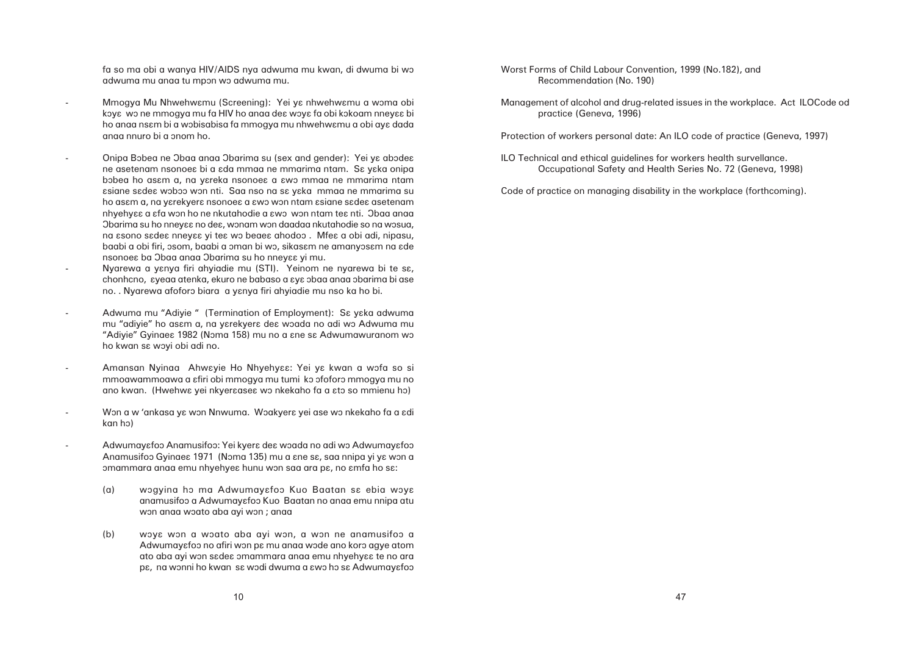fa so ma obi a wanya HIV/AIDS nya adwuma mu kwan, di dwuma bi wɔ adwuma mu anaa tu mpɔn wɔ adwuma mu.

- Mmogya Mu Nhwehwɛmu (Screening): Yei yɛ nhwehwɛmu a wɔma obi kɔyɛ wɔ ne mmogya mu fa HIV ho anaa deɛ wɔyɛ fa obi kɔkoam nneyɛɛ bi ho anaa nsɛm bi a wɔbisabisa fa mmogya mu nhwehwɛmu a obi ayɛ dada anaa nnuro bi a ɔnom ho.

- Onipa Bɔbea ne Ɔbaa anaa Ɔbarima su (sex and gender): Yei yɛ abɔdeɛ ne asetenam nsonoeɛ bi a ɛda mmaa ne mmarima ntam. Sɛ yɛka onipa bɔbea ho asɛm a, na yɛreka nsonoeɛ a ɛwɔ mmaa ne mmarima ntam ɛsiane sɛdeɛ wɔbɔɔ wɔn nti. Saa nso na sɛ yɛka mmaa ne mmarima su ho asɛm a, na yɛrekyerɛ nsonoeɛ a ɛwɔ wɔn ntam ɛsiane sɛdeɛ asetenam nhyehyɛɛ a ɛfa wɔn ho ne nkutahodie a ɛwɔ wɔn ntam teɛ nti. Ɔbaa anaa Ɔbarima su ho nneyɛɛ no deɛ, wɔnam wɔn daadaa nkutahodie so na wɔsua, na ɛsono sɛdeɛ nneyɛɛ yi teɛ wɔ beaeɛ ahodoɔ . Mfeɛ a obi adi, nipasu, baabi a obi firi, ɔsom, baabi a ɔman bi wɔ, sikasɛm ne amanyɔsɛm na ɛde nsonoeɛ ba Ɔbaa anaa Ɔbarima su ho nneyɛɛ yi mu.

- Nyarewa a yɛnya firi ahyiadie mu (STI). Yeinom ne nyarewa bi te sɛ, chonhcno, ɛyeaa atenka, ekuro ne babaso a ɛyɛ ɔbaa anaa ɔbarima bi ase no. . Nyarewa afoforɔ biara a yɛnya firi ahyiadie mu nso ka ho bi.

- Adwuma mu "Adiyie " (Termination of Employment): Sɛ yɛka adwuma mu "adiyie" ho asɛm a, na yɛrekyerɛ deɛ wɔada no adi wɔ Adwuma mu "Adiyie" Gyinaeɛ 1982 (Nɔma 158) mu no a ɛne sɛ Adwumawuranom wɔ ho kwan sɛ wɔyi obi adi no.

- Amansan Nyinaa Ahwɛyie Ho Nhyehyɛɛ: Yei yɛ kwan a wɔfa so si mmoawammoawa a ɛfiri obi mmogya mu tumi kɔ ɔfoforɔ mmogya mu no ano kwan. (Hwehwɛ yei nkyerɛaseɛ wɔ nkekaho fa a ɛtɔ so mmienu hɔ)

- Wɔn a w 'ankasa yɛ wɔn Nnwuma. Wɔakyerɛ yei ase wɔ nkekaho fa a ɛdi kan hɔ)

- Adwumayɛfoɔ Anamusifoɔ: Yei kyerɛ deɛ wɔada no adi wɔ Adwumayɛfoɔ Anamusifoɔ Gyinaeɛ 1971 (Nɔma 135) mu a ɛne sɛ, saa nnipa yi yɛ wɔn a ɔmammarа anaa emu nhyehyeɛ hunu wɔn saa ara pɛ, no ɛmfa ho sɛ:

  (a) wɔgyina hɔ ma Adwumayɛfoɔ Kuo Baatan sɛ ebia wɔyɛ anamusifoɔ a Adwumayɛfoɔ Kuo Baatan no anaa emu nnipa atu wɔn anaa wɔato aba ayi wɔn ; anaa

  (b) wɔyɛ wɔn a wɔato aba ayi wɔn, a wɔn ne anamusifoɔ a Adwumayɛfoɔ no afiri wɔn pɛ mu anaa wɔde ano korɔ agye atom ato aba ayi wɔn sɛdeɛ ɔmammarа anaa emu nhyehyɛɛ te no ara pɛ, na wɔnni ho kwan sɛ wɔdi dwuma a ɛwɔ hɔ sɛ Adwumayɛfoɔ

Worst Forms of Child Labour Convention, 1999 (No.182), and Recommendation (No. 190)

Management of alcohol and drug-related issues in the workplace. Act ILOCode od practice (Geneva, 1996)

Protection of workers personal date: An ILO code of practice (Geneva, 1997)

ILO Technical and ethical guidelines for workers health survellance. Occupational Safety and Health Series No. 72 (Geneva, 1998)

Code of practice on managing disability in the workplace (forthcoming).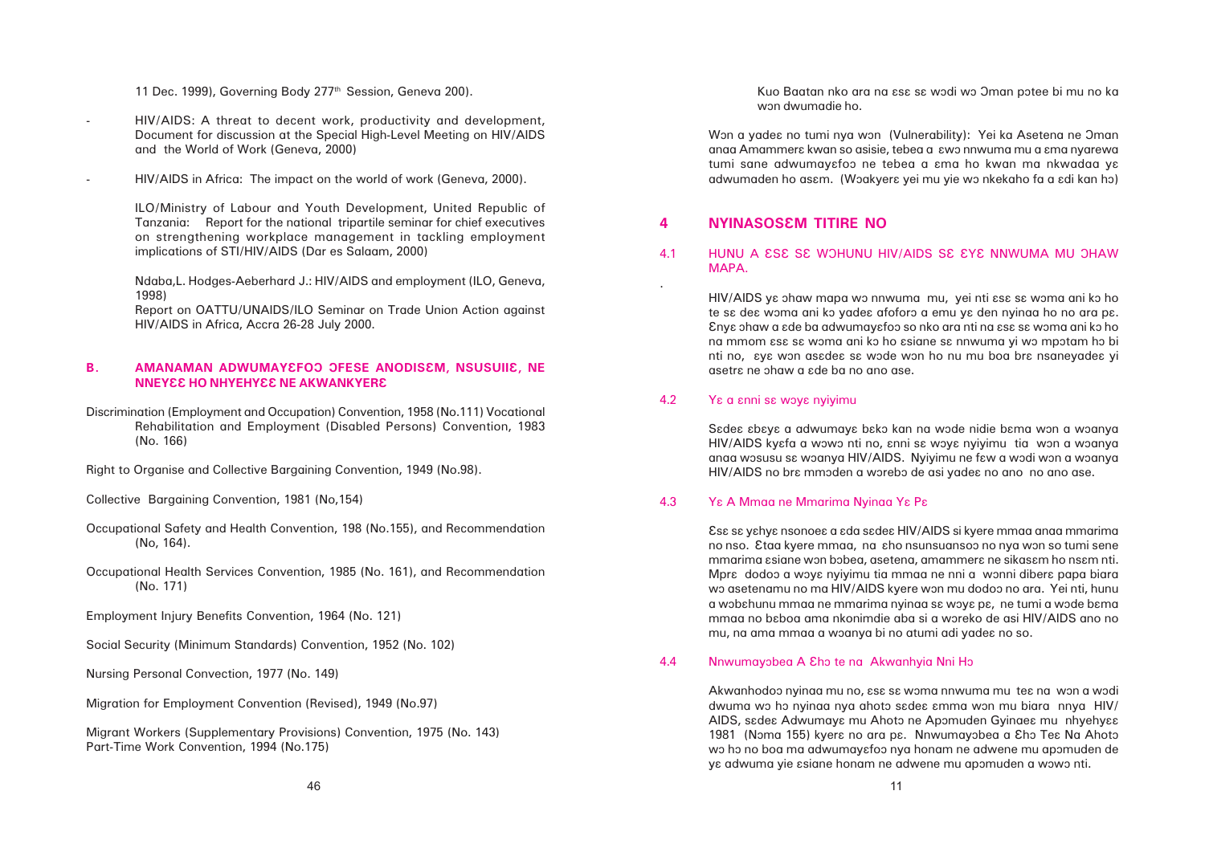11 Dec. 1999), Governing Body 277th Session, Geneva 200).

- HIV/AIDS: A threat to decent work, productivity and development, Document for discussion at the Special High-Level Meeting on HIV/AIDS and the World of Work (Geneva, 2000)

- HIV/AIDS in Africa: The impact on the world of work (Geneva, 2000).

  ILO/Ministry of Labour and Youth Development, United Republic of Tanzania: Report for the national tripartite seminar for chief executives on strengthening workplace management in tackling employment implications of STI/HIV/AIDS (Dar es Salaam, 2000)

  Ndaba,L. Hodges-Aeberhard J.: HIV/AIDS and employment (ILO, Geneva, 1998)
  Report on OATTU/UNAIDS/ILO Seminar on Trade Union Action against HIV/AIDS in Africa, Accra 26-28 July 2000.

## B. AMANAMAN ADWUMAYƐFOƆ ƆFESE ANODISƐM, NSUSUIIƐ, NE NNEYƐƐ HO NHYEHYƐƐ NE AKWANKYERƐ

Discrimination (Employment and Occupation) Convention, 1958 (No.111) Vocational Rehabilitation and Employment (Disabled Persons) Convention, 1983 (No. 166)

Right to Organise and Collective Bargaining Convention, 1949 (No.98).

Collective Bargaining Convention, 1981 (No,154)

Occupational Safety and Health Convention, 198 (No.155), and Recommendation (No, 164).

Occupational Health Services Convention, 1985 (No. 161), and Recommendation (No. 171)

Employment Injury Benefits Convention, 1964 (No. 121)

Social Security (Minimum Standards) Convention, 1952 (No. 102)

Nursing Personal Convection, 1977 (No. 149)

Migration for Employment Convention (Revised), 1949 (No.97)

Migrant Workers (Supplementary Provisions) Convention, 1975 (No. 143)
Part-Time Work Convention, 1994 (No.175)

Kuo Baatan nko ara na ɛsɛ sɛ wɔdi wɔ Ɔman pɔtee bi mu no ka wɔn dwumadie ho.

Wɔn a yadeɛ no tumi nya wɔn (Vulnerability): Yei ka Asetena ne Ɔman anaa Amammerɛ kwan so asisie, tebea a ɛwɔ nnwuma mu a ɛma nyarewa tumi sane adwumayɛfoɔ ne tebea a ɛma ho kwan ma nkwadaa yɛ adwumaden ho asɛm. (Wɔakyerɛ yei mu yie wɔ nkekaho fa a ɛdi kan hɔ)

## 4 NYINASOSƐM TITIRE NO

### 4.1 HUNU A ƐSƐ SƐ WƆHUNU HIV/AIDS SƐ ƐYƐ NNWUMA MU ƆHAW MAPA.

HIV/AIDS yɛ ɔhaw mapa wɔ nnwuma mu, yei nti ɛsɛ sɛ wɔma ani kɔ ho te sɛ deɛ wɔma ani kɔ yadeɛ afoforɔ a emu yɛ den nyinaa ho no ara pɛ. Ɛnyɛ ɔhaw a ɛde ba adwumayɛfoɔ so nko ara nti na ɛsɛ sɛ wɔma ani kɔ ho na mmom ɛsɛ sɛ wɔma ani kɔ ho ɛsiane sɛ nnwuma yi wɔ mpɔtam hɔ bi nti no, ɛyɛ wɔn asɛdeɛ sɛ wɔde wɔn ho nu mu boa brɛ nsaneyadeɛ yi asetrɛ ne ɔhaw a ɛde ba no ano ase.

### 4.2 Yɛ a ɛnni sɛ wɔyɛ nyiyimu

Sɛdeɛ ɛbɛyɛ a adwumayɛ bɛkɔ kan na wɔde nidie bɛma wɔn a wɔanya HIV/AIDS kyɛfa a wɔwɔ nti no, ɛnni sɛ wɔyɛ nyiyimu tia wɔn a wɔanya anaa wɔsusu sɛ wɔanya HIV/AIDS. Nyiyimu ne fɛw a wɔdi wɔn a wɔanya HIV/AIDS no brɛ mmɔden a wɔrebɔ de asi yadeɛ no ano no ano ase.

### 4.3 Yɛ A Mmaa ne Mmarima Nyinaa Yɛ Pɛ

Ɛsɛ sɛ yɛhyɛ nsonoeɛ a ɛda sɛdeɛ HIV/AIDS si kyere mmaa anaa mmarima no nso. Ɛtaa kyere mmaa, na ɛho nsunsuansoɔ no nya wɔn so tumi sene mmarima ɛsiane wɔn bɔbea, asetena, amammerɛ ne sikasɛm ho nsɛm nti. Mprɛ dodoɔ a wɔyɛ nyiyimu tia mmaa ne nni a wɔnni diberɛ papa biara wɔ asetenamu no ma HIV/AIDS kyere wɔn mu dodoɔ no ara. Yei nti, hunu a wɔbɛhunu mmaa ne mmarima nyinaa sɛ wɔyɛ pɛ, ne tumi a wɔde bɛma mmaa no bɛboa ama nkonimdie aba si a wɔreko de asi HIV/AIDS ano no mu, na ama mmaa a wɔanya bi no atumi adi yadeɛ no so.

### 4.4 Nnwumayɔbea A Ɛhɔ te na Akwanhyia Nni Hɔ

Akwanhodoɔ nyinaa mu no, ɛsɛ sɛ wɔma nnwuma mu teɛ na wɔn a wɔdi dwuma wɔ hɔ nyinaa nya ahotɔ sɛdeɛ ɛmma wɔn mu biara nnya HIV/ AIDS, sɛdeɛ Adwumayɛ mu Ahotɔ ne Apɔmuden Gyinaeɛ mu nhyehyɛɛ 1981 (Nɔma 155) kyerɛ no ara pɛ. Nnwumayɔbea a Ɛhɔ Teɛ Na Ahotɔ wɔ hɔ no boa ma adwumayɛfoɔ nya honam ne adwene mu apɔmuden de yɛ adwuma yie ɛsiane honam ne adwene mu apɔmuden a wɔwɔ nti.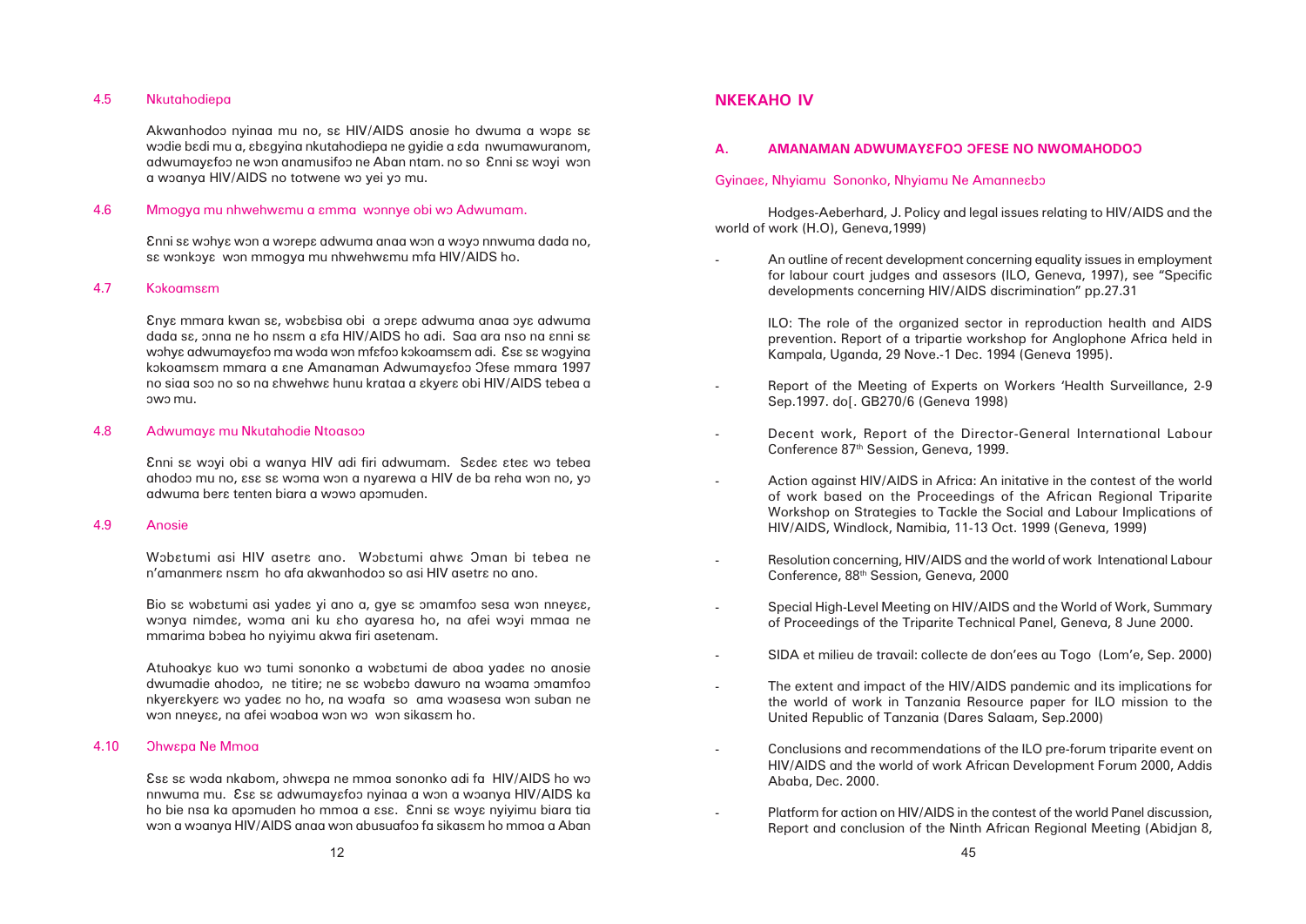### 4.5 Nkutahodiepa

Akwanhodoɔ nyinaa mu no, sɛ HIV/AIDS anosie ho dwuma a wɔpɛ sɛ wɔdie bɛdi mu a, ɛbɛgyina nkutahodiepa ne gyidie a ɛda nwumawuranom, adwumayɛfoɔ ne wɔn anamusifoɔ ne Aban ntam. no so Ɛnni sɛ wɔyi wɔn a wɔanya HIV/AIDS no totwene wɔ yei yɔ mu.

### 4.6 Mmogya mu nhwehwɛmu a ɛmma wɔnnye obi wɔ Adwumam.

Ɛnni sɛ wɔhyɛ wɔn a wɔrepɛ adwuma anaa wɔn a wɔyɔ nnwuma dada no, sɛ wɔnkɔyɛ wɔn mmogya mu nhwehwɛmu mfa HIV/AIDS ho.

### 4.7 Kɔkoamsɛm

Ɛnyɛ mmara kwan sɛ, wɔbɛbisa obi a ɔrepɛ adwuma anaa ɔyɛ adwuma dada sɛ, ɔnna ne ho nsɛm a ɛfa HIV/AIDS ho adi. Saa ara nso na ɛnni sɛ wɔhyɛ adwumayɛfoɔ ma wɔda wɔn mfɛfoɔ kɔkoamsɛm adi. Ɛsɛ sɛ wɔgyina kɔkoamsɛm mmara a ɛne Amanaman Adwumayɛfoɔ Ɔfese mmara 1997 no siaa soɔ no so na ɛhwehwɛ hunu krataa a ɛkyerɛ obi HIV/AIDS tebea a ɔwɔ mu.

### 4.8 Adwumayɛ mu Nkutahodie Ntoasoɔ

Ɛnni sɛ wɔyi obi a wanya HIV adi firi adwumam. Sɛdeɛ ɛteɛ wɔ tebea ahodoɔ mu no, ɛsɛ sɛ wɔma wɔn a nyarewa a HIV de ba reha wɔn no, yɔ adwuma berɛ tenten biara a wɔwɔ apɔmuden.

### 4.9 Anosie

Wɔbɛtumi asi HIV asetrɛ ano. Wɔbɛtumi ahwɛ Ɔman bi tebea ne n'amanmerɛ nsɛm ho afa akwanhodoɔ so asi HIV asetrɛ no ano.

Bio sɛ wɔbɛtumi asi yadeɛ yi ano a, gye sɛ ɔmamfoɔ sesa wɔn nneyɛɛ, wɔnya nimdeɛ, wɔma ani ku ɛho ayaresa ho, na afei wɔyi mmaa ne mmarima bɔbea ho nyiyimu akwa firi asetenam.

Atuhoakyɛ kuo wɔ tumi sononko a wɔbɛtumi de aboa yadeɛ no anosie dwumadie ahodoɔ, ne titire; ne sɛ wɔbɛbɔ dawuro na wɔama ɔmamfoɔ nkyerɛkyerɛ wɔ yadeɛ no ho, na wɔafa so ama wɔasesa wɔn suban ne wɔn nneyɛɛ, na afei wɔaboa wɔn wɔ wɔn sikasɛm ho.

### 4.10 Ɔhwɛpa Ne Mmoa

Ɛsɛ sɛ wɔda nkabom, ɔhwɛpa ne mmoa sononko adi fa HIV/AIDS ho wɔ nnwuma mu. Ɛsɛ sɛ adwumayɛfoɔ nyinaa a wɔn a wɔanya HIV/AIDS ka ho bie nsa ka apɔmuden ho mmoa a ɛsɛ. Ɛnni sɛ wɔyɛ nyiyimu biara tia wɔn a wɔanya HIV/AIDS anaa wɔn abusuafoɔ fa sikasɛm ho mmoa a Aban

## NKEKAHO IV

### A. AMANAMAN ADWUMAYƐFOƆ ƆFESE NO NWOMAHODOƆ

Gyinaeɛ, Nhyiamu Sononko, Nhyiamu Ne Amanneɛbɔ

Hodges-Aeberhard, J. Policy and legal issues relating to HIV/AIDS and the world of work (H.O), Geneva,1999)

- An outline of recent development concerning equality issues in employment for labour court judges and assesors (ILO, Geneva, 1997), see "Specific developments concerning HIV/AIDS discrimination" pp.27.31

  ILO: The role of the organized sector in reproduction health and AIDS prevention. Report of a tripartie workshop for Anglophone Africa held in Kampala, Uganda, 29 Nove.-1 Dec. 1994 (Geneva 1995).

- Report of the Meeting of Experts on Workers 'Health Surveillance, 2-9 Sep.1997. do[. GB270/6 (Geneva 1998)

- Decent work, Report of the Director-General International Labour Conference 87th Session, Geneva, 1999.

- Action against HIV/AIDS in Africa: An initative in the contest of the world of work based on the Proceedings of the African Regional Triparite Workshop on Strategies to Tackle the Social and Labour Implications of HIV/AIDS, Windlock, Namibia, 11-13 Oct. 1999 (Geneva, 1999)

- Resolution concerning, HIV/AIDS and the world of work Intenational Labour Conference, 88th Session, Geneva, 2000

- Special High-Level Meeting on HIV/AIDS and the World of Work, Summary of Proceedings of the Triparite Technical Panel, Geneva, 8 June 2000.

- SIDA et milieu de travail: collecte de don'ees au Togo (Lom'e, Sep. 2000)

- The extent and impact of the HIV/AIDS pandemic and its implications for the world of work in Tanzania Resource paper for ILO mission to the United Republic of Tanzania (Dares Salaam, Sep.2000)

- Conclusions and recommendations of the ILO pre-forum triparite event on HIV/AIDS and the world of work African Development Forum 2000, Addis Ababa, Dec. 2000.

- Platform for action on HIV/AIDS in the contest of the world Panel discussion, Report and conclusion of the Ninth African Regional Meeting (Abidjan 8,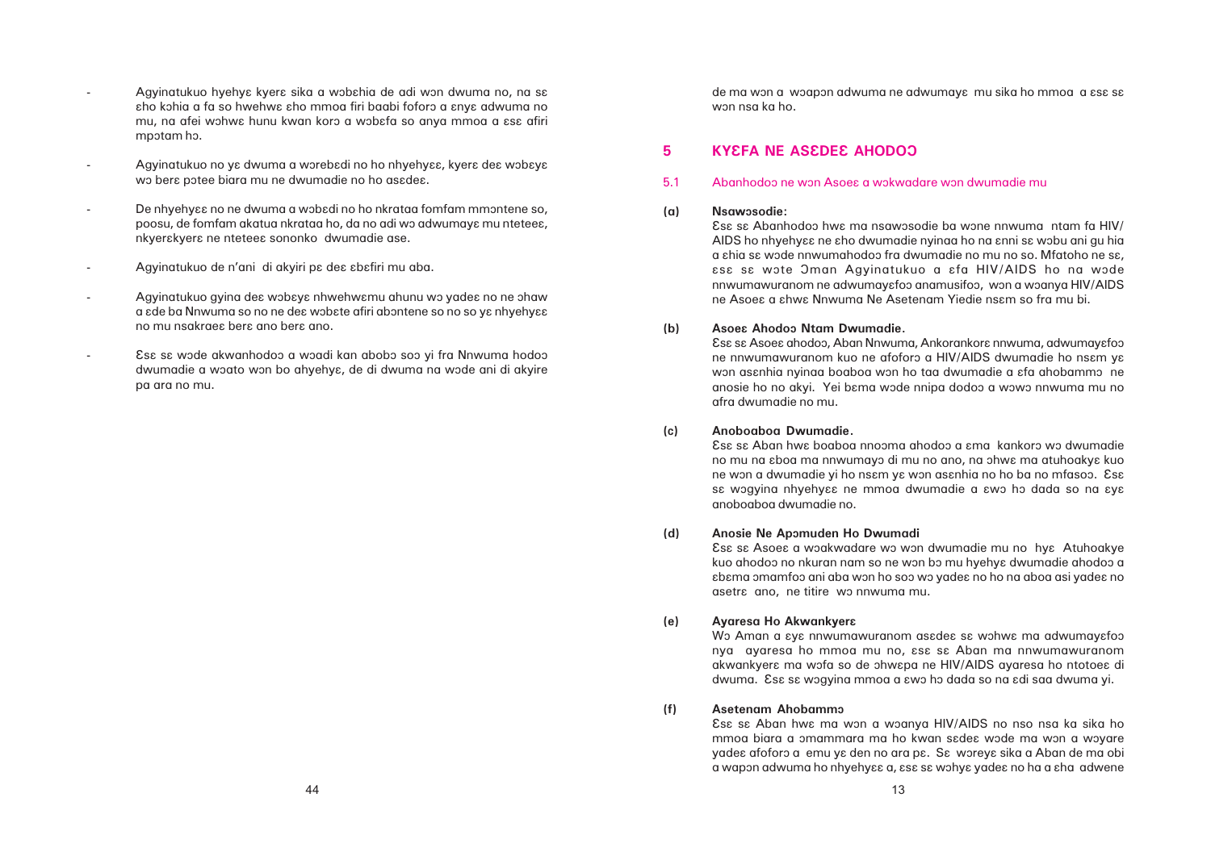- Agyinatukuo hyehyɛ kyerɛ sika a wɔbɛhia de adi wɔn dwuma no, na sɛ ɛho kɔhia a fa so hwehwɛ ɛho mmoa firi baabi foforɔ a ɛnyɛ adwuma no mu, na afei wɔhwɛ hunu kwan korɔ a wɔbɛfa so anya mmoa a ɛsɛ afiri mpɔtam hɔ.

- Agyinatukuo no yɛ dwuma a worebɛdi no ho nhyehyɛɛ, kyerɛ deɛ wɔbɛyɛ wɔ berɛ pɔtee biara mu ne dwumadie no ho asɛdeɛ.

- De nhyehyɛɛ no ne dwuma a wɔbɛdi no ho nkrataa fomfam mmɔntene so, poosu, de fomfam akatua nkrataa ho, da no adi wɔ adwumayɛ mu nteteeɛ, nkyerɛkyerɛ ne nteteeɛ sononko dwumadie ase.

- Agyinatukuo de n'ani di akyiri pɛ deɛ ɛbɛfiri mu aba.

- Agyinatukuo gyina deɛ wɔbɛyɛ nhwehwɛmu ahunu wɔ yadeɛ no ne ɔhaw a ɛde ba Nnwuma so no ne deɛ wɔbɛte afiri abɔntene so no so yɛ nhyehyɛɛ no mu nsakraeɛ berɛ ano berɛ ano.

- Ɛsɛ sɛ wɔde akwanhodoɔ a wɔadi kan abobɔ soɔ yi fra Nnwuma hodoɔ dwumadie a wɔato wɔn bo ahyehyɛ, de di dwuma na wɔde ani di akyire pa ara no mu.

de ma wɔn a wɔapɔn adwuma ne adwumayɛ mu sika ho mmoa a ɛsɛ sɛ wɔn nsa ka ho.

## 5 KYƐFA NE ASƐDEƐ AHODOƆ

### 5.1 Abanhodoɔ ne wɔn Asoeɛ a wɔkwadare wɔn dwumadie mu

**(a) Nsawɔsodie:**

Ɛsɛ sɛ Abanhodoɔ hwɛ ma nsawɔsodie ba wɔne nnwuma ntam fa HIV/AIDS ho nhyehyɛɛ ne ɛho dwumadie nyinaa ho na ɛnni sɛ wɔbu ani gu hia a ɛhia sɛ wɔde nnwumahodoɔ fra dwumadie no mu no so. Mfatoho ne sɛ, ɛsɛ sɛ wɔte Ɔman Agyinatukuo a ɛfa HIV/AIDS ho na wɔde nnwumawuranom ne adwumayɛfoɔ anamusifoɔ, wɔn a wɔanya HIV/AIDS ne Asoeɛ a ɛhwɛ Nnwuma Ne Asetenam Yiedie nsɛm so fra mu bi.

**(b) Asoeɛ Ahodoɔ Ntam Dwumadie.**

Ɛsɛ sɛ Asoeɛ ahodoɔ, Aban Nnwuma, Ankorankorɛ nnwuma, adwumayɛfoɔ ne nnwumawuranom kuo ne afoforɔ a HIV/AIDS dwumadie ho nsɛm yɛ wɔn asɛnhia nyinaa boaboa wɔn ho taa dwumadie a ɛfa ahobammɔ ne anosie ho no akyi. Yei bɛma wɔde nnipa dodoɔ a wɔwɔ nnwuma mu no afra dwumadie no mu.

**(c) Anoboaboa Dwumadie.**

Ɛsɛ sɛ Aban hwɛ boaboa nnoɔma ahodoɔ a ɛma kankorɔ wɔ dwumadie no mu na ɛboa ma nnwumayɔ di mu no ano, na ɔhwɛ ma atuhoakyɛ kuo ne wɔn a dwumadie yi ho nsɛm yɛ wɔn asɛnhia no ho ba no mfasoɔ. Ɛsɛ sɛ wɔgyina nhyehyɛɛ ne mmoa dwumadie a ɛwɔ hɔ dada so na ɛyɛ anoboaboa dwumadie no.

**(d) Anosie Ne Apɔmuden Ho Dwumadi**

Ɛsɛ sɛ Asoeɛ a wɔakwadare wɔ wɔn dwumadie mu no hyɛ Atuhoakye kuo ahodoɔ no nkuran nam so ne wɔn bɔ mu hyehyɛ dwumadie ahodoɔ a ɛbɛma ɔmamfoɔ ani aba wɔn ho soɔ wɔ yadeɛ no ho na aboa asi yadeɛ no asetrɛ ano, ne titire wɔ nnwuma mu.

**(e) Ayaresa Ho Akwankyerɛ**

Wɔ Aman a ɛyɛ nnwumawuranom asɛdeɛ sɛ wɔhwɛ ma adwumayɛfoɔ nya ayaresa ho mmoa mu no, ɛsɛ sɛ Aban ma nnwumawuranom akwankyerɛ ma wɔfa so de ɔhwɛpa ne HIV/AIDS ayaresa ho ntotoeɛ di dwuma. Ɛsɛ sɛ wɔgyina mmoa a ɛwɔ hɔ dada so na ɛdi saa dwuma yi.

**(f) Asetenam Ahobammɔ**

Ɛsɛ sɛ Aban hwɛ ma wɔn a wɔanya HIV/AIDS no nso nsa ka sika ho mmoa biara a ɔmammara ma ho kwan sɛdeɛ wɔde ma wɔn a wɔyare yadeɛ afoforɔ a emu yɛ den no ara pɛ. Sɛ woreyɛ sika a Aban de ma obi a wapɔn adwuma ho nhyehyɛɛ a, ɛsɛ sɛ wɔhyɛ yadeɛ no ha a ɛha adwene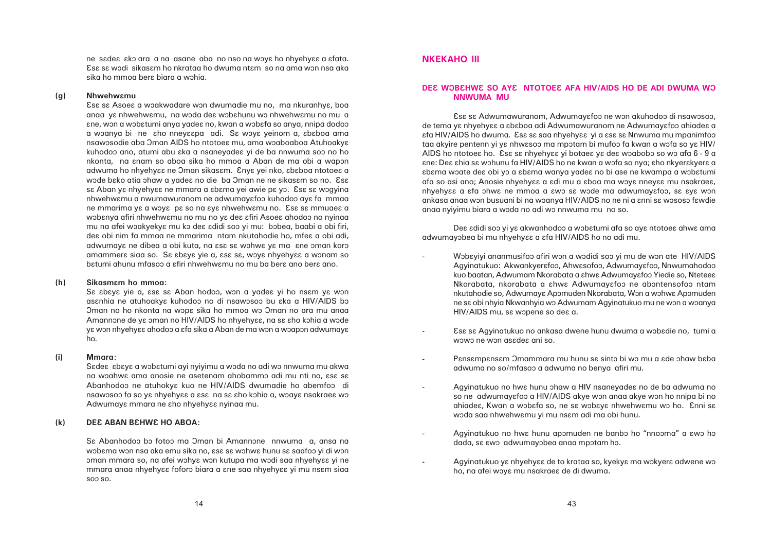ne sɛdeɛ ɛkɔ ara a na asane aba no nso na wɔyɛ ho nhyehyɛɛ a ɛfata. Ɛsɛ sɛ wɔdi sikasɛm ho nkrataa ho dwuma ntɛm so na ama wɔn nsa aka sika ho mmoa berɛ biara a wɔhia.

**(g) Nhwehwɛmu**

Ɛsɛ sɛ Asoeɛ a wɔakwadare wɔn dwumadie mu no, ma nkuranhyɛ, boa anaa yɛ nhwehwɛmu, na wɔda deɛ wɔbɛhunu wɔ nhwehwɛmu no mu a ɛne, wɔn a wɔbɛtumi anya yadeɛ no, kwan a wɔbɛfa so anya, nnipa dodoɔ a wɔanya bi ne ɛho nneyɛɛpa adi. Sɛ wɔyɛ yeinom a, ɛbɛboa ama nsawɔsodie aba Ɔman AIDS ho ntotoeɛ mu, ama wɔaboaboa Atuhoakyɛ kuhodoɔ ano, atumi abu ɛka a nsaneyadeɛ yi de ba nnwuma soɔ no ho nkonta, na ɛnam so aboa sika ho mmoa a Aban de ma obi a wapɔn adwuma ho nhyehyɛɛ ne Ɔman sikasɛm. Ɛnyɛ yei nko, ɛbɛboa ntotoeɛ a wɔde bɛko atia ɔhaw a yadeɛ no die ba Ɔman ne ne sikasɛm so no. Ɛsɛ sɛ Aban yɛ nhyehyɛɛ ne mmara a ɛbɛma yei awie pɛ yɔ. Ɛsɛ sɛ wɔgyina nhwehwɛmu a nwumawuranom ne adwumayɛfoɔ kuhodoɔ ayɛ fa mmaa ne mmarima yɛ a wɔyɛ pɛ so na ɛyɛ nhwehwɛmu no. Ɛsɛ sɛ mmuaeɛ a wɔbɛnya afiri nhwehwɛmu no mu no yɛ deɛ ɛfiri Asoeɛ ahodoɔ no nyinaa mu na afei wɔakyekyɛ mu kɔ deɛ ɛdidi soɔ yi mu: bɔbea, baabi a obi firi, deɛ obi nim fa mmaa ne mmarima ntam nkutahodie ho, mfeɛ a obi adi, adwumayɛ ne dibea a obi kuta, na ɛsɛ sɛ wɔhwɛ yɛ ma ɛne ɔman korɔ amammerɛ siaa so. Sɛ ɛbɛyɛ yie a, ɛsɛ sɛ, wɔyɛ nhyehyɛɛ a wɔnam so bɛtumi ahunu mfasoɔ a ɛfiri nhwehwɛmu no mu ba berɛ ano berɛ ano.

**(h) Sikasmɛm ho mmoa:**

Sɛ ɛbɛyɛ yie a, ɛsɛ sɛ Aban hodoɔ, wɔn a yadeɛ yi ho nsɛm yɛ wɔn asɛnhia ne atuhoakyɛ kuhodoɔ no di nsawɔsoɔ bu ɛka a HIV/AIDS bɔ Ɔman no ho nkonta na wɔpɛ sika ho mmoa wɔ Ɔman no ara mu anaa Amannɔne de yɛ ɔman no HIV/AIDS ho nhyehyɛɛ, na sɛ ɛho kɔhia a wɔde yɛ wɔn nhyehyɛɛ ahodoɔ a ɛfa sika a Aban de ma wɔn a wɔapɔn adwumayɛ ho.

**(i) Mmara:**

Sɛdeɛ ɛbɛyɛ a wɔbɛtumi ayi nyiyimu a wɔda no adi wɔ nnwuma mu akwa na wɔahwɛ ama anosie ne asetenam ahobammɔ adi mu nti no, ɛsɛ sɛ Abanhodoɔ ne atuhokyɛ kuo ne HIV/AIDS dwumadie ho abemfoɔ di nsawɔsoɔ fa so yɛ nhyehyɛɛ a ɛsɛ na sɛ ɛho kɔhia a, wɔayɛ nsakraeɛ wɔ Adwumayɛ mmara ne ɛho nhyehyɛɛ nyinaa mu.

**(k) DEƐ ABAN BƐHWƐ HO ABOA:**

Sɛ Abanhodoɔ bɔ fotoɔ ma Ɔman bi Amannɔne nnwuma a, ansa na wɔbɛma wɔn nsa aka emu sika no, ɛsɛ sɛ wɔhwɛ hunu sɛ saafoɔ yi di wɔn ɔman mmara so, na afei wɔhyɛ wɔn kutupa ma wɔdi saa nhyehyɛɛ yi ne mmara anaa nhyehyɛɛ foforɔ biara a ɛne saa nhyehyɛɛ yi mu nsɛm siaa soɔ so.

## NKEKAHO III

### DEƐ WƆBƐHWƐ SO AYƐ NTOTOEƐ AFA HIV/AIDS HO DE ADI DWUMA WƆ NNWUMA MU

Ɛsɛ sɛ Adwumawuranom, Adwumayɛfoɔ ne wɔn akuhodoɔ di nsawɔsoɔ, de tema yɛ nhyehyɛɛ a ɛbɛboa adi Adwumawuranom ne Adwumayɛfoɔ ahiadeɛ a ɛfa HIV/AIDS ho dwuma. Ɛsɛ sɛ saa nhyehyɛɛ yi a ɛsɛ sɛ Nnwuma mu mpanimfoɔ taa akyire pentenn yi yɛ nhwesoɔ ma mpɔtam bi mufoɔ fa kwan a wɔfa so yɛ HIV/AIDS ho ntotoeɛ ho. Ɛsɛ sɛ nhyehyɛɛ yi botaeɛ yɛ deɛ wɔabobɔ so wɔ afa 6 - 9 a ɛne: Deɛ ɛhia sɛ wɔhunu fa HIV/AIDS ho ne kwan a wɔfa so nya; ɛho nkyerɛkyerɛ a ɛbɛma wɔate deɛ obi yɔ a ɛbɛma wanya yadeɛ no bi ase ne kwampa a wɔbɛtumi afa so asi ano; Anosie nhyehyɛɛ a ɛdi mu a ɛboa ma wɔyɛ nneyɛɛ mu nsakraeɛ, nhyehyɛɛ a ɛfa ɔhwɛ ne mmoa a ɛwɔ sɛ wɔde ma adwumayɛfoɔ, sɛ ɛyɛ wɔn ankasa anaa wɔn busuani bi na wɔanya HIV/AIDS no ne ni a ɛnni sɛ wɔsɔsɔ fɛwdie anaa nyiyimu biara a wɔda no adi wɔ nnwuma mu no so.

Deɛ ɛdidi soɔ yi yɛ akwanhodoɔ a wɔbɛtumi afa so ayɛ ntotoeɛ ahwɛ ama adwumayɔbea bi mu nhyehyɛɛ a ɛfa HIV/AIDS ho no adi mu.

- Wɔbɛyiyi ananmusifoɔ afiri wɔn a wɔdidi soɔ yi mu de wɔn ate HIV/AIDS Agyinatukuo: Akwankyerɛfoɔ, Ahwɛsofoɔ, Adwumayɛfoɔ, Nnwumahodoɔ kuo baatan, Adwumam Nkorabata a ɛhwɛ Adwumayɛfoɔ Yiedie so, Nteteeɛ Nkorabata, nkorabata a ɛhwɛ Adwumayɛfoɔ ne abɔntensofoɔ ntam nkutahodie so, Adwumayɛ Apɔmuden Nkorabata, Wɔn a wɔhwɛ Apɔmuden ne sɛ obi nhyia Nkwanhyia wɔ Adwumam Agyinatukuo mu ne wɔn a wɔanya HIV/AIDS mu, sɛ wɔpene so deɛ a.
- Ɛsɛ sɛ Agyinatukuo no ankasa dwene hunu dwuma a wɔbɛdie no, tumi a wɔwɔ ne wɔn asɛdeɛ ani so.
- Pɛnsɛmpɛnsɛm Ɔmammara mu hunu sɛ sintɔ bi wɔ mu a ɛde ɔhaw bɛba adwuma no so/mfasoɔ a adwuma no benya afiri mu.
- Agyinatukuo no hwɛ hunu ɔhaw a HIV nsaneyadeɛ no de ba adwuma no so ne adwumayɛfoɔ a HIV/AIDS akye wɔn anaa akye wɔn ho nnipa bi no ahiadeɛ, Kwan a wɔbɛfa so, ne sɛ wɔbɛyɛ nhwehwɛmu wɔ ho. Ɛnni sɛ wɔda saa nhwehwɛmu yi mu nsɛm adi ma obi hunu.
- Agyinatukuo no hwɛ hunu apɔmuden ne banbɔ ho "nnoɔma" a ɛwɔ hɔ dada, sɛ ɛwɔ adwumayɔbea anaa mpɔtam hɔ.
- Agyinatukuo yɛ nhyehyɛɛ de to krataa so, kyekyɛ ma wɔkyerɛ adwene wɔ ho, na afei wɔyɛ mu nsakraeɛ de di dwuma.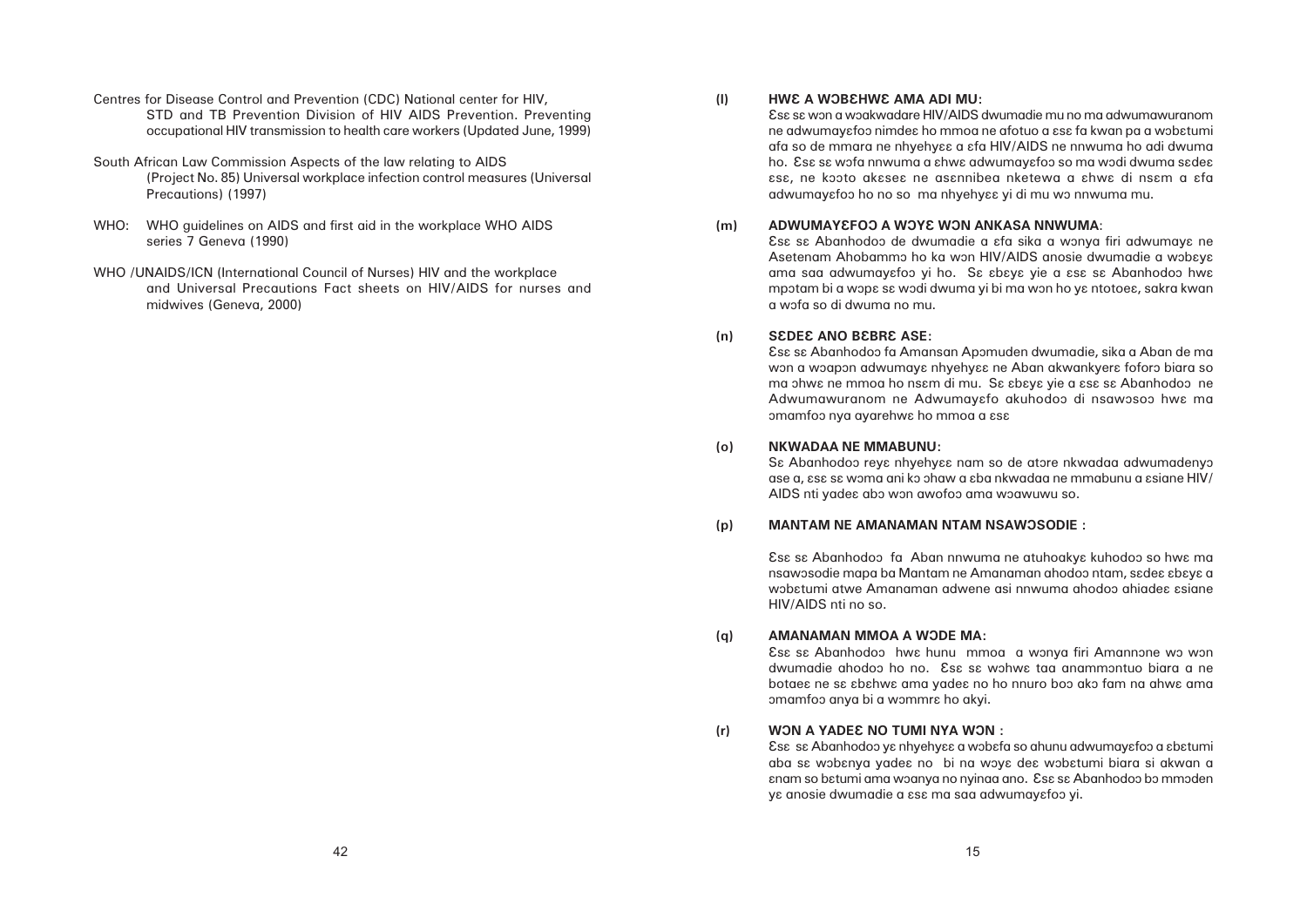Centres for Disease Control and Prevention (CDC) National center for HIV, STD and TB Prevention Division of HIV AIDS Prevention. Preventing occupational HIV transmission to health care workers (Updated June, 1999)

South African Law Commission Aspects of the law relating to AIDS (Project No. 85) Universal workplace infection control measures (Universal Precautions) (1997)

WHO: WHO guidelines on AIDS and first aid in the workplace WHO AIDS series 7 Geneva (1990)

WHO /UNAIDS/ICN (International Council of Nurses) HIV and the workplace and Universal Precautions Fact sheets on HIV/AIDS for nurses and midwives (Geneva, 2000)

**(l) HWƐ A WƆBƐHWƐ AMA ADI MU:**

Ɛsɛ sɛ wɔn a wɔakwadare HIV/AIDS dwumadie mu no ma adwumawuranom ne adwumayɛfoɔ nimdeɛ ho mmoa ne afotuo a ɛsɛ fa kwan pa a wɔbɛtumi afa so de mmara ne nhyehyɛɛ a ɛfa HIV/AIDS ne nnwuma ho adi dwuma ho. Ɛsɛ sɛ wɔfa nnwuma a ɛhwɛ adwumayɛfoɔ so ma wɔdi dwuma sɛdeɛ ɛsɛ, ne kɔɔto akɛseɛ ne asɛnnibea nketewa a ɛhwɛ di nsɛm a ɛfa adwumayɛfoɔ ho no so ma nhyehyɛɛ yi di mu wɔ nnwuma mu.

**(m) ADWUMAYƐFOƆ A WƆYƐ WƆN ANKASA NNWUMA:**

Ɛsɛ sɛ Abanhodoɔ de dwumadie a ɛfa sika a wɔnya firi adwumayɛ ne Asetenam Ahobammɔ ho ka wɔn HIV/AIDS anosie dwumadie a wɔbɛyɛ ama saa adwumayɛfoɔ yi ho. Sɛ ɛbɛyɛ yie a ɛsɛ sɛ Abanhodoɔ hwɛ mpɔtam bi a wɔpɛ sɛ wɔdi dwuma yi bi ma wɔn ho yɛ ntotoeɛ, sakra kwan a wɔfa so di dwuma no mu.

**(n) SƐDEƐ ANO BƐBRƐ ASE:**

Ɛsɛ sɛ Abanhodoɔ fa Amansan Apɔmuden dwumadie, sika a Aban de ma wɔn a wɔapɔn adwumayɛ nhyehyɛɛ ne Aban akwankyerɛ foforɔ biara so ma ɔhwɛ ne mmoa ho nsɛm di mu. Sɛ ɛbɛyɛ yie a ɛsɛ sɛ Abanhodoɔ ne Adwumawuranom ne Adwumayɛfo akuhodoɔ di nsawɔsoɔ hwɛ ma ɔmamfoɔ nya ayarehwɛ ho mmoa a ɛsɛ

**(o) NKWADAA NE MMABUNU:**

Sɛ Abanhodoɔ reyɛ nhyehyɛɛ nam so de atɔre nkwadaa adwumadenyɔ ase a, ɛsɛ sɛ wɔma ani kɔ ɔhaw a ɛba nkwadaa ne mmabunu a ɛsiane HIV/AIDS nti yadeɛ abɔ wɔn awofoɔ ama wɔawuwu so.

**(p) MANTAM NE AMANAMAN NTAM NSAWƆSODIE :**

Ɛsɛ sɛ Abanhodoɔ fa Aban nnwuma ne atuhoakyɛ kuhodoɔ so hwɛ ma nsawɔsodie mapa ba Mantam ne Amanaman ahodoɔ ntam, sɛdeɛ ɛbɛyɛ a wɔbɛtumi atwe Amanaman adwene asi nnwuma ahodoɔ ahiadeɛ ɛsiane HIV/AIDS nti no so.

**(q) AMANAMAN MMOA A WƆDE MA:**

Ɛsɛ sɛ Abanhodoɔ hwɛ hunu mmoa a wɔnya firi Amannɔne wɔ wɔn dwumadie ahodoɔ ho no. Ɛsɛ sɛ wɔhwɛ taa anammɔntuo biara a ne botaeɛ ne sɛ ɛbɛhwɛ ama yadeɛ no ho nnuro boɔ akɔ fam na ahwɛ ama ɔmamfoɔ anya bi a wɔmmrɛ ho akyi.

**(r) WƆN A YADEƐ NO TUMI NYA WƆN :**

Ɛsɛ sɛ Abanhodoɔ yɛ nhyehyɛɛ a wɔbɛfa so ahunu adwumayɛfoɔ a ɛbɛtumi aba sɛ wɔbɛnya yadeɛ no bi na wɔyɛ deɛ wɔbɛtumi biara si akwan a ɛnam so bɛtumi ama wɔanya no nyinaa ano. Ɛsɛ sɛ Abanhodoɔ bɔ mmɔden yɛ anosie dwumadie a ɛsɛ ma saa adwumayɛfoɔ yi.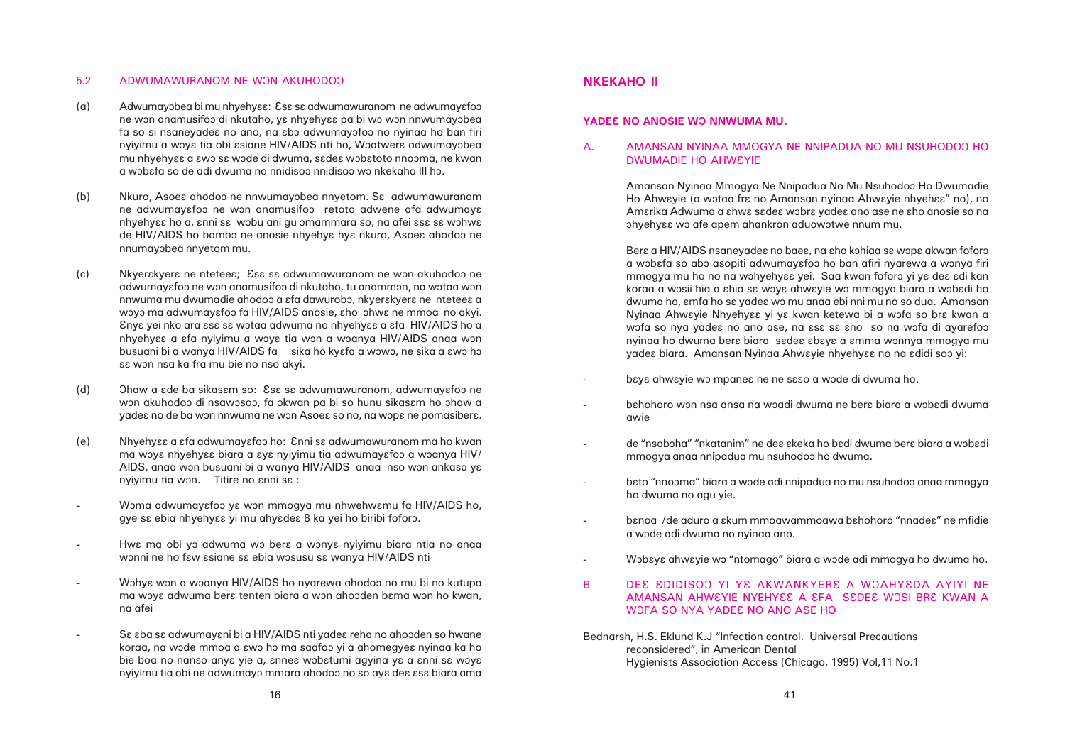## 5.2 ADWUMAWURANOM NE WƆN AKUHODOƆ

(a) Adwumayɔbea bi mu nhyehyɛɛ: Ɛsɛ sɛ adwumawuranom ne adwumayɛfoɔ ne wɔn anamusifoɔ di nkutaho, yɛ nhyehyɛɛ pa bi wɔ wɔn nnwumayɔbea fa so si nsaneyadeɛ no ano, na ɛbɔ adwumayɔfoɔ no nyinaa ho ban firi nyiyimu a wɔyɛ tia obi ɛsiane HIV/AIDS nti ho, Wɔatwerɛ adwumayɔbea mu nhyehyɛɛ a ɛwɔ sɛ wɔde di dwuma, sɛdeɛ wɔbɛtoto nnoɔma, ne kwan a wɔbɛfa so de adi dwuma no nnidisoɔ nnidisoɔ wɔ nkekaho III hɔ.

(b) Nkuro, Asoeɛ ahodoɔ ne nnwumayɔbea nnyetom. Sɛ adwumawuranom ne adwumayɛfoɔ ne wɔn anamusifoɔ retoto adwene afa adwumayɛ nhyehyɛɛ ho a, ɛnni sɛ wɔbu ani gu ɔmammara so, na afei ɛsɛ sɛ wɔhwɛ de HIV/AIDS ho bambɔ ne anosie nhyehyɛ hyɛ nkuro, Asoeɛ ahodoɔ ne nnumayɔbea nnyetom mu.

(c) Nkyerɛkyerɛ ne nteteeɛ; Ɛsɛ sɛ adwumawuranom ne wɔn akuhodoɔ ne adwumayɛfoɔ ne wɔn anamusifoɔ di nkutaho, tu anammɔn, na wɔtaa wɔn nnwuma mu dwumadie ahodoɔ a ɛfa dawurobɔ, nkyerɛkyerɛ ne nteteeɛ a wɔyɔ ma adwumayɛfoɔ fa HIV/AIDS anosie, ɛho ɔhwɛ ne mmoa no akyi. Ɛnyɛ yei nko ara ɛsɛ sɛ wɔtaa adwuma no nhyehyɛɛ a ɛfa HIV/AIDS ho a nhyehyɛɛ a ɛfa nyiyimu a wɔyɛ tia wɔn a wɔanya HIV/AIDS anaa wɔn busuani bi a wanya HIV/AIDS fa sika ho kyɛfa a wɔwɔ, ne sika a ɛwɔ hɔ sɛ wɔn nsa ka fra mu bie no nso akyi.

(d) Ɔhaw a ɛde ba sikasɛm so: Ɛsɛ sɛ adwumawuranom, adwumayɛfoɔ ne wɔn akuhodoɔ di nsawɔsoɔ, fa ɔkwan pa bi so hunu sikasɛm ho ɔhaw a yadeɛ no de ba wɔn nnwuma ne wɔn Asoeɛ so no, na wɔpɛ ne pomasiberɛ.

(e) Nhyehyɛɛ a ɛfa adwumayɛfoɔ ho: Ɛnni sɛ adwumawuranom ma ho kwan ma wɔyɛ nhyehyɛɛ biara a ɛyɛ nyiyimu tia adwumayɛfoɔ a wɔanya HIV/AIDS, anaa wɔn busuani bi a wanya HIV/AIDS anaa nso wɔn ankasa yɛ nyiyimu tia wɔn. Titire no ɛnni sɛ :

- Wɔma adwumayɛfoɔ yɛ wɔn mmogya mu nhwehwɛmu fa HIV/AIDS ho, gye sɛ ebia nhyehyɛɛ yi mu ahyɛdeɛ 8 ka yei ho biribi foforɔ.

- Hwɛ ma obi yɔ adwuma wɔ berɛ a wɔnyɛ nyiyimu biara ntia no anaa wɔnni ne ho fɛw ɛsiane sɛ ebia wɔsusu sɛ wanya HIV/AIDS nti

- Wɔhyɛ wɔn a wɔanya HIV/AIDS ho nyarewa ahodoɔ no mu bi no kutupa ma wɔyɛ adwuma berɛ tenten biara a wɔn ahoɔden bɛma wɔn ho kwan, na afei

- Sɛ ɛba sɛ adwumayɛni bi a HIV/AIDS nti yadeɛ reha no ahoɔden so hwane koraa, na wɔde mmoa a ɛwɔ hɔ ma saafoɔ yi a ahomegyeɛ nyinaa ka ho bie boa no nanso anyɛ yie a, ɛnneɛ wɔbɛtumi agyina yɛ a ɛnni sɛ wɔyɛ nyiyimu tia obi ne adwumayɔ mmara ahodoɔ no so ayɛ deɛ ɛsɛ biara ama

## NKEKAHO II

### YADEƐ NO ANOSIE WƆ NNWUMA MU.

### A. AMANSAN NYINAA MMOGYA NE NNIPADUA NO MU NSUHODOƆ HO DWUMADIE HO AHWƐYIE

Amansan Nyinaa Mmogya Ne Nnipadua No Mu Nsuhodoɔ Ho Dwumadie Ho Ahwɛyie (a wɔtaa frɛ no Amansan nyinaa Ahwɛyie nhyehɛɛ" no), no Amɛrika Adwuma a ɛhwɛ sɛdeɛ wɔbrɛ yadeɛ ano ase ne ɛho anosie so na ɔhyehyɛɛ wɔ afe apem ahankron aduowɔtwe nnum mu.

Berɛ a HIV/AIDS nsaneyadeɛ no baeɛ, na ɛho kɔhiaa sɛ wɔpɛ akwan foforɔ a wɔbɛfa so abɔ asopiti adwumayɛfoɔ ho ban afiri nyarewa a wɔnya firi mmogya mu ho no na wɔhyehyɛɛ yei. Saa kwan foforɔ yi yɛ deɛ ɛdi kan koraa a wɔsii hia a ɛhia sɛ wɔyɛ ahwɛyie wɔ mmogya biara a wɔbɛdi ho dwuma ho, ɛmfa ho sɛ yadeɛ wɔ mu anaa ebi nni mu no so dua. Amansan Nyinaa Ahwɛyie Nhyehyɛɛ yi yɛ kwan ketewa bi a wɔfa so brɛ kwan a wɔfa so nya yadeɛ no ano ase, na ɛsɛ sɛ ɛno so na wɔfa di ayarefoɔ nyinaa ho dwuma berɛ biara sɛdeɛ ɛbɛyɛ a ɛmma wonnya mmogya mu yadeɛ biara. Amansan Nyinaa Ahwɛyie nhyehyɛɛ no na ɛdidi soɔ yi:

- bɛyɛ ahwɛyie wɔ mpaneɛ ne ne sɛso a wɔde di dwuma ho.

- bɛhohoro wɔn nsa ansa na wɔadi dwuma ne berɛ biara a wɔbɛdi dwuma awie

- de "nsabɔha" "nkatanim" ne deɛ ɛkeka ho bɛdi dwuma berɛ biara a wɔbɛdi mmogya anaa nnipadua mu nsuhodoɔ ho dwuma.

- bɛto "nnoɔma" biara a wɔde adi nnipadua no mu nsuhodoɔ anaa mmogya ho dwuma no agu yie.

- bɛnoa /de aduro a ɛkum mmoawammoawa bɛhohoro "nnadeɛ" ne mfidie a wɔde adi dwuma no nyinaa ano.

- Wɔbɛyɛ ahwɛyie wɔ "ntomago" biara a wɔde adi mmogya ho dwuma ho.

### B DEƐ ƐDIDISOƆ YI YƐ AKWANKYERƐ A WƆAHYƐDA AYIYI NE AMANSAN AHWƐYIE NYEHYƐƐ A ƐFA SƐDEƐ WƆSI BRƐ KWAN A WƆFA SO NYA YADEƐ NO ANO ASE HO

Bednarsh, H.S. Eklund K.J "Infection control. Universal Precautions reconsidered", in American Dental Hygienists Association Access (Chicago, 1995) Vol,11 No.1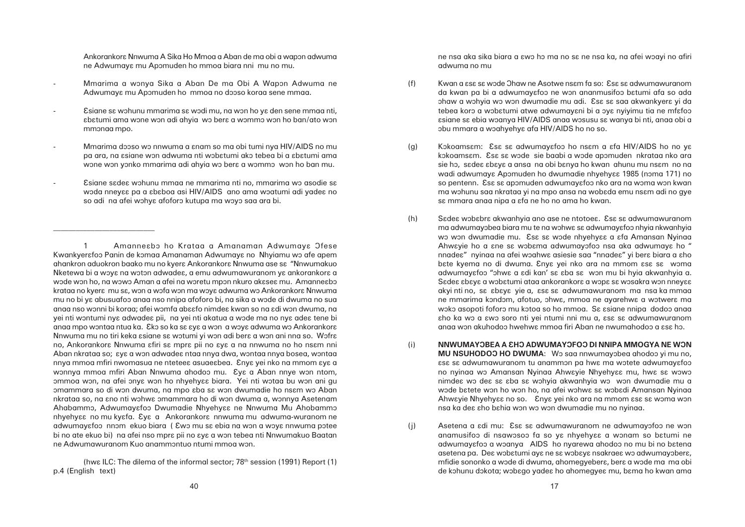Ankorankorɛ Nnwuma A Sika Ho Mmoa a Aban de ma obi a wapɔn adwuma ne Adwumayɛ mu Apɔmuden ho mmoa biara nni mu no mu.

- Mmarima a wɔnya Sika a Aban De ma Obi A Wapɔn Adwuma ne Adwumayɛ mu Apɔmuden ho mmoa no dɔɔso koraa sene mmaa.
- Ɛsiane sɛ wɔhunu mmarima sɛ wɔdi mu, na wɔn ho yɛ den sene mmaa nti, ɛbɛtumi ama wɔne wɔn adi ahyia wɔ berɛ a wɔmmɔ wɔn ho ban/ato wɔn mmɔnaa mpo.
- Mmarima dɔɔso wɔ nnwuma a ɛnam so ma obi tumi nya HIV/AIDS no mu pa ara, na ɛsiane wɔn adwuma nti wɔbɛtumi akɔ tebea bi a ɛbɛtumi ama wɔne wɔn yɔnko mmarima adi ahyia wɔ berɛ a wɔmmɔ wɔn ho ban mu.
- Ɛsiane sɛdeɛ wɔhunu mmaa ne mmarima nti no, mmarima wɔ asodie sɛ wɔda nneyɛɛ pa a ɛbɛboa asi HIV/AIDS ano ama wɔatumi adi yadeɛ no so adi na afei wɔhyɛ afoforɔ kutupa ma wɔyɔ saa ara bi.

---

1 Amanneɛbɔ ho Krataa a Amanaman Adwumayɛ Ɔfese Kwankyerɛfoɔ Panin de kɔmaa Amanaman Adwumayɛ no Nhyiamu wɔ afe apem ahankron aduokron baako mu no kyerɛ Ankorankorɛ Nnwuma ase sɛ "Nnwumakuo Nketewa bi a wɔyɛ na wɔtɔn adwadeɛ, a emu adwumawuranom yɛ ankorankorɛ a wɔde wɔn ho, na wɔwɔ Aman a afei na wɔretu mpɔn nkuro akɛseɛ mu. Amanneɛbɔ krataa no kyerɛ mu sɛ, wɔn a wɔfa wɔn ma wɔyɛ adwuma wɔ Ankorankorɛ Nnwuma mu no bi yɛ abusuafoɔ anaa nso nnipa afoforo bi, na sika a wɔde di dwuma no sua anaa nso wɔnni bi koraa; afei wɔmfa abɛɛfo nimdeɛ kwan so na ɛdi wɔn dwuma, na yei nti wɔntumi nyɛ adwadeɛ pii, na yei nti akatua a wɔde ma no nyɛ adeɛ tene bi anaa mpo wɔntaa ntua ka. Ɛkɔ so ka sɛ ɛyɛ a wɔn a wɔyɛ adwuma wɔ Ankorankorɛ Nnwuma mu no tiri keka ɛsiane sɛ wɔtumi yi wɔn adi berɛ a wɔn ani nna so. Wɔfrɛ no, Ankorankorɛ Nnwuma ɛfiri sɛ mprɛ pii no ɛyɛ a na nnwuma no ho nsɛm nni Aban nkrataa so; ɛyɛ a wɔn adwadeɛ ntaa nnya dwa, wɔntaa nnya bosea, wɔntaa nnya mmoa mfiri nwomasua ne nteteeɛ asuaeɛbea. Ɛnyɛ yei nko na mmom ɛyɛ a wɔnnya mmoa mfiri Aban Nnwuma ahodoɔ mu. Ɛyɛ a Aban nnye wɔn ntom, ɔmmoa wɔn, na afei ɔnyɛ wɔn ho nhyehyɛɛ biara. Yei nti wɔtaa bu wɔn ani gu ɔmammara so di wɔn dwuma, na mpo ɛba sɛ wɔn dwumadie ho nsɛm wɔ Aban nkrataa so, na ɛno nti wɔhwɛ ɔmammara ho di wɔn dwuma a, wɔnnya Asetenam Ahabammɔ, Adwumayɛfoɔ Dwumadie Nhyehyɛɛ ne Nnwuma Mu Ahobammɔ nhyehyɛɛ no mu kyɛfa. Ɛyɛ a Ankorankorɛ nnwuma mu adwuma-wuranom ne adwumayɛfoɔ nnɔm ekuo biara ( Ɛwɔ mu sɛ ebia na wɔn a wɔyɛ nnwuma pɔtee bi no ate ekuo bi) na afei nso mprɛ pii no ɛyɛ a wɔn tebea nti Nnwumakuo Baatan ne Adwumawuranom Kuo anammɔntuo ntumi mmoa wɔn.

(hwɛ ILC: The dilema of the informal sector; 78[th] session (1991) Report (1) p.4 (English text)

ne nsa aka sika biara a ɛwɔ hɔ ma no sɛ ne nsa ka, na afei wɔayi no afiri adwuma no mu

(f) Kwan a ɛsɛ sɛ wɔde Ɔhaw ne Asotwe nsɛm fa so: Ɛsɛ sɛ adwumawuranom da kwan pa bi a adwumayɛfoɔ ne wɔn ananmusifoɔ bɛtumi afa so ada ɔhaw a wɔhyia wɔ wɔn dwumadie mu adi. Ɛsɛ sɛ saa akwankyerɛ yi da tebea korɔ a wɔbɛtumi atwe adwumayɛni bi a ɔyɛ nyiyimu tia ne mfɛfoɔ ɛsiane sɛ ebia wɔanya HIV/AIDS anaa wɔsusu sɛ wanya bi nti, anaa obi a ɔbu mmara a wɔahyehyɛ afa HIV/AIDS ho no so.

(g) Kɔkoamsɛm: Ɛsɛ sɛ adwumayɛfoɔ ho nsɛm a ɛfa HIV/AIDS ho no yɛ kɔkoamsɛm. Ɛsɛ sɛ wɔde sie baabi a wɔde apɔmuden nkrataa nko ara sie hɔ, sɛdeɛ ɛbɛyɛ a ansa na obi bɛnya ho kwan ahunu mu nsɛm no na wadi adwumayɛ Apɔmuden ho dwumadie nhyehyɛɛ 1985 (nɔma 171) no so pentenn. Ɛsɛ sɛ apɔmuden adwumayɛfoɔ nko ara na wɔma wɔn kwan ma wɔhunu saa nkrataa yi na mpo ansa na wɔbɛda emu nsɛm adi no gye sɛ mmara anaa nipa a ɛfa ne ho no ama ho kwan.

(h) Sɛdeɛ wɔbɛbrɛ akwanhyia ano ase ne ntotoeɛ. Ɛsɛ sɛ adwumawuranom ma adwumayɔbea biara mu te na wɔhwɛ sɛ adwumayɛfoɔ nhyia nkwanhyia wɔ wɔn dwumadie mu. Ɛsɛ sɛ wɔde nhyehyɛɛ a ɛfa Amansan Nyinaa Ahwɛyie ho a ɛne sɛ wɔbɛma adwumayɔfoɔ nsa aka adwumayɛ ho " nnadeɛ" nyinaa na afei wɔahwɛ asiesie saa "nnadeɛ" yi berɛ biara a ɛho bɛte kyema no di dwuma. Ɛnyɛ yei nko ara na mmom ɛsɛ sɛ wɔma adwumayɛfoɔ "ɔhwɛ a ɛdi kan' sɛ ɛba sɛ wɔn mu bi hyia akwanhyia a. Sɛdeɛ ɛbɛyɛ a wɔbɛtumi ataa ankorankorɛ a wɔpɛ sɛ wɔsakra wɔn nneyɛɛ akyi nti no, sɛ ɛbɛyɛ yie a, ɛsɛ sɛ adwumawuranom ma nsa ka mmaa ne mmarima kɔndɔm, afotuo, ɔhwɛ, mmoa ne ayarehwɛ a wɔtwerɛ ma wɔkɔ asopoti foforɔ mu kɔtoa so ho mmoa. Sɛ ɛsiane nnipa dodoɔ anaa ɛho ka wɔ a ɛwɔ soro nti yei ntumi nni mu a, ɛsɛ sɛ adwumawuranom anaa wɔn akuhodoɔ hwehwɛ mmoa firi Aban ne nwumahodoɔ a ɛsɛ hɔ.

(i) **NNWUMAYƆBEA A ƐHƆ ADWUMAYƆFOƆ DI NNIPA MMOGYA NE WƆN MU NSUHODOƆ HO DWUMA**: Wɔ saa nnwumayɔbea ahodoɔ yi mu no, ɛsɛ sɛ adwumawuranom tu anammɔn pa hwɛ ma wɔtete adwumayɛfoɔ no nyinaa wɔ Amansan Nyinaa Ahwɛyie Nhyehyɛɛ mu, hwɛ sɛ wɔwɔ nimdeɛ wɔ deɛ sɛ ɛba sɛ wɔhyia akwanhyia wɔ wɔn dwumadie mu a wɔde bɛtete wɔn ho wɔn ho, na afei wɔhwɛ sɛ wɔbɛdi Amansan Nyinaa Ahwɛyie Nhyehyɛɛ no so. Ɛnyɛ yei nko ara na mmom ɛsɛ sɛ wɔma wɔn nsa ka deɛ ɛho bɛhia wɔn wɔ wɔn dwumadie mu no nyinaa.

(j) Asetena a ɛdi mu: Ɛsɛ sɛ adwumawuranom ne adwumayɔfoɔ ne wɔn anamusifoɔ di nsawɔsoɔ fa so yɛ nhyehyɛɛ a wɔnam so bɛtumi ne adwumayɛfoɔ a wɔanya AIDS ho nyarewa ahodoɔ no mu bi no bɛtena asetena pa. Deɛ wɔbɛtumi ayɛ ne sɛ wɔbɛyɛ nsakraeɛ wɔ adwumayɔberɛ, mfidie sononko a wɔde di dwuma, ahomegyeberɛ, berɛ a wɔde ma ma obi de kɔhunu dɔkota; wɔbɛgo yadeɛ ho ahomegyeɛ mu, bɛma ho kwan ama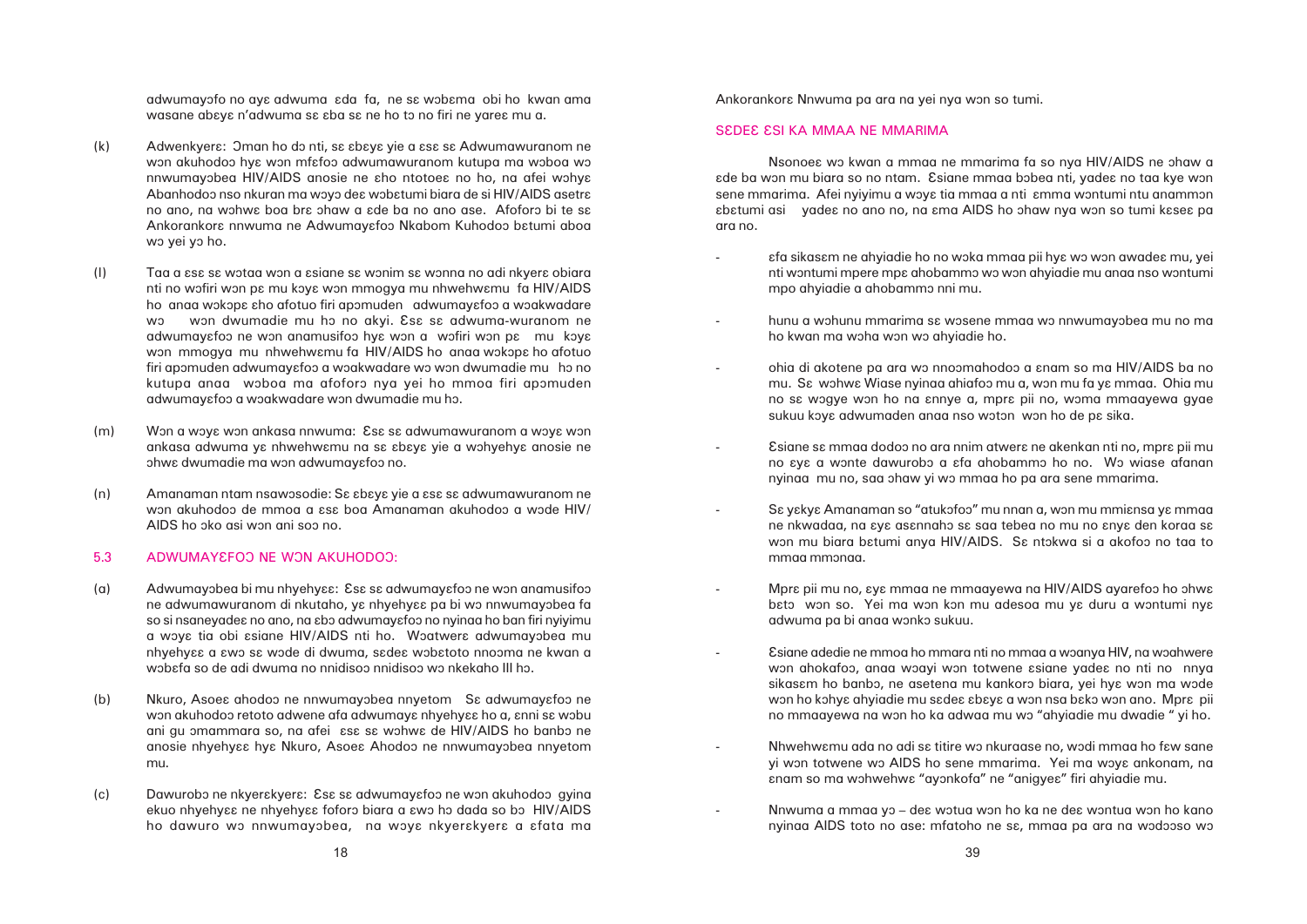adwumayɔfo no ayɛ adwuma ɛda fa, ne sɛ wɔbɛma obi ho kwan ama wasane abɛyɛ n'adwuma sɛ ɛba sɛ ne ho tɔ no firi ne yareɛ mu a.

(k) Adwenkyerɛ: Ɔman ho dɔ nti, sɛ ɛbɛyɛ yie a ɛsɛ sɛ Adwumawuranom ne wɔn akuhodoɔ hyɛ wɔn mfɛfoɔ adwumawuranom kutupa ma wɔboa wɔ nnwumayɔbea HIV/AIDS anosie ne ɛho ntotoeɛ no ho, na afei wɔhyɛ Abanhodoɔ nso nkuran ma wɔyɔ deɛ wɔbɛtumi biara de si HIV/AIDS asetrɛ no ano, na wɔhwɛ boa brɛ ɔhaw a ɛde ba no ano ase. Afoforɔ bi te sɛ Ankorankorɛ nnwuma ne Adwumayɛfoɔ Nkabom Kuhodoɔ bɛtumi aboa wɔ yei yɔ ho.

(l) Taa a ɛsɛ sɛ wɔtaa wɔn a ɛsiane sɛ wɔnim sɛ wɔnna no adi nkyerɛ obiara nti no wɔfiri wɔn pɛ mu kɔyɛ wɔn mmogya mu nhwehwɛmu fa HIV/AIDS ho anaa wɔkɔpɛ ɛho afotuo firi apɔmuden adwumayɛfoɔ a wɔakwadare wɔ wɔn dwumadie mu hɔ no akyi. Ɛsɛ sɛ adwuma-wuranom ne adwumayɛfoɔ ne wɔn anamusifoɔ hyɛ wɔn a wɔfiri wɔn pɛ mu kɔyɛ wɔn mmogya mu nhwehwɛmu fa HIV/AIDS ho anaa wɔkɔpɛ ho afotuo firi apɔmuden adwumayɛfoɔ a wɔakwadare wɔ wɔn dwumadie mu hɔ no kutupa anaa wɔboa ma afoforɔ nya yei ho mmoa firi apɔmuden adwumayɛfoɔ a wɔakwadare wɔn dwumadie mu hɔ.

(m) Wɔn a wɔyɛ wɔn ankasa nnwuma: Ɛsɛ sɛ adwumawuranom a wɔyɛ wɔn ankasa adwuma yɛ nhwehwɛmu na sɛ ɛbɛyɛ yie a wɔhyehyɛ anosie ne ɔhwɛ dwumadie ma wɔn adwumayɛfoɔ no.

(n) Amanaman ntam nsawɔsodie: Sɛ ɛbɛyɛ yie a ɛsɛ sɛ adwumawuranom ne wɔn akuhodoɔ de mmoa a ɛsɛ boa Amanaman akuhodoɔ a wɔde HIV/AIDS ho ɔko asi wɔn ani soɔ no.

## 5.3 ADWUMAYƐFOƆ NE WƆN AKUHODOƆ:

(a) Adwumayɔbea bi mu nhyehyɛɛ: Ɛsɛ sɛ adwumayɛfoɔ ne wɔn anamusifoɔ ne adwumawuranom di nkutaho, yɛ nhyehyɛɛ pa bi wɔ nnwumayɔbea fa so si nsaneyadeɛ no ano, na ɛbɔ adwumayɛfoɔ no nyinaa ho ban firi nyiyimu a wɔyɛ tia obi ɛsiane HIV/AIDS nti ho. Wɔatwerɛ adwumayɔbea mu nhyehyɛɛ a ɛwɔ sɛ wɔde di dwuma, sɛdeɛ wɔbɛtoto nnoɔma ne kwan a wɔbɛfa so de adi dwuma no nnidisoɔ nnidisoɔ wɔ nkekaho III hɔ.

(b) Nkuro, Asoeɛ ahodoɔ ne nnwumayɔbea nnyetom Sɛ adwumayɛfoɔ ne wɔn akuhodoɔ retoto adwene afa adwumayɛ nhyehyɛɛ ho a, ɛnni sɛ wɔbu ani gu ɔmammara so, na afei ɛsɛ sɛ wɔhwɛ de HIV/AIDS ho banbɔ ne anosie nhyehyɛɛ hyɛ Nkuro, Asoeɛ Ahodoɔ ne nnwumayɔbea nnyetom mu.

(c) Dawurobɔ ne nkyerɛkyerɛ: Ɛsɛ sɛ adwumayɛfoɔ ne wɔn akuhodoɔ gyina ekuo nhyehyɛɛ ne nhyehyɛɛ foforɔ biara a ɛwɔ hɔ dada so bɔ HIV/AIDS ho dawuro wɔ nnwumayɔbea, na wɔyɛ nkyerɛkyerɛ a ɛfata ma

Ankorankorɛ Nnwuma pa ara na yei nya wɔn so tumi.

## SƐDEƐ ƐSI KA MMAA NE MMARIMA

Nsonoeɛ wɔ kwan a mmaa ne mmarima fa so nya HIV/AIDS ne ɔhaw a ɛde ba wɔn mu biara so no ntam. Ɛsiane mmaa bɔbea nti, yadeɛ no taa kye wɔn sene mmarima. Afei nyiyimu a wɔyɛ tia mmaa a nti ɛmma wɔntumi ntu anammɔn ɛbɛtumi asi yadeɛ no ano no, na ɛma AIDS ho ɔhaw nya wɔn so tumi kɛseɛ pa ara no.

- ɛfa sikasɛm ne ahyiadie ho no wɔka mmaa pii hyɛ wɔ wɔn awadeɛ mu, yei nti wɔntumi mpere mpɛ ahobammɔ wɔ wɔn ahyiadie mu anaa nso wɔntumi mpo ahyiadie a ahobammɔ nni mu.

- hunu a wɔhunu mmarima sɛ wɔsene mmaa wɔ nnwumayɔbea mu no ma ho kwan ma wɔha wɔn wɔ ahyiadie ho.

- ohia di akotene pa ara wɔ nnoɔmahodoɔ a ɛnam so ma HIV/AIDS ba no mu. Sɛ wɔhwɛ Wiase nyinaa ahiafoɔ mu a, wɔn mu fa yɛ mmaa. Ohia mu no sɛ wɔgye wɔn ho na ɛnnye a, mprɛ pii no, wɔma mmaayewa gyae sukuu kɔyɛ adwumaden anaa nso wɔtɔn wɔn ho de pɛ sika.

- Ɛsiane sɛ mmaa dodoɔ no ara nnim atwerɛ ne akenkan nti no, mprɛ pii mu no ɛyɛ a wɔnte dawurobɔ a ɛfa ahobammɔ ho no. Wɔ wiase afanan nyinaa mu no, saa ɔhaw yi wɔ mmaa ho pa ara sene mmarima.

- Sɛ yɛkyɛ Amanaman so "atukɔfoɔ" mu nnan a, wɔn mu mmiɛnsa yɛ mmaa ne nkwadaa, na ɛyɛ asɛnnahɔ sɛ saa tebea no mu no ɛnyɛ den koraa sɛ wɔn mu biara bɛtumi anya HIV/AIDS. Sɛ ntɔkwa si a akofoɔ no taa to mmaa mmɔnaa.

- Mprɛ pii mu no, ɛyɛ mmaa ne mmaayewa na HIV/AIDS ayarefoɔ ho ɔhwɛ bɛtɔ wɔn so. Yei ma wɔn kɔn mu adesoa mu yɛ duru a wɔntumi nyɛ adwuma pa bi anaa wɔnkɔ sukuu.

- Ɛsiane adedie ne mmoa ho mmara nti no mmaa a wɔanya HIV, na wɔahwere wɔn ahokafoɔ, anaa wɔayi wɔn totwene ɛsiane yadeɛ no nti no nnya sikasɛm ho banbɔ, ne asetena mu kankorɔ biara, yei hyɛ wɔn ma wɔde wɔn ho kɔhyɛ ahyiadie mu sɛdeɛ ɛbɛyɛ a wɔn nsa bɛkɔ wɔn ano. Mprɛ pii no mmaayewa na wɔn ho ka adwaa mu wɔ "ahyiadie mu dwadie " yi ho.

- Nhwehwɛmu ada no adi sɛ titire wɔ nkuraase no, wɔdi mmaa ho fɛw sane yi wɔn totwene wɔ AIDS ho sene mmarima. Yei ma wɔyɛ ankonam, na ɛnam so ma wɔhwehwɛ "ayɔnkofa" ne "anigyeɛ" firi ahyiadie mu.

- Nnwuma a mmaa yɔ – deɛ wɔtua wɔn ho ka ne deɛ wɔntua wɔn ho kano nyinaa AIDS toto no ase: mfatoho ne sɛ, mmaa pa ara na wɔdɔɔso wɔ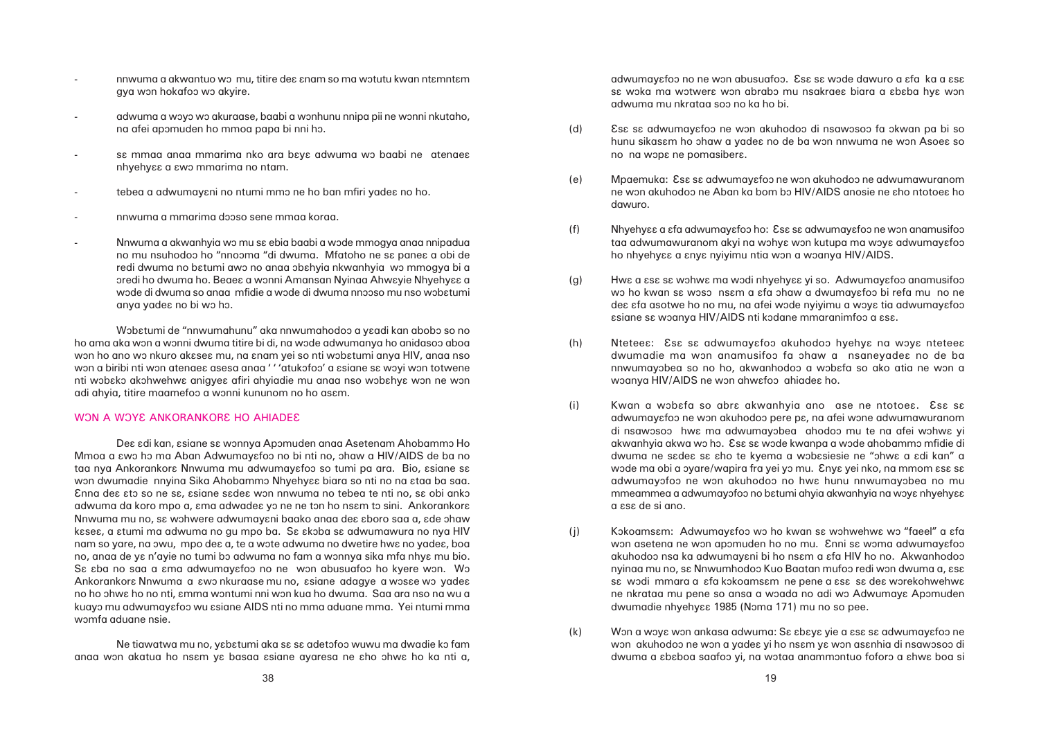- nnwuma a akwantuo wɔ mu, titire deɛ ɛnam so ma wɔtutu kwan ntɛmntɛm gya wɔn hokafoɔ wɔ akyire.

- adwuma a wɔyɔ wɔ akuraase, baabi a wɔnhunu nnipa pii ne wɔnni nkutaho, na afei apɔmuden ho mmoa papa bi nni hɔ.

- sɛ mmaa anaa mmarima nko ara bɛyɛ adwuma wɔ baabi ne atenaeɛ nhyehyɛɛ a ɛwɔ mmarima no ntam.

- tebea a adwumayɛni no ntumi mmɔ ne ho ban mfiri yadeɛ no ho.

- nnwuma a mmarima dɔɔso sene mmaa koraa.

- Nnwuma a akwanhyia wɔ mu sɛ ebia baabi a wɔde mmogya anaa nnipadua no mu nsuhodoɔ ho "nnoɔma "di dwuma. Mfatoho ne sɛ paneɛ a obi de redi dwuma no bɛtumi awɔ no anaa ɔbɛhyia nkwanhyia wɔ mmogya bi a ɔredi ho dwuma ho. Beaeɛ a wɔnni Amansan Nyinaa Ahwɛyie Nhyehyɛɛ a wɔde di dwuma so anaa mfidie a wɔde di dwuma nnɔɔso mu nso wɔbɛtumi anya yadeɛ no bi wɔ hɔ.

Wɔbɛtumi de "nnwumahunu" aka nnwumahodoɔ a yɛadi kan abobɔ so no ho ama aka wɔn a wɔnni dwuma titire bi di, na wɔde adwumanya ho anidasoɔ aboa wɔn ho ano wɔ nkuro akɛseɛ mu, na ɛnam yei so nti wɔbɛtumi anya HIV, anaa nso wɔn a biribi nti wɔn atenaeɛ asesa anaa ' ' 'atukɔfoɔ' a ɛsiane sɛ wɔyi wɔn totwene nti wɔbɛkɔ akɔhwehwɛ anigyeɛ afiri ahyiadie mu anaa nso wɔbɛhyɛ wɔn ne wɔn adi ahyia, titire maamefoɔ a wɔnni kununom no ho asɛm.

## WƆN A WƆYƐ ANKORANKORƐ HO AHIADEƐ

Deɛ ɛdi kan, ɛsiane sɛ wɔnnya Apɔmuden anaa Asetenam Ahobammɔ Ho Mmoa a ɛwɔ hɔ ma Aban Adwumayɛfoɔ no bi nti no, ɔhaw a HIV/AIDS de ba no taa nya Ankorankorɛ Nnwuma mu adwumayɛfoɔ so tumi pa ara. Bio, ɛsiane sɛ wɔn dwumadie nnyina Sika Ahobammɔ Nhyehyɛɛ biara so nti no na ɛtaa ba saa. Ɛnna deɛ ɛtɔ so ne sɛ, ɛsiane sɛdeɛ wɔn nnwuma no tebea te nti no, sɛ obi ankɔ adwuma da koro mpo a, ɛma adwadeɛ yɔ ne ne tɔn ho nsɛm tɔ sini. Ankorankorɛ Nnwuma mu no, sɛ wɔhwere adwumayɛni baako anaa deɛ ɛboro saa a, ɛde ɔhaw kɛseɛ, a ɛtumi ma adwuma no gu mpo ba. Sɛ ɛkɔba sɛ adwumawura no nya HIV nam so yare, na ɔwu, mpo deɛ a, te a wɔte adwuma no dwetire hwɛ no yadeɛ, boa no, anaa de yɛ n'ayie no tumi bɔ adwuma no fam a wɔnnya sika mfa nhyɛ mu bio. Sɛ ɛba no saa a ɛma adwumayɛfoɔ no ne wɔn abusuafoɔ ho kyere wɔn. Wɔ Ankorankorɛ Nnwuma a ɛwɔ nkuraase mu no, ɛsiane adagye a wɔsee wɔ yadeɛ no ho ɔhwɛ ho no nti, ɛmma wɔntumi nni wɔn kua ho dwuma. Saa ara nso na wu a kuayɔ mu adwumayɛfoɔ wu ɛsiane AIDS nti no mma aduane mma. Yei ntumi mma wɔmfa aduane nsie.

Ne tiawatwa mu no, yɛbɛtumi aka sɛ sɛ adetɔfoɔ wuwu ma dwadie kɔ fam anaa wɔn akatua ho nsɛm yɛ basaa ɛsiane ayaresa ne ɛho ɔhwɛ ho ka nti a, adwumayɛfoɔ no ne wɔn abusuafoɔ. Ɛsɛ sɛ wɔde dawuro a ɛfa ka a ɛsɛ sɛ wɔka ma wɔtwerɛ wɔn abrabɔ mu nsakraeɛ biara a ɛbɛba hyɛ wɔn adwuma mu nkrataa soɔ no ka ho bi.

(d) Ɛsɛ sɛ adwumayɛfoɔ ne wɔn akuhodoɔ di nsawɔsoɔ fa ɔkwan pa bi so hunu sikasɛm ho ɔhaw a yadeɛ no de ba wɔn nnwuma ne wɔn Asoeɛ so no na wɔpɛ ne pomasiberɛ.

(e) Mpaemuka: Ɛsɛ sɛ adwumayɛfoɔ ne wɔn akuhodoɔ ne adwumawuranom ne wɔn akuhodoɔ ne Aban ka bom bɔ HIV/AIDS anosie ne ɛho ntotoeɛ ho dawuro.

(f) Nhyehyɛɛ a ɛfa adwumayɛfoɔ ho: Ɛsɛ sɛ adwumayɛfoɔ ne wɔn anamusifoɔ taa adwumawuranom akyi na wɔhyɛ wɔn kutupa ma wɔyɛ adwumayɛfoɔ ho nhyehyɛɛ a ɛnyɛ nyiyimu ntia wɔn a wɔanya HIV/AIDS.

(g) Hwɛ a ɛsɛ sɛ wɔhwɛ ma wɔdi nhyehyɛɛ yi so. Adwumayɛfoɔ anamusifoɔ wɔ ho kwan sɛ wɔsɔ nsɛm a ɛfa ɔhaw a dwumayɛfoɔ bi refa mu no ne deɛ ɛfa asotwe ho no mu, na afei wɔde nyiyimu a wɔyɛ tia adwumayɛfoɔ ɛsiane sɛ wɔanya HIV/AIDS nti kɔdane mmaranimfoɔ a ɛsɛ.

(h) Nteteeɛ: Ɛsɛ sɛ adwumayɛfoɔ akuhodoɔ hyehyɛ na wɔyɛ nteteeɛ dwumadie ma wɔn anamusifoɔ fa ɔhaw a nsaneyadeɛ no de ba nnwumayɔbea so no ho, akwanhodoɔ a wɔbɛfa so ako atia ne wɔn a wɔanya HIV/AIDS ne wɔn ahwɛfoɔ ahiadeɛ ho.

(i) Kwan a wɔbɛfa so abrɛ akwanhyia ano ase ne ntotoeɛ. Ɛsɛ sɛ adwumayɛfoɔ ne wɔn akuhodoɔ pere pɛ, na afei wɔne adwumawuranom di nsawɔsoɔ hwɛ ma adwumayɔbea ahodoɔ mu te na afei wɔhwɛ yi akwanhyia akwa wɔ hɔ. Ɛsɛ sɛ wɔde kwanpa a wɔde ahobammɔ mfidie di dwuma ne sɛdeɛ sɛ ɛho te kyema a wɔbɛsiesie ne "ɔhwɛ a ɛdi kan" a wɔde ma obi a ɔyare/wapira fra yei yɔ mu. Ɛnyɛ yei nko, na mmom ɛsɛ sɛ adwumayɔfoɔ ne wɔn akuhodoɔ no hwɛ hunu nnwumayɔbea no mu mmeammea a adwumayɔfoɔ no bɛtumi ahyia akwanhyia na wɔyɛ nhyehyɛɛ a ɛsɛ de si ano.

(j) Kɔkoamsɛm: Adwumayɛfoɔ wɔ ho kwan sɛ wɔhwehwɛ wɔ "faeel" a ɛfa wɔn asetena ne wɔn apɔmuden ho no mu. Ɛnni sɛ wɔma adwumayɛfoɔ akuhodoɔ nsa ka adwumayɛni bi ho nsɛm a ɛfa HIV ho no. Akwanhodoɔ nyinaa mu no, sɛ Nnwumhodoɔ Kuo Baatan mufoɔ redi wɔn dwuma a, ɛsɛ sɛ wɔdi mmara a ɛfa kɔkoamsɛm ne pene a ɛsɛ sɛ deɛ wɔrekohwehwɛ ne nkrataa mu pene so ansa a wɔada no adi wɔ Adwumayɛ Apɔmuden dwumadie nhyehyɛɛ 1985 (Nɔma 171) mu no so pee.

(k) Wɔn a wɔyɛ wɔn ankasa adwuma: Sɛ ɛbɛyɛ yie a ɛsɛ sɛ adwumayɛfoɔ ne wɔn akuhodoɔ ne wɔn a yadeɛ yi ho nsɛm yɛ wɔn asɛnhia di nsawɔsoɔ di dwuma a ɛbɛboa saafoɔ yi, na wɔtaa anammɔntuo foforɔ a ɛhwɛ boa si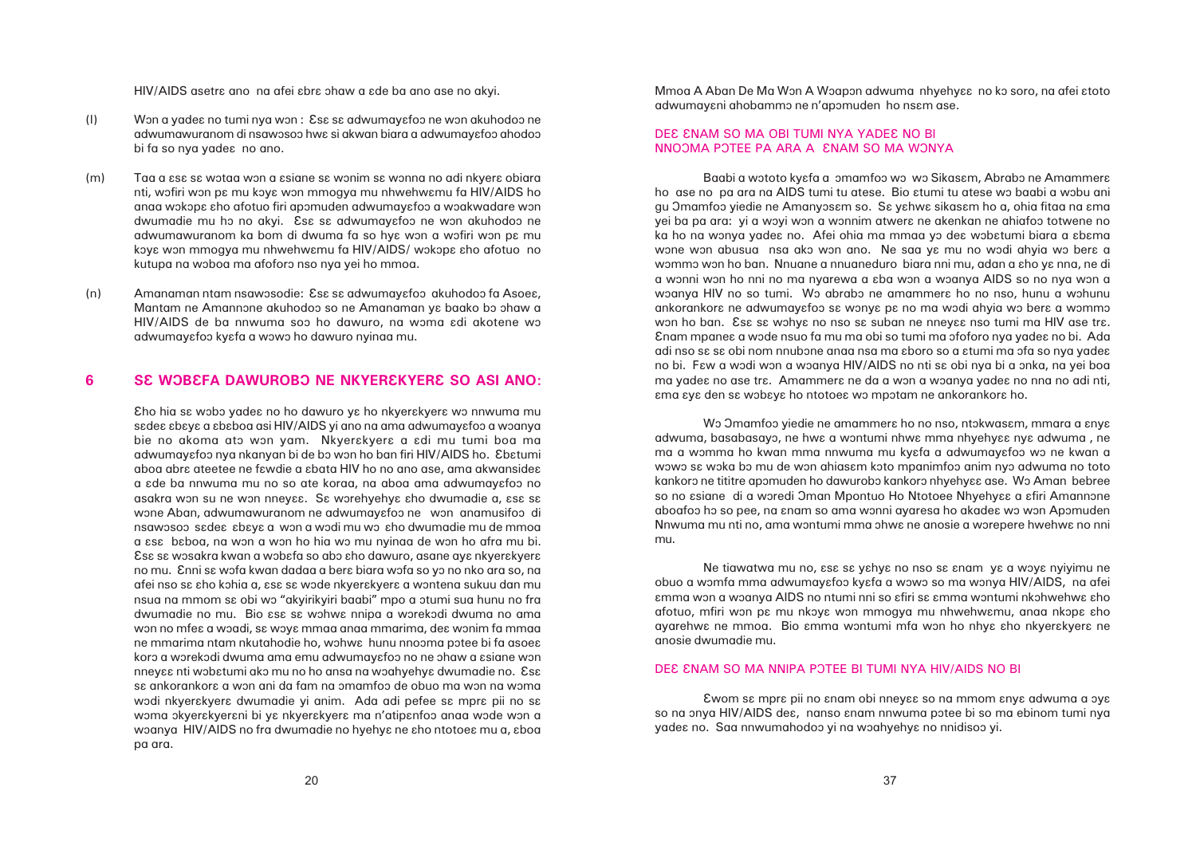HIV/AIDS asetrɛ ano na afei ɛbrɛ ɔhaw a ɛde ba ano ase no akyi.

(l) Wɔn a yadeɛ no tumi nya wɔn : Ɛsɛ sɛ adwumayɛfoɔ ne wɔn akuhodoɔ ne adwumawuranom di nsawɔsoɔ hwɛ si akwan biara a adwumayɛfoɔ ahodoɔ bi fa so nya yadeɛ no ano.

(m) Taa a ɛsɛ sɛ wɔtaa wɔn a ɛsiane sɛ wɔnim sɛ wɔnna no adi nkyerɛ obiara nti, wɔfiri wɔn pɛ mu kɔyɛ wɔn mmogya mu nhwehwɛmu fa HIV/AIDS ho anaa wɔkɔpɛ ɛho afotuo firi apɔmuden adwumayɛfoɔ a wɔakwadare wɔn dwumadie mu hɔ no akyi. Ɛsɛ sɛ adwumayɛfoɔ ne wɔn akuhodoɔ ne adwumawuranom ka bom di dwuma fa so hyɛ wɔn a wɔfiri wɔn pɛ mu kɔyɛ wɔn mmogya mu nhwehwɛmu fa HIV/AIDS/ wɔkɔpɛ ɛho afotuo no kutupa na wɔboa ma afoforɔ nso nya yei ho mmoa.

(n) Amanaman ntam nsawɔsodie: Ɛsɛ sɛ adwumayɛfoɔ akuhodoɔ fa Asoeɛ, Mantam ne Amannɔne akuhodoɔ so ne Amanaman yɛ baako bɔ ɔhaw a HIV/AIDS de ba nnwuma soɔ ho dawuro, na wɔma ɛdi akotene wɔ adwumayɛfoɔ kyɛfa a wɔwɔ ho dawuro nyinaa mu.

## 6 SƐ WƆBƐFA DAWUROBƆ NE NKYERƐKYERƐ SO ASI ANO:

Ɛho hia sɛ wɔbɔ yadeɛ no ho dawuro yɛ ho nkyerɛkyerɛ wɔ nnwuma sɛdeɛ ɛbɛyɛ a ɛbɛboa asi HIV/AIDS yi ano na ama adwumayɛfoɔ a wɔanya bie no akoma atɔ wɔn yam. Nkyerɛkyerɛ a ɛdi mu tumi boa ma adwumayɛfoɔ nya nkanyan bi de bɔ wɔn ho ban firi HIV/AIDS ho. Ɛbɛtumi aboa abrɛ ateetee ne fɛwdie a ɛbata HIV ho no ano ase, ama akwansideɛ a ɛde ba nnwuma mu no so ate koraa, na aboa ama adwumayɛfoɔ no asakra wɔn su ne wɔn nneyɛɛ. Sɛ worehyehyɛ ɛho dwumadie a, ɛsɛ sɛ wɔne Aban, adwumawuranom ne adwumayɛfoɔ ne wɔn anamusifoɔ di nsawɔsoɔ sɛdeɛ ɛbɛyɛ a wɔn a wɔdi mu wɔ ɛho dwumadie mu de mmoa a ɛsɛ bɛboa, na wɔn a wɔn ho hia wɔ mu nyinaa de wɔn ho afra mu bi. Ɛsɛ sɛ wɔsakra kwan a wɔbɛfa so abɔ ɛho dawuro, asane ayɛ nkyerɛkyerɛ no mu. Ɛnni sɛ wɔfa kwan dadaa a berɛ biara wɔfa so yɔ no nko ara so, na afei nso sɛ ɛho kɔhia a, ɛsɛ sɛ wɔde nkyerɛkyerɛ a wɔntena sukuu dan mu nsua na mmom sɛ obi wɔ "akyirikyiri baabi" mpo a ɔtumi sua hunu no fra dwumadie no mu. Bio ɛsɛ sɛ wɔhwɛ nnipa a wɔrekɔdi dwuma no ama wɔn no mfeɛ a wɔadi, sɛ wɔyɛ mmaa anaa mmarima, deɛ wɔnim fa mmaa ne mmarima ntam nkutahodie ho, wɔhwɛ hunu nnoɔma pɔtee bi fa asoeɛ korɔ a wɔrekɔdi dwuma ama emu adwumayɛfoɔ no ne ɔhaw a ɛsiane wɔn nneyɛɛ nti wɔbɛtumi akɔ mu no ho ansa na wɔahyehyɛ dwumadie no. Ɛsɛ sɛ ankorankorɛ a wɔn ani da fam na ɔmamfoɔ de obuo ma wɔn na wɔma wɔdi nkyerɛkyerɛ dwumadie yi anim. Ada adi pefee sɛ mprɛ pii no sɛ wɔma ɔkyerɛkyerɛni bi yɛ nkyerɛkyerɛ ma n'atipɛnfoɔ anaa wɔde wɔn a wɔanya HIV/AIDS no fra dwumadie no hyehyɛ ne ɛho ntotoeɛ mu a, ɛboa pa ara.

Mmoa A Aban De Ma Wɔn A Wɔapɔn adwuma nhyehyɛɛ no kɔ soro, na afei ɛtoto adwumayɛni ahobammɔ ne n'apɔmuden ho nsɛm ase.

### DEƐ ƐNAM SO MA OBI TUMI NYA YADEƐ NO BI NNOƆMA PƆTEE PA ARA A ƐNAM SO MA WƆNYA

Baabi a wɔtoto kyɛfa a ɔmamfoɔ wɔ wɔ Sikasɛm, Abrabɔ ne Amammerɛ ho ase no pa ara na AIDS tumi tu atese. Bio ɛtumi tu atese wɔ baabi a wɔbu ani gu Ɔmamfoɔ yiedie ne Amanyɔsɛm so. Sɛ yɛhwɛ sikasɛm ho a, ohia fitaa na ɛma yei ba pa ara: yi a wɔyi wɔn a wɔnnim atwerɛ ne akenkan ne ahiafoɔ totwene no ka ho na wɔnya yadeɛ no. Afei ohia ma mmaa yɔ deɛ wɔbɛtumi biara a ɛbɛma wɔne wɔn abusua nsa akɔ wɔn ano. Ne saa yɛ mu no wɔdi ahyia wɔ berɛ a wɔmmɔ wɔn ho ban. Nnuane a nnuaneduro biara nni mu, adan a ɛho yɛ nna, ne di a wɔnni wɔn ho nni no ma nyarewa a ɛba wɔn a wɔanya AIDS so no nya wɔn a wɔanya HIV no so tumi. Wɔ abrabɔ ne amammerɛ ho no nso, hunu a wɔhunu ankorankorɛ ne adwumayɛfoɔ sɛ wɔnyɛ pɛ no ma wɔdi ahyia wɔ berɛ a wɔmmɔ wɔn ho ban. Ɛsɛ sɛ wɔhyɛ no nso sɛ suban ne nneyɛɛ nso tumi ma HIV ase trɛ. Ɛnam mpaneɛ a wɔde nsuo fa mu ma obi so tumi ma ɔfoforo nya yadeɛ no bi. Ada adi nso sɛ sɛ obi nom nnubɔne anaa nsa ma ɛboro so a ɛtumi ma ɔfa so nya yadeɛ no bi. Fɛw a wɔdi wɔn a wɔanya HIV/AIDS no nti sɛ obi nya bi a ɔnka, na yei boa ma yadeɛ no ase trɛ. Amammerɛ ne da a wɔn a wɔanya yadeɛ no nna no adi nti, ɛma ɛyɛ den sɛ wɔbɛyɛ ho ntotoeɛ wɔ mpɔtam ne ankorankorɛ ho.

Wɔ Ɔmamfoɔ yiedie ne amammerɛ ho no nso, ntɔkwasɛm, mmara a ɛnyɛ adwuma, basabasayɔ, ne hwɛ a wɔntumi nhwɛ mma nhyehyɛɛ nyɛ adwuma , ne ma a wɔmma ho kwan mma nnwuma mu kyɛfa a adwumayɛfoɔ wɔ ne kwan a wɔwɔ sɛ wɔka bɔ mu de wɔn ahiasɛm kɔto mpanimfoɔ anim nyɔ adwuma no toto kankorɔ ne tititre apɔmuden ho dawurobɔ kankorɔ nhyehyɛɛ ase. Wɔ Aman bebree so no ɛsiane di a woredi Ɔman Mpontuo Ho Ntotoee Nhyehyɛɛ a ɛfiri Amannɔne aboafoɔ hɔ so pee, na ɛnam so ama wɔnni ayaresa ho akadeɛ wɔ wɔn Apɔmuden Nnwuma mu nti no, ama wɔntumi mma ɔhwɛ ne anosie a wɔrepere hwehwɛ no nni mu.

Ne tiawatwa mu no, ɛsɛ sɛ yɛhyɛ no nso sɛ ɛnam yɛ a wɔyɛ nyiyimu ne obuo a wɔmfa mma adwumayɛfoɔ kyɛfa a wɔwɔ so ma wɔnya HIV/AIDS, na afei ɛmma wɔn a wɔanya AIDS no ntumi nni so ɛfiri sɛ ɛmma wɔntumi nkɔhwehwɛ ɛho afotuo, mfiri wɔn pɛ mu nkɔyɛ wɔn mmogya mu nhwehwɛmu, anaa nkɔpɛ ɛho ayarehwɛ ne mmoa. Bio ɛmma wɔntumi mfa wɔn ho nhyɛ ɛho nkyerɛkyerɛ ne anosie dwumadie mu.

### DEƐ ƐNAM SO MA NNIPA PƆTEE BI TUMI NYA HIV/AIDS NO BI

Ɛwom sɛ mprɛ pii no ɛnam obi nneyɛɛ so na mmom ɛnyɛ adwuma a ɔyɛ so na ɔnya HIV/AIDS deɛ, nanso ɛnam nnwuma pɔtee bi so ma ebinom tumi nya yadeɛ no. Saa nnwumahodoɔ yi na wɔahyehyɛ no nnidisoɔ yi.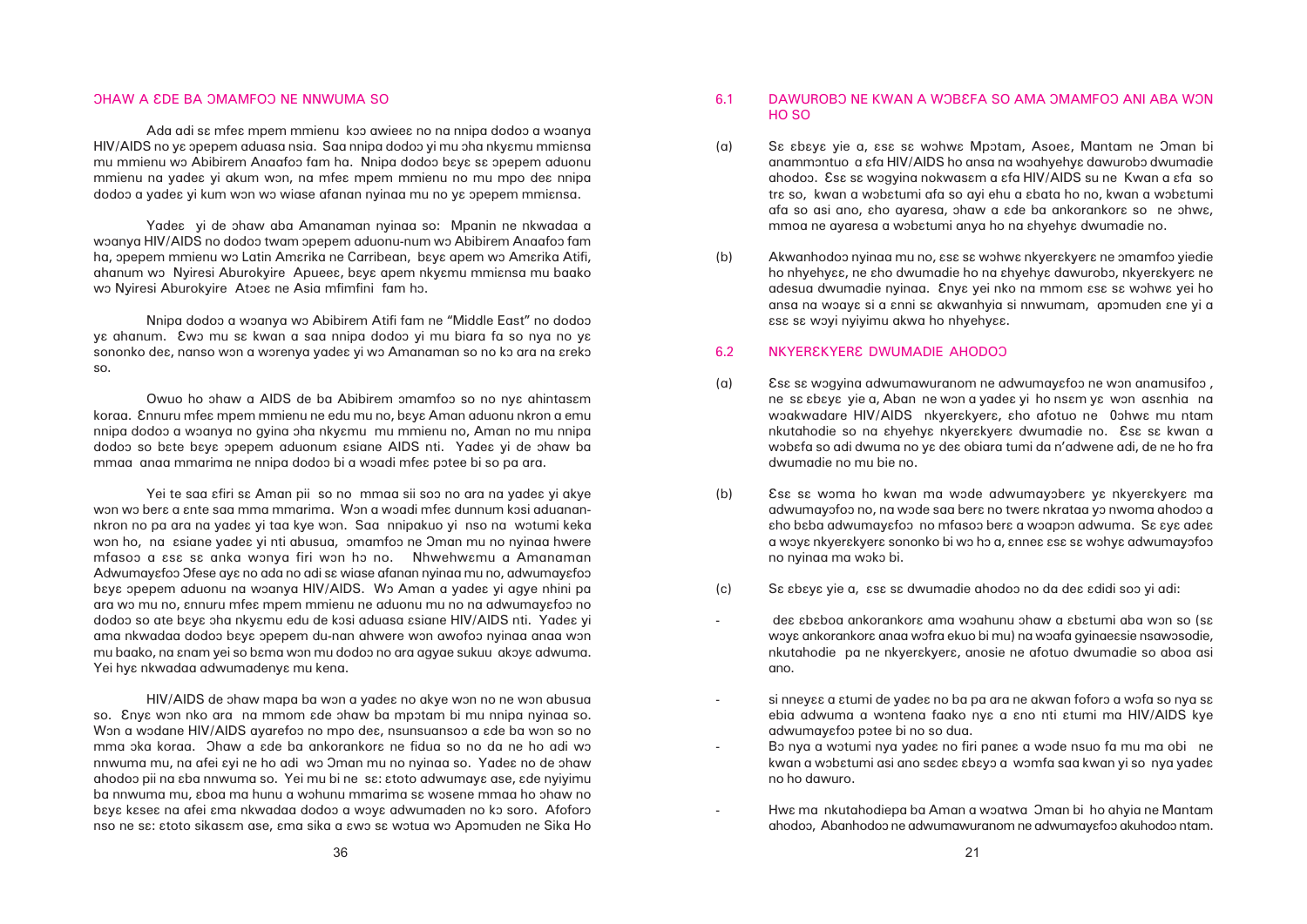## ƆHAW A ƐDE BA ƆMAMFOƆ NE NNWUMA SO

Ada adi sɛ mfeɛ mpem mmienu kɔɔ awieeɛ no na nnipa dodoɔ a wɔanya HIV/AIDS no yɛ ɔpepem aduasa nsia. Saa nnipa dodoɔ yi mu ɔha nkyɛmu mmiɛnsa mu mmienu wɔ Abibirem Anaafoɔ fam ha. Nnipa dodoɔ bɛyɛ sɛ ɔpepem aduonu mmienu na yadeɛ yi akum wɔn, na mfeɛ mpem mmienu no mu mpo deɛ nnipa dodoɔ a yadeɛ yi kum wɔn wɔ wiase afanan nyinaa mu no yɛ ɔpepem mmiɛnsa.

Yadeɛ yi de ɔhaw aba Amanaman nyinaa so: Mpanin ne nkwadaa a wɔanya HIV/AIDS no dodoɔ twam ɔpepem aduonu-num wɔ Abibirem Anaafoɔ fam ha, ɔpepem mmienu wɔ Latin Amɛrika ne Carribean, bɛyɛ apem wɔ Amɛrika Atifi, ahanum wɔ Nyiresi Aburokyire Apueeɛ, bɛyɛ apem nkyɛmu mmiɛnsa mu baako wɔ Nyiresi Aburokyire Atɔeɛ ne Asia mfimfini fam hɔ.

Nnipa dodoɔ a wɔanya wɔ Abibirem Atifi fam ne "Middle East" no dodoɔ yɛ ahanum. Ɛwɔ mu sɛ kwan a saa nnipa dodoɔ yi mu biara fa so nya no yɛ sononko deɛ, nanso wɔn a wɔrenya yadeɛ yi wɔ Amanaman so no kɔ ara na ɛrekɔ so.

Owuo ho ɔhaw a AIDS de ba Abibirem ɔmamfoɔ so no nyɛ ahintasɛm koraa. Ɛnnuru mfeɛ mpem mmienu ne edu mu no, bɛyɛ Aman aduonu nkron a emu nnipa dodoɔ a wɔanya no gyina ɔha nkyɛmu mu mmienu no, Aman no mu nnipa dodoɔ so bɛtε bɛyɛ ɔpepem aduonum ɛsiane AIDS nti. Yadeɛ yi de ɔhaw ba mmaa anaa mmarima ne nnipa dodoɔ bi a wɔadi mfeɛ pɔtee bi so pa ara.

Yei te saa ɛfiri sɛ Aman pii so no mmaa sii soɔ no ara na yadeɛ yi akye wɔn wɔ berɛ a ɛnte saa mma mmarima. Wɔn a wɔadi mfeɛ dunnum kɔsi aduanan-nkron no pa ara na yadeɛ yi taa kye wɔn. Saa nnipakuo yi nsoɔ na wɔtumi keka wɔn ho, na ɛsiane yadeɛ yi nti abusua, ɔmamfoɔ ne Ɔman mu no nyinaa hwere mfasoɔ a ɛsɛ sɛ anka wɔnya firi wɔn hɔ no. Nhwehwɛmu a Amanaman Adwumayɛfoɔ Ɔfese ayɛ no ada no adi sɛ wiase afanan nyinaa mu no, adwumayɛfoɔ bɛyɛ ɔpepem aduonu na wɔanya HIV/AIDS. Wɔ Aman a yadeɛ yi agye nhini pa ara wɔ mu no, ɛnnuru mfeɛ mpem mmienu ne aduonu mu no na adwumayɛfoɔ no dodoɔ so ate bɛyɛ ɔha nkyɛmu edu de kɔsi aduasa ɛsiane HIV/AIDS nti. Yadeɛ yi ama nkwadaa dodoɔ bɛyɛ ɔpepem du-nan ahwere wɔn awofoɔ nyinaa anaa wɔn mu baako, na ɛnam yei so bɛma wɔn mu dodoɔ no ara agyae sukuu akɔyɛ adwuma. Yei hyɛ nkwadaa adwumadenyɛ mu kena.

HIV/AIDS de ɔhaw mapa ba wɔn a yadeɛ no akye wɔn no ne wɔn abusua so. Ɛnyɛ wɔn nko ara na mmom ɛde ɔhaw ba mpɔtam bi mu nnipa nyinaa so. Wɔn a wɔdane HIV/AIDS ayarefoɔ no mpo deɛ, nsunsuansoɔ a ɛde ba wɔn so no mma ɔka koraa. Ɔhaw a ɛde ba ankorankorɛ ne fidua so no da ne ho adi wɔ nnwuma mu, na afei ɛyi ne ho adi wɔ Ɔman mu no nyinaa so. Yadeɛ no de ɔhaw ahodoɔ pii na ɛba nnwuma so. Yei mu bi ne sɛ: ɛtoto adwumayɛ ase, ɛde nyiyimu ba nnwuma mu, ɛboa ma hunu a wɔhunu mmarima sɛ wɔsene mmaa ho ɔhaw no bɛyɛ kɛseɛ na afei ɛma nkwadaa dodoɔ a wɔyɛ adwumaden no kɔ soro. Afoforɔ nso ne sɛ: ɛtoto sikasɛm ase, ɛma sika a ɛwɔ sɛ wɔtua wɔ Apɔmuden ne Sika Ho

## 6.1 DAWUROBƆ NE KWAN A WƆBƐFA SO AMA ƆMAMFOƆ ANI ABA WƆN HO SO

(a) Sɛ ɛbɛyɛ yie a, ɛsɛ sɛ wɔhwɛ Mpɔtam, Asoeɛ, Mantam ne Ɔman bi anammɔntuo a ɛfa HIV/AIDS ho ansa na wɔahyehyɛ dawurobɔ dwumadie ahodoɔ. Ɛsɛ sɛ wɔgyina nokwasɛm a ɛfa HIV/AIDS su ne Kwan a ɛfa so trɛ so, kwan a wɔbɛtumi afa so ayi ehu a ɛbata ho no, kwan a wɔbɛtumi afa so asi ano, ɛho ayaresa, ɔhaw a ɛde ba ankorankorɛ so ne ɔhwɛ, mmoa ne ayaresa a wɔbɛtumi anya ho na ɛhyehyɛ dwumadie no.

(b) Akwanhodoɔ nyinaa mu no, ɛsɛ sɛ wɔhwɛ nkyerɛkyerɛ ne ɔmamfoɔ yiedie ho nhyehyɛɛ, ne ɛho dwumadie ho na ɛhyehyɛ dawurobɔ, nkyerɛkyerɛ ne adesua dwumadie nyinaa. Ɛnyɛ yei nko na mmom ɛsɛ sɛ wɔhwɛ yei ho ansa na wɔayɛ si a ɛnni sɛ akwanhyia si nnwumam, apɔmuden ɛne yi a ɛsɛ sɛ wɔyi nyiyimu akwa ho nhyehyɛɛ.

## 6.2 NKYERƐKYERƐ DWUMADIE AHODOƆ

(a) Ɛsɛ sɛ wɔgyina adwumawuranom ne adwumayɛfoɔ ne wɔn anamusifoɔ, ne sɛ ɛbɛyɛ yie a, Aban ne wɔn a yadeɛ yi ho nsɛm yɛ wɔn asɛnhia na wɔakwadare HIV/AIDS nkyerɛkyerɛ, ɛho afotuo ne 0ɔhwɛ mu ntam nkutahodie so na ɛhyehyɛ nkyerɛkyerɛ dwumadie no. Ɛsɛ sɛ kwan a wɔbɛfa so adi dwuma no yɛ deɛ obiara tumi da n'adwene adi, de ne ho fra dwumadie no mu bie no.

(b) Ɛsɛ sɛ wɔma ho kwan ma wɔde adwumayɔberɛ yɛ nkyerɛkyerɛ ma adwumayɔfoɔ no, na wɔde saa berɛ no twerɛ nkrataa yɔ nwoma ahodoɔ a ɛho bɛba adwumayɛfoɔ no mfasoɔ berɛ a wɔapɔn adwuma. Sɛ ɛyɛ adeɛ a wɔyɛ nkyerɛkyerɛ sononko bi wɔ hɔ a, ɛnneɛ ɛsɛ sɛ wɔhyɛ adwumayɛfoɔ no nyinaa ma wɔkɔ bi.

(c) Sɛ ɛbɛyɛ yie a, ɛsɛ sɛ dwumadie ahodoɔ no da deɛ ɛdidi soɔ yi adi:

- deɛ ɛbɛboa ankorankorɛ ama wɔahunu ɔhaw a ɛbɛtumi aba wɔn so (sɛ wɔyɛ ankorankorɛ anaa wɔfra ekuo bi mu) na wɔafa gyinaeɛsie nsawɔsodie, nkutahodie pa ne nkyerɛkyerɛ, anosie ne afotuo dwumadie so aboa asi ano.

- si nneyɛɛ a ɛtumi de yadeɛ no ba pa ara ne akwan foforɔ a wɔfa so nya sɛ ebia adwuma a wɔntena faako nyɛ a ɛno nti ɛtumi ma HIV/AIDS kye adwumayɛfoɔ pɔtee bi no so dua.

- Bɔ nya a wɔtumi nya yadeɛ no firi paneɛ a wɔde nsuo fa mu ma obi ne kwan a wɔbɛtumi asi ano sɛdeɛ ɛbɛyɔ a wɔmfa saa kwan yi so nya yadeɛ no ho dawuro.

- Hwɛ ma nkutahodiepa ba Aman a wɔatwa Ɔman bi ho ahyia ne Mantam ahodoɔ, Abanhodoɔ ne adwumawuranom ne adwumayɛfoɔ akuhodoɔ ntam.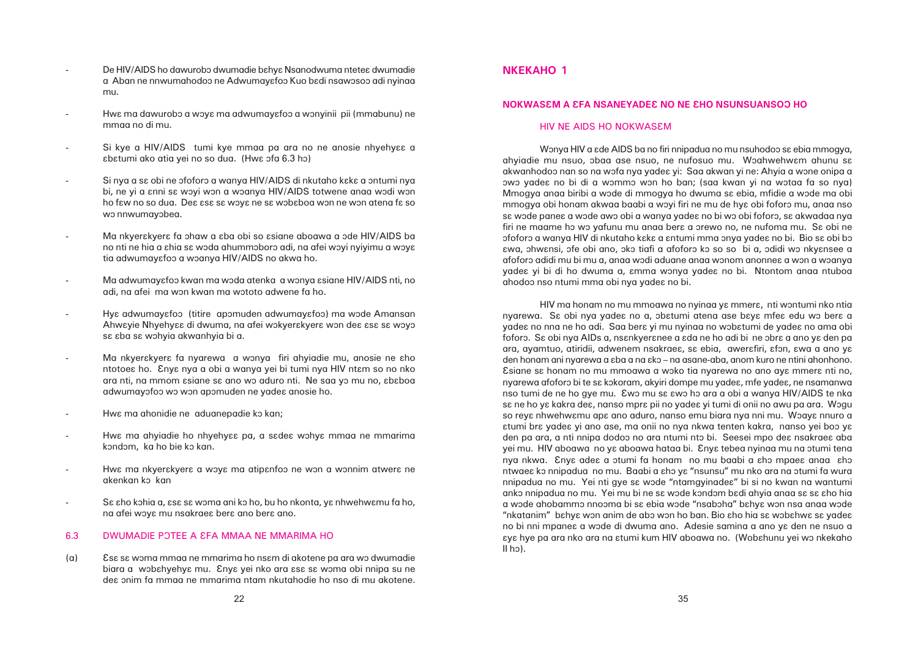- De HIV/AIDS ho dawurobɔ dwumadie bɛhyɛ Nsanodwuma ntetee dwumadie a Aban ne nnwumahodoɔ ne Adwumayɛfoɔ Kuo bɛdi nsawɔsoɔ adi nyinaa mu.

- Hwɛ ma dawurobɔ a wɔyɛ ma adwumayɛfoɔ a wɔnyinii pii (mmabunu) ne mmaa no di mu.

- Si kye a HIV/AIDS tumi kye mmaa pa ara no ne anosie nhyehyɛɛ a ɛbɛtumi ako atia yei no so dua. (Hwɛ ɔfa 6.3 hɔ)

- Si nya a sɛ obi ne ɔfoforɔ a wanya HIV/AIDS di nkutaho kɛkɛ a ontumi nya bi, ne yi a ɛnni sɛ wɔyi wɔn a wɔanya HIV/AIDS totwene anaa wɔdi wɔn ho fɛw no so dua. Deɛ ɛsɛ sɛ wɔyɛ ne sɛ wɔbɛboa wɔn ne wɔn atena fɛ so wɔ nnwumayɔbea.

- Ma nkyerɛkyerɛ fa ɔhaw a ɛba obi so ɛsiane aboawa a ɔde HIV/AIDS ba no nti ne hia a ɛhia sɛ wɔda ahummɔborɔ adi, na afei wɔyi nyiyimu a wɔyɛ tia adwumayɛfoɔ a wɔanya HIV/AIDS no akwa ho.

- Ma adwumayɛfoɔ kwan ma wɔda atenka a wɔnya ɛsiane HIV/AIDS nti, no adi, na afei ma wɔn kwan ma wɔtoto adwene fa ho.

- Hyɛ adwumayɛfoɔ (titire apɔmuden adwumayɛfoɔ) ma wɔde Amansan Ahwɛyie Nhyehyɛɛ di dwuma, na afei wɔkyerɛkyerɛ wɔn deɛ ɛsɛ sɛ wɔyɔ sɛ ɛba sɛ wɔhyia akwanhyia bi a.

- Ma nkyerɛkyerɛ fa nyarewa a wɔnya firi ahyiadie mu, anosie ne ɛho ntotoeɛ ho. Ɛnyɛ nya a obi a wanya yei bi tumi nya HIV ntɛm so no nko ara nti, na mmom ɛsiane sɛ ano wɔ aduro nti. Ne saa yɔ mu no, ɛbɛboa adwumayɔfoɔ wɔ wɔn apɔmuden ne yadeɛ anosie ho.

- Hwɛ ma ahonidie ne aduanepadie kɔ kan;

- Hwɛ ma ahyiadie ho nhyehyɛɛ pa, a sɛdeɛ wɔhyɛ mmaa ne mmarima kɔndɔm, ka ho bie kɔ kan.

- Hwɛ ma nkyerɛkyerɛ a wɔyɛ ma atipɛnfoɔ ne wɔn a wɔnnim atwerɛ ne akenkan kɔ kan

- Sɛ ɛho kɔhia a, ɛsɛ sɛ wɔma ani kɔ ho, bu ho nkonta, yɛ nhwehwɛmu fa ho, na afei wɔyɛ mu nsakraeɛ berɛ ano berɛ ano.

### 6.3 DWUMADIE PƆTEE A ƐFA MMAA NE MMARIMA HO

(a) Ɛsɛ sɛ wɔma mmaa ne mmarima ho nsɛm di akotene pa ara wɔ dwumadie biara a wɔbɛhyehyɛ mu. Ɛnyɛ yei nko ara ɛsɛ sɛ wɔma obi nnipa su ne deɛ ɔnim fa mmaa ne mmarima ntam nkutahodie ho nso di mu akotene.

## NKEKAHO 1

### NOKWASƐM A ƐFA NSANEYADEƐ NO NE ƐHO NSUNSUANSOƆ HO

#### HIV NE AIDS HO NOKWASƐM

Wɔnya HIV a ɛde AIDS ba no firi nnipadua no mu nsuhodoɔ sɛ ebia mmogya, ahyiadie mu nsuo, ɔbaa ase nsuo, ne nufosuo mu. Wɔahwehwɛm ahunu sɛ akwanhodoɔ nan so na wɔfa nya yadeɛ yi: Saa akwan yi ne: Ahyia a wɔne onipa a ɔwɔ yadeɛ no bi di a wɔmmɔ wɔn ho ban; (saa kwan yi na wɔtaa fa so nya) Mmogya anaa biribi a wɔde di mmogya ho dwuma sɛ ebia, mfidie a wɔde ma obi mmogya obi honam akwaa baabi a wɔyi firi ne mu de hyɛ obi foforɔ mu, anaa nso sɛ wɔde paneɛ a wɔde awɔ obi a wanya yadeɛ no bi wɔ obi foforɔ, sɛ akwadaa nya firi ne maame hɔ wɔ yafunu mu anaa berɛ a ɔrewo no, ne nufoma mu. Sɛ obi ne ɔfoforɔ a wanya HIV di nkutaho kɛkɛ a ɛntumi mma ɔnya yadeɛ no bi. Bio sɛ obi bɔ ɛwa, ɔhwɛnsi, ɔfe obi ano, ɔkɔ tiafi a afoforɔ kɔ so so bi a, ɔdidi wɔ nkyɛnsee a afoforɔ adidi mu bi mu a, anaa wɔdi aduane anaa wɔnom anonneɛ a wɔn a wɔanya yadeɛ yi bi di ho dwuma a, ɛmma wɔnya yadeɛ no bi. Ntontom anaa ntuboa ahodoɔ nso ntumi mma obi nya yadeɛ no bi.

HIV ma honam no mu mmoawa no nyinaa yɛ mmerɛ, nti wɔntumi nko ntia nyarewa. Sɛ obi nya yadeɛ no a, ɔbɛtumi atena ase bɛyɛ mfeɛ edu wɔ berɛ a yadeɛ no nna ne ho adi. Saa berɛ yi mu nyinaa no wɔbɛtumi de yadeɛ no ama obi foforɔ. Sɛ obi nya AIDs a, nsɛnkyerɛnee a ɛda ne ho adi bi ne ɔbrɛ a ano yɛ den pa ara, ayamtuo, atiridii, adwenem nsakraeɛ, sɛ ebia, awerɛfiri, ɛfon, ɛwa a ano yɛ den honam ani nyarewa a ɛba a na ɛkɔ – na asane-aba, anom kuro ne ntini ahonhono. Ɛsiane sɛ honam no mu mmoawa a wɔko tia nyarewa no ano ayɛ mmerɛ nti no, nyarewa afoforɔ bi te sɛ kokoram, akyiri dompe mu yadeɛ, mfe yadeɛ, ne nsamanwa nso tumi de ne ho gye mu. Ɛwɔ mu sɛ ɛwɔ hɔ ara a obi a wanya HIV/AIDS te nka sɛ ne ho yɛ kakra deɛ, nanso mprɛ pii no yadeɛ yi tumi di onii no awu pa ara. Wɔgu so reyɛ nhwehwɛmu apɛ ano aduro, nanso emu biara nya nni mu. Wɔayɛ nnuro a ɛtumi brɛ yadeɛ yi ano ase, ma onii no nya nkwa tenten kakra, nanso yei boɔ yɛ den pa ara, a nti nnipa dodoɔ no ara ntumi ntɔ bi. Seesei mpo deɛ nsakraeɛ aba yei mu. HIV aboawa no yɛ aboawa hataa bi. Ɛnyɛ tebea nyinaa mu na ɔtumi tena nya nkwa. Ɛnyɛ adeɛ a ɔtumi fa honam no mu baabi a ɛho mpaeɛ anaa ɛho ntwaeɛ kɔ nnipadua no mu. Baabi a ɛho yɛ "nsunsu" mu nko ara na ɔtumi fa wura nnipadua no mu. Yei nti gye sɛ wɔde "ntamgyinadeɛ" bi si no kwan na wantumi ankɔ nnipadua no mu. Yei mu bi ne sɛ wɔde kɔndɔm bɛdi ahyia anaa sɛ sɛ ɛho hia a wɔde ahobammɔ nnooma bi sɛ ebia wɔde "nsabɔha" bɛhyɛ wɔn nsa anaa wɔde "nkatanim" bɛhyɛ wɔn anim de abɔ wɔn ho ban. Bio ɛho hia sɛ wɔbɛhwɛ sɛ yadeɛ no bi nni mpaneɛ a wɔde di dwuma ano. Adesie samina a ano yɛ den ne nsuo a ɛyɛ hye pa ara nko ara na ɛtumi kum HIV aboawa no. (Wobɛhunu yei wɔ nkekaho II hɔ).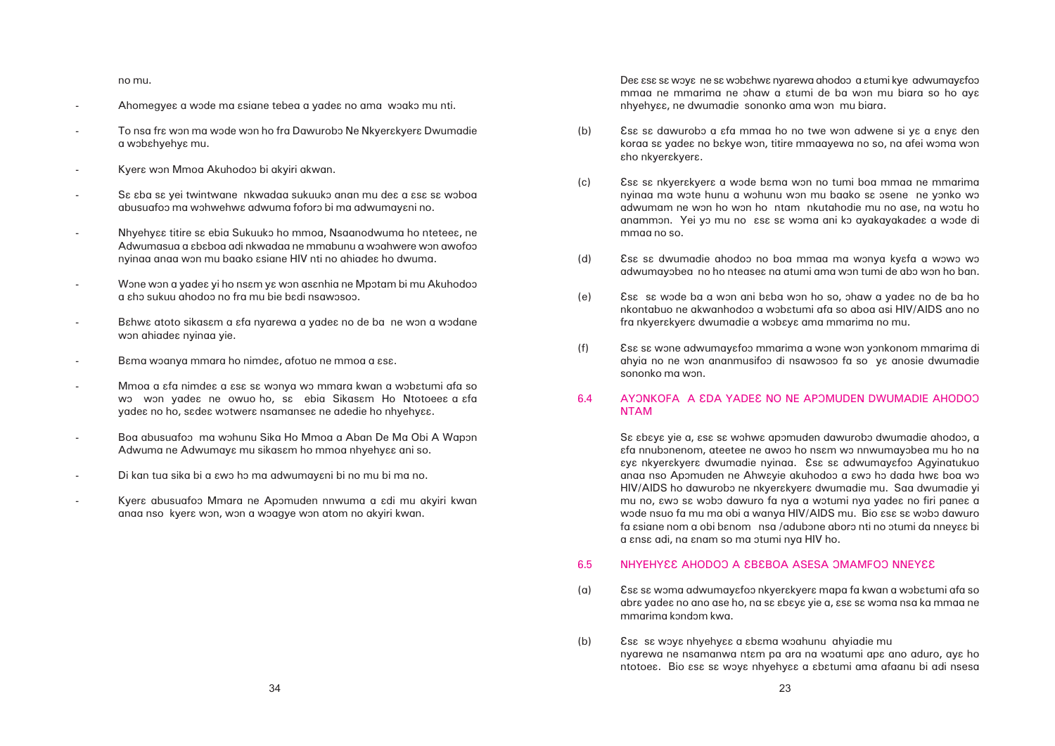no mu.

- Ahomegyeɛ a wɔde ma ɛsiane tebea a yadeɛ no ama wɔakɔ mu nti.
- To nsa frɛ wɔn ma wɔde wɔn ho fra Dawurobɔ Ne Nkyerɛkyerɛ Dwumadie a wɔbɛhyehyɛ mu.
- Kyerɛ wɔn Mmoa Akuhodoɔ bi akyiri akwan.
- Sɛ ɛba sɛ yei twintwane nkwadaa sukuukɔ anan mu deɛ a ɛsɛ sɛ wɔboa abusuafoɔ ma wɔhwehwɛ adwuma foforɔ bi ma adwumayɛni no.
- Nhyehyɛɛ titire sɛ ebia Sukuukɔ ho mmoa, Nsaanodwuma ho nteteeɛ, ne Adwumasua a ɛbɛboa adi nkwadaa ne mmabunu a wɔahwere wɔn awofoɔ nyinaa anaa wɔn mu baako ɛsiane HIV nti no ahiadeɛ ho dwuma.
- Wɔne wɔn a yadeɛ yi ho nsɛm yɛ wɔn asɛnhia ne Mpɔtam bi mu Akuhodoɔ a ɛhɔ sukuu ahodoɔ no fra mu bie bɛdi nsawɔsoɔ.
- Bɛhwɛ atoto sikasɛm a ɛfa nyarewa a yadeɛ no de ba ne wɔn a wɔdane wɔn ahiadeɛ nyinaa yie.
- Bɛma wɔanya mmara ho nimdeɛ, afotuo ne mmoa a ɛsɛ.
- Mmoa a ɛfa nimdeɛ a ɛsɛ sɛ wɔnya wɔ mmara kwan a wɔbɛtumi afa so wɔ wɔn yadeɛ ne owuo ho, sɛ ebia Sikasɛm Ho Ntotoeeɛ a ɛfa yadeɛ no ho, sɛdeɛ wɔtwerɛ nsamanseɛ ne adedie ho nhyehyɛɛ.
- Boa abusuafoɔ ma wɔhunu Sika Ho Mmoa a Aban De Ma Obi A Wapɔn Adwuma ne Adwumayɛ mu sikasɛm ho mmoa nhyehyɛɛ ani so.
- Di kan tua sika bi a ɛwɔ hɔ ma adwumayɛni bi no mu bi ma no.
- Kyerɛ abusuafoɔ Mmara ne Apɔmuden nnwuma a ɛdi mu akyiri kwan anaa nso kyerɛ wɔn, wɔn a wɔagye wɔn atom no akyiri kwan.

Deɛ ɛsɛ sɛ wɔyɛ ne sɛ wɔbɛhwɛ nyarewa ahodoɔ a ɛtumi kye adwumayɛfoɔ mmaa ne mmarima ne ɔhaw a ɛtumi de ba wɔn mu biara so ho ayɛ nhyehyɛɛ, ne dwumadie sononko ama wɔn mu biara.

(b) Ɛsɛ sɛ dawurobɔ a ɛfa mmaa ho no twe wɔn adwene si yɛ a ɛnyɛ den koraa sɛ yadeɛ no bɛkye wɔn, titire mmaayewa no so, na afei wɔma wɔn ɛho nkyerɛkyerɛ.

(c) Ɛsɛ sɛ nkyerɛkyerɛ a wɔde bɛma wɔn no tumi boa mmaa ne mmarima nyinaa ma wɔte hunu a wɔhunu wɔn mu baako sɛ ɔsene ne yɔnko wɔ adwumam ne wɔn ho wɔn ho ntam nkutahodie mu no ase, na wɔtu ho anammɔn. Yei yɔ mu no ɛsɛ sɛ wɔma ani kɔ ayakayakadeɛ a wɔde di mmaa no so.

(d) Ɛsɛ sɛ dwumadie ahodoɔ no boa mmaa ma wɔnya kyɛfa a wɔwɔ wɔ adwumayɔbea no ho nteaseɛ na atumi ama wɔn tumi de abɔ wɔn ho ban.

(e) Ɛsɛ sɛ wɔde ba a wɔn ani bɛba wɔn ho so, ɔhaw a yadeɛ no de ba ho nkontabuo ne akwanhodoɔ a wɔbɛtumi afa so aboa asi HIV/AIDS ano no fra nkyerɛkyerɛ dwumadie a wɔbɛyɛ ama mmarima no mu.

(f) Ɛsɛ sɛ wɔne adwumayɛfoɔ mmarima a wɔne wɔn yɔnkonom mmarima di ahyia no ne wɔn ananmusifoɔ di nsawɔsoɔ fa so yɛ anosie dwumadie sononko ma wɔn.

## 6.4 AYƆNKOFA A ƐDA YADEƐ NO NE APƆMUDEN DWUMADIE AHODOƆ NTAM

Sɛ ɛbɛyɛ yie a, ɛsɛ sɛ wɔhwɛ apɔmuden dawurobɔ dwumadie ahodoɔ, a ɛfa nnubɔnenom, ateetee ne awoɔ ho nsɛm wɔ nnwumayɔbea mu ho na ɛyɛ nkyerɛkyerɛ dwumadie nyinaa. Ɛsɛ sɛ adwumayɛfoɔ Agyinatukuo anaa nso Apɔmuden ne Ahwɛyie akuhodoɔ a ɛwɔ hɔ dada hwɛ boa wɔ HIV/AIDS ho dawurobɔ ne nkyerɛkyerɛ dwumadie mu. Saa dwumadie yi mu no, ɛwɔ sɛ wɔbɔ dawuro fa nya a wɔtumi nya yadeɛ no firi paneɛ a wɔde nsuo fa mu ma obi a wanya HIV/AIDS mu. Bio ɛsɛ sɛ wɔbɔ dawuro fa ɛsiane nom a obi bɛnom nsa /adubɔne aborɔ nti no ɔtumi da nneyɛɛ bi a ɛnsɛ adi, na ɛnam so ma ɔtumi nya HIV ho.

## 6.5 NHYEHYƐƐ AHODOƆ A ƐBƐBOA ASESA ƆMAMFOƆ NNEYƐƐ

(a) Ɛsɛ sɛ wɔma adwumayɛfoɔ nkyerɛkyerɛ mapa fa kwan a wɔbɛtumi afa so abrɛ yadeɛ no ano ase ho, na sɛ ɛbɛyɛ yie a, ɛsɛ sɛ wɔma nsa ka mmaa ne mmarima kɔndɔm kwa.

(b) Ɛsɛ sɛ wɔyɛ nhyehyɛɛ a ɛbɛma wɔahunu ahyiadie mu nyarewa ne nsamanwa ntɛm pa ara na wɔatumi apɛ ano aduro, ayɛ ho ntotoeɛ. Bio ɛsɛ sɛ wɔyɛ nhyehyɛɛ a ɛbɛtumi ama afaanu bi adi nsesa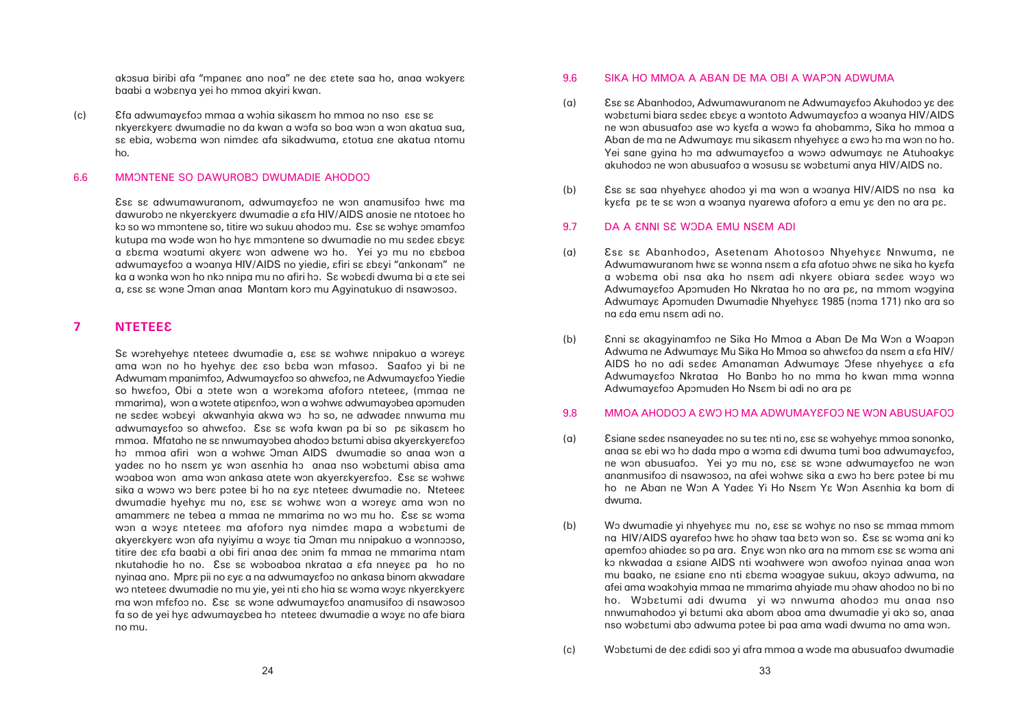akɔsua biribi afa "mpaneɛ ano noa" ne deɛ ɛtete saa ho, anaa wɔkyerɛ baabi a wɔbɛnya yei ho mmoa akyiri kwan.

(c) Ɛfa adwumayɛfoɔ mmaa a wɔhia sikasɛm ho mmoa no nso ɛsɛ sɛ nkyerɛkyerɛ dwumadie no da kwan a wɔfa so boa wɔn a wɔn akatua sua, sɛ ebia, wɔbɛma wɔn nimdeɛ afa sikadwuma, ɛtotua ɛne akatua ntomu ho.

## 6.6 MMƆNTENE SO DAWUROBƆ DWUMADIE AHODOƆ

Ɛsɛ sɛ adwumawuranom, adwumayɛfoɔ ne wɔn anamusifoɔ hwɛ ma dawurobɔ ne nkyerɛkyerɛ dwumadie a ɛfa HIV/AIDS anosie ne ntotoeɛ ho kɔ so wɔ mmɔntene so, titire wɔ sukuu ahodoɔ mu. Ɛsɛ sɛ wɔhyɛ ɔmamfoɔ kutupa ma wɔde wɔn ho hyɛ mmɔntene so dwumadie no mu sɛdeɛ ɛbɛyɛ a ɛbɛma wɔatumi akyerɛ wɔn adwene wɔ ho. Yei yɔ mu no ɛbɛboa adwumayɛfoɔ a wɔanya HIV/AIDS no yiedie, ɛfiri sɛ ɛbɛyi "ankonam" ne ka a wɔnka wɔn ho nkɔ nnipa mu no afiri hɔ. Sɛ wɔbɛdi dwuma bi a ɛte sei a, ɛsɛ sɛ wɔne Ɔman anaa Mantam korɔ mu Agyinatukuo di nsawɔsoɔ.

# 7 NTETEEƐ

Sɛ wɔrehyehyɛ nteteeɛ dwumadie a, ɛsɛ sɛ wɔhwɛ nnipakuo a wɔreyɛ ama wɔn no ho hyehyɛ deɛ ɛso bɛba wɔn mfasoɔ. Saafoɔ yi bi ne Adwumam mpanimfoɔ, Adwumayɛfoɔ so ahwɛfoɔ, ne Adwumayɛfoɔ Yiedie so hwɛfoɔ, Obi a ɔtete wɔn a wɔrekɔma afoforɔ nteteeɛ, (mmaa ne mmarima), wɔn a wɔtete atipɛnfoɔ, wɔn a wɔhwɛ adwumayɔbea apɔmuden ne sɛdeɛ wɔbɛyi akwanhyia akwa wɔ hɔ so, ne adwadeɛ nnwuma mu adwumayɛfoɔ so ahwɛfoɔ. Ɛsɛ sɛ wɔfa kwan pa bi so pɛ sikasɛm ho mmoa. Mfataho ne sɛ nnwumayɔbea ahodoɔ bɛtumi abisa akyerɛkyerɛfoɔ hɔ mmoa afiri wɔn a wɔhwɛ Ɔman AIDS dwumadie so anaa wɔn a yadeɛ no ho nsɛm yɛ wɔn asɛnhia hɔ anaa nso wɔbɛtumi abisa ama wɔaboa wɔn ama wɔn ankasa atete wɔn akyerɛkyerɛfoɔ. Ɛsɛ sɛ wɔhwɛ sika a wɔwɔ wɔ berɛ pɔtee bi ho na ɛyɛ nteteeɛ dwumadie no. Nteteeɛ dwumadie hyehyɛ mu no, ɛsɛ sɛ wɔhwɛ wɔn a woreyɛ ama wɔn no amammerɛ ne tebea a mmaa ne mmarima no wɔ mu ho. Ɛsɛ sɛ wɔma wɔn a wɔyɛ nteteeɛ ma afoforɔ nya nimdeɛ mapa a wɔbɛtumi de akyerɛkyerɛ wɔn afa nyiyimu a wɔyɛ tia Ɔman mu nnipakuo a wɔnnɔɔso, titire deɛ ɛfa baabi a obi firi anaa deɛ ɔnim fa mmaa ne mmarima ntam nkutahodie ho no. Ɛsɛ sɛ wɔboaboa nkrataa a ɛfa nneyɛɛ pa ho no nyinaa ano. Mprɛ pii no ɛyɛ a na adwumayɛfoɔ no ankasa binom akwadare wɔ nteteeɛ dwumadie no mu yie, yei nti ɛho hia sɛ wɔma wɔyɛ nkyerɛkyerɛ ma wɔn mfɛfoɔ no. Ɛsɛ sɛ wɔne adwumayɛfoɔ anamusifoɔ di nsawɔsoɔ fa so de yei hyɛ adwumayɛbea hɔ nteteeɛ dwumadie a wɔyɛ no afe biara no mu.

## 9.6 SIKA HO MMOA A ABAN DE MA OBI A WAPƆN ADWUMA

(a) Ɛsɛ sɛ Abanhodoɔ, Adwumawuranom ne Adwumayɛfoɔ Akuhodoɔ yɛ deɛ wɔbɛtumi biara sɛdeɛ ɛbɛyɛ a wɔntoto Adwumayɛfoɔ a wɔanya HIV/AIDS ne wɔn abusuafoɔ ase wɔ kyɛfa a wɔwɔ fa ahobammɔ, Sika ho mmoa a Aban de ma ne Adwumayɛ mu sikasɛm nhyehyɛɛ a ɛwɔ hɔ ma wɔn no ho. Yei sane gyina hɔ ma adwumayɛfoɔ a wɔwɔ adwumayɛ ne Atuhoakyɛ akuhodoɔ ne wɔn abusuafoɔ a wɔsusu sɛ wɔbɛtumi anya HIV/AIDS no.

(b) Ɛsɛ sɛ saa nhyehyɛɛ ahodoɔ yi ma wɔn a wɔanya HIV/AIDS no nsa ka kyɛfa pɛ te sɛ wɔn a wɔanya nyarewa afoforɔ a emu yɛ den no ara pɛ.

## 9.7 DA A ƐNNI SƐ WƆDA EMU NSƐM ADI

(a) Ɛsɛ sɛ Abanhodoɔ, Asetenam Ahotosoɔ Nhyehyɛɛ Nnwuma, ne Adwumawuranom hwɛ sɛ wɔnna nsɛm a ɛfa afotuo ɔhwɛ ne sika ho kyɛfa a wɔbɛma obi nsa aka ho nsɛm adi nkyerɛ obiara sɛdeɛ wɔyɔ wɔ Adwumayɛfoɔ Apɔmuden Ho Nkrataa ho no ara pɛ, na mmom wɔgyina Adwumayɛ Apɔmuden Dwumadie Nhyehyɛɛ 1985 (nɔma 171) nko ara so na ɛda emu nsɛm adi no.

(b) Ɛnni sɛ akagyinamfoɔ ne Sika Ho Mmoa a Aban De Ma Wɔn a Wɔapɔn Adwuma ne Adwumayɛ Mu Sika Ho Mmoa so ahwɛfoɔ da nsɛm a ɛfa HIV/AIDS ho no adi sɛdeɛ Amanaman Adwumayɛ Ɔfese nhyehyɛɛ a ɛfa Adwumayɛfoɔ Nkrataa Ho Banbɔ ho no mma ho kwan mma wɔnna Adwumayɛfoɔ Apɔmuden Ho Nsɛm bi adi no ara pɛ

## 9.8 MMOA AHODOƆ A ƐWƆ HƆ MA ADWUMAYƐFOƆ NE WƆN ABUSUAFOƆ

(a) Ɛsiane sɛdeɛ nsaneyadeɛ no su teɛ nti no, ɛsɛ sɛ wɔhyehyɛ mmoa sononko, anaa sɛ ebi wɔ hɔ dada mpo a wɔma ɛdi dwuma tumi boa adwumayɛfoɔ, ne wɔn abusuafoɔ. Yei yɔ mu no, ɛsɛ sɛ wɔne adwumayɛfoɔ ne wɔn ananmusifoɔ di nsawɔsoɔ, na afei wɔhwɛ sika a ɛwɔ hɔ berɛ pɔtee bi mu ho ne Aban ne Wɔn A Yadeɛ Yi Ho Nsɛm Yɛ Wɔn Asɛnhia ka bom di dwuma.

(b) Wɔ dwumadie yi nhyehyɛɛ mu no, ɛsɛ sɛ wɔhyɛ no nso sɛ mmaa mmom na HIV/AIDS ayarefoɔ hwɛ ho ɔhaw taa bɛtɔ wɔn so. Ɛsɛ sɛ wɔma ani kɔ apemfoɔ ahiadeɛ so pa ara. Ɛnyɛ wɔn nko ara na mmom ɛsɛ sɛ wɔma ani kɔ nkwadaa a ɛsiane AIDS nti wɔahwere wɔn awofoɔ nyinaa anaa wɔn mu baako, ne ɛsiane ɛno nti ɛbɛma wɔagyae sukuu, akɔyɔ adwuma, na afei ama wɔakɔhyia mmaa ne mmarima ahyiade mu ɔhaw ahodoɔ no bi no ho. Wɔbɛtumi adi dwuma yi wɔ nnwuma ahodoɔ mu anaa nso nnwumahodoɔ yi bɛtumi aka abom aboa ama dwumadie yi akɔ so, anaa nso wɔbɛtumi abɔ adwuma pɔtee bi paa ama wadi dwuma no ama wɔn.

(c) Wɔbɛtumi de deɛ ɛdidi soɔ yi afra mmoa a wɔde ma abusuafoɔ dwumadie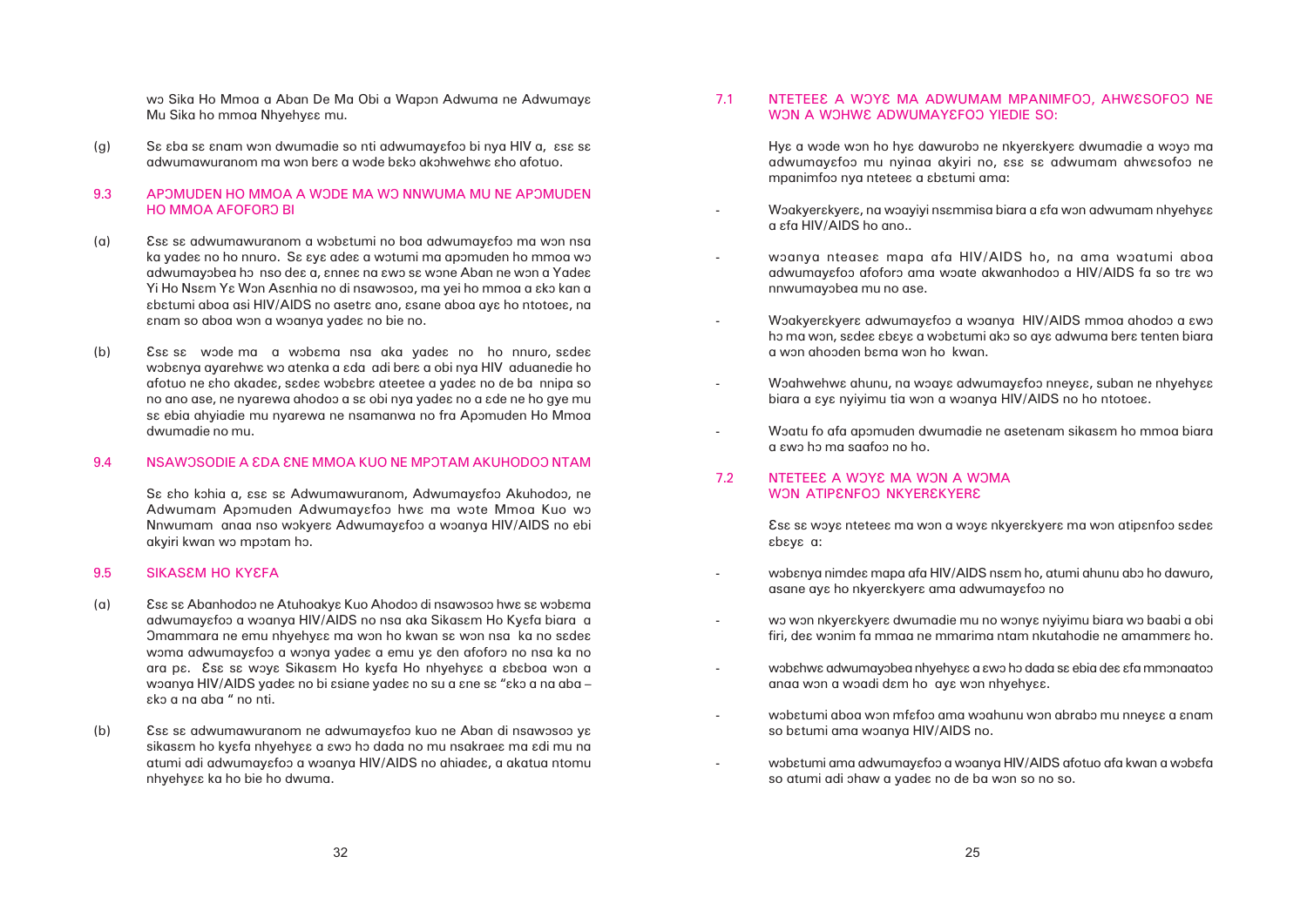wɔ Sika Ho Mmoa a Aban De Ma Obi a Wapɔn Adwuma ne Adwumayɛ Mu Sika ho mmoa Nhyehyɛɛ mu.

(g) Sɛ ɛba sɛ ɛnam wɔn dwumadie so nti adwumayɛfoɔ bi nya HIV a, ɛsɛ sɛ adwumawuranom ma wɔn berɛ a wɔde bɛkɔ akɔhwehwɛ ɛho afotuo.

## 9.3 APƆMUDEN HO MMOA A WƆDE MA WƆ NNWUMA MU NE APƆMUDEN HO MMOA AFOFORƆ BI

(a) Ɛsɛ sɛ adwumawuranom a wɔbɛtumi no boa adwumayɛfoɔ ma wɔn nsa ka yadeɛ no ho nnuro. Sɛ ɛyɛ adeɛ a wɔtumi ma apɔmuden ho mmoa wɔ adwumayɔbea hɔ nso deɛ a, ɛnneɛ na ɛwɔ sɛ wɔne Aban ne wɔn a Yadeɛ Yi Ho Nsɛm Yɛ Wɔn Asɛnhia no di nsawɔsoɔ, ma yei ho mmoa a ɛkɔ kan a ɛbɛtumi aboa asi HIV/AIDS no asetrɛ ano, ɛsane aboa ayɛ ho ntotoeɛ, na ɛnam so aboa wɔn a wɔanya yadeɛ no bie no.

(b) Ɛsɛ sɛ wɔde ma a wɔbɛma nsa aka yadeɛ no ho nnuro, sɛdeɛ wɔbɛnya ayarehwɛ wɔ atenka a ɛda adi berɛ a obi nya HIV aduanedie ho afotuo ne ɛho akadeɛ, sɛdeɛ wɔbɛbrɛ ateetee a yadeɛ no de ba nnipa so no ano ase, ne nyarewa ahodoɔ a sɛ obi nya yadeɛ no a ɛde ne ho gye mu sɛ ebia ahyiadie mu nyarewa ne nsamanwa no fra Apɔmuden Ho Mmoa dwumadie no mu.

## 9.4 NSAWƆSODIE A ƐDA ƐNE MMOA KUO NE MPƆTAM AKUHODOƆ NTAM

Sɛ ɛho kɔhia a, ɛsɛ sɛ Adwumawuranom, Adwumayɛfoɔ Akuhodoɔ, ne Adwumam Apɔmuden Adwumayɛfoɔ hwɛ ma wɔte Mmoa Kuo wɔ Nnwumam anaa nso wɔkyerɛ Adwumayɛfoɔ a wɔanya HIV/AIDS no ebi akyiri kwan wɔ mpɔtam hɔ.

## 9.5 SIKASƐM HO KYƐFA

(a) Ɛsɛ sɛ Abanhodoɔ ne Atuhoakyɛ Kuo Ahodoɔ di nsawɔsoɔ hwɛ sɛ wɔbɛma adwumayɛfoɔ a wɔanya HIV/AIDS no nsa aka Sikasɛm Ho Kyɛfa biara a Ɔmammara ne emu nhyehyɛɛ ma wɔn ho kwan sɛ wɔn nsa ka no sɛdeɛ wɔma adwumayɛfoɔ a wɔnya yadeɛ a emu yɛ den afoforɔ no nsa ka no ara pɛ. Ɛsɛ sɛ wɔyɛ Sikasɛm Ho kyɛfa Ho nhyehyɛɛ a ɛbɛboa wɔn a wɔanya HIV/AIDS yadeɛ no bi ɛsiane yadeɛ no su a ɛne sɛ "ɛkɔ a na aba – ɛkɔ a na aba " no nti.

(b) Ɛsɛ sɛ adwumawuranom ne adwumayɛfoɔ kuo ne Aban di nsawɔsoɔ yɛ sikasɛm ho kyɛfa nhyehyɛɛ a ɛwɔ hɔ dada no mu nsakraeɛ ma ɛdi mu na atumi adi adwumayɛfoɔ a wɔanya HIV/AIDS no ahiadeɛ, a akatua ntomu nhyehyɛɛ ka ho bie ho dwuma.

## 7.1 NTETEEƐ A WƆYƐ MA ADWUMAM MPANIMFOƆ, AHWƐSOFOƆ NE WƆN A WƆHWƐ ADWUMAYƐFOƆ YIEDIE SO:

Hyɛ a wɔde wɔn ho hyɛ dawurobɔ ne nkyerɛkyerɛ dwumadie a wɔyɔ ma adwumayɛfoɔ mu nyinaa akyiri no, ɛsɛ sɛ adwumam ahwɛsofoɔ ne mpanimfoɔ nya nteteeɛ a ɛbɛtumi ama:

- Wɔakyerɛkyerɛ, na wɔayiyi nsɛmmisa biara a ɛfa wɔn adwumam nhyehyɛɛ a ɛfa HIV/AIDS ho ano..
- wɔanya nteaseɛ mapa afa HIV/AIDS ho, na ama wɔatumi aboa adwumayɛfoɔ afoforɔ ama wɔate akwanhodoɔ a HIV/AIDS fa so trɛ wɔ nnwumayɔbea mu no ase.
- Wɔakyerɛkyerɛ adwumayɛfoɔ a wɔanya HIV/AIDS mmoa ahodoɔ a ɛwɔ hɔ ma wɔn, sɛdeɛ ɛbɛyɛ a wɔbɛtumi akɔ so ayɛ adwuma berɛ tenten biara a wɔn ahoɔden bɛma wɔn ho kwan.
- Wɔahwehwɛ ahunu, na wɔayɛ adwumayɛfoɔ nneyɛɛ, suban ne nhyehyɛɛ biara a ɛyɛ nyiyimu tia wɔn a wɔanya HIV/AIDS no ho ntotoeɛ.
- Wɔatu fo afa apɔmuden dwumadie ne asetenam sikasɛm ho mmoa biara a ɛwɔ hɔ ma saafoɔ no ho.

## 7.2 NTETEEƐ A WƆYƐ MA WƆN A WƆMA WƆN ATIPƐNFOƆ NKYERƐKYERƐ

Ɛsɛ sɛ wɔyɛ nteteeɛ ma wɔn a wɔyɛ nkyerɛkyerɛ ma wɔn atipɛnfoɔ sɛdeɛ ɛbɛyɛ a:

- wɔbɛnya nimdeɛ mapa afa HIV/AIDS nsɛm ho, atumi ahunu abɔ ho dawuro, asane ayɛ ho nkyerɛkyerɛ ama adwumayɛfoɔ no
- wɔ wɔn nkyerɛkyerɛ dwumadie mu no wɔnyɛ nyiyimu biara wɔ baabi a obi firi, deɛ wɔnim fa mmaa ne mmarima ntam nkutahodie ne amammerɛ ho.
- wɔbɛhwɛ adwumayɔbea nhyehyɛɛ a ɛwɔ hɔ dada sɛ ebia deɛ ɛfa mmɔnaatoɔ anaa wɔn a wɔadi dɛm ho ayɛ wɔn nhyehyɛɛ.
- wɔbɛtumi aboa wɔn mfɛfoɔ ama wɔahunu wɔn abrabɔ mu nneyɛɛ a ɛnam so bɛtumi ama wɔanya HIV/AIDS no.
- wɔbɛtumi ama adwumayɛfoɔ a wɔanya HIV/AIDS afotuo afa kwan a wɔbɛfa so atumi adi ɔhaw a yadeɛ no de ba wɔn so no so.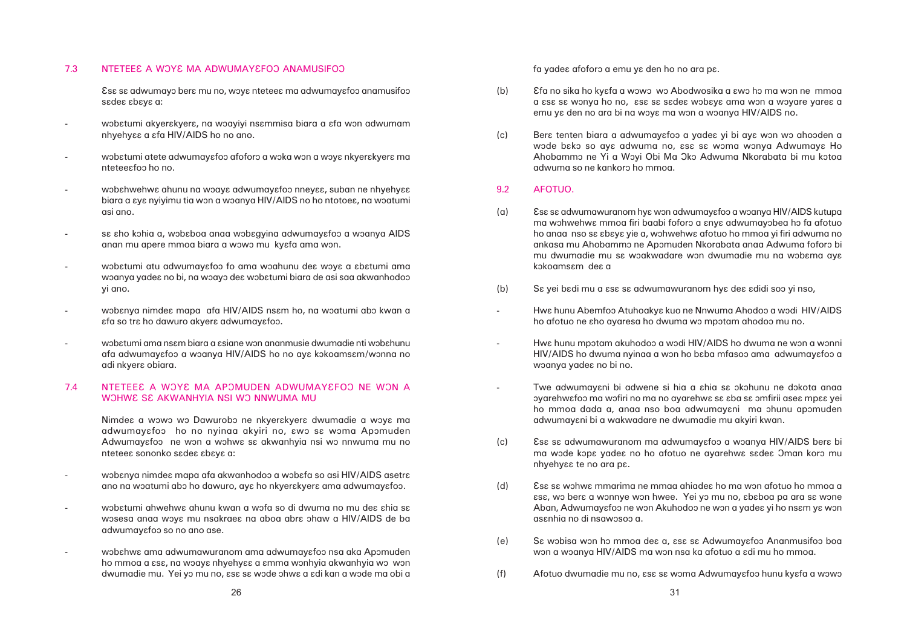## 7.3 NTETEEƐ A WƆYƐ MA ADWUMAYƐFOƆ ANAMUSIFOƆ

Ɛsɛ sɛ adwumayɔ berɛ mu no, wɔyɛ nteteeɛ ma adwumayɛfoɔ anamusifoɔ sɛdeɛ ɛbɛyɛ a:

- wɔbɛtumi akyerɛkyerɛ, na wɔayiyi nsɛmmisa biara a ɛfa wɔn adwumam nhyehyɛɛ a ɛfa HIV/AIDS ho no ano.
- wɔbɛtumi atete adwumayɛfoɔ afoforɔ a wɔka wɔn a wɔyɛ nkyerɛkyerɛ ma nteteeɛfoɔ ho no.
- wɔbɛhwehwɛ ahunu na wɔayɛ adwumayɛfoɔ nneyɛɛ, suban ne nhyehyɛɛ biara a ɛyɛ nyiyimu tia wɔn a wɔanya HIV/AIDS no ho ntotoeɛ, na wɔatumi asi ano.
- sɛ ɛho kɔhia a, wɔbɛboa anaa wɔbɛgyina adwumayɛfoɔ a wɔanya AIDS anan mu apere mmoa biara a wɔwɔ mu kyɛfa ama wɔn.
- wɔbɛtumi atu adwumayɛfoɔ fo ama wɔahunu deɛ wɔyɛ a ɛbɛtumi ama wɔanya yadeɛ no bi, na wɔayɔ deɛ wɔbɛtumi biara de asi saa akwanhodoɔ yi ano.
- wɔbɛnya nimdeɛ mapa afa HIV/AIDS nsɛm ho, na wɔatumi abɔ kwan a ɛfa so trɛ ho dawuro akyerɛ adwumayɛfoɔ.
- wɔbɛtumi ama nsɛm biara a ɛsiane wɔn ananmusie dwumadie nti wɔbɛhunu afa adwumayɛfoɔ a wɔanya HIV/AIDS ho no ayɛ kɔkoamsɛm/wɔnna no adi nkyerɛ obiara.

## 7.4 NTETEEƐ A WƆYƐ MA APƆMUDEN ADWUMAYƐFOƆ NE WƆN A WƆHWƐ SƐ AKWANHYIA NSI WƆ NNWUMA MU

Nimdeɛ a wɔwɔ wɔ Dawurobɔ ne nkyerɛkyerɛ dwumadie a wɔyɛ ma adwumayɛfoɔ ho no nyinaa akyiri no, ɛwɔ sɛ wɔma Apɔmuden Adwumayɛfoɔ ne wɔn a wɔhwɛ sɛ akwanhyia nsi wɔ nnwuma mu no nteteeɛ sononko sɛdeɛ ɛbɛyɛ a:

- wɔbɛnya nimdeɛ mapa afa akwanhodoɔ a wɔbɛfa so asi HIV/AIDS asetrɛ ano na wɔatumi abɔ ho dawuro, ayɛ ho nkyerɛkyerɛ ama adwumayɛfoɔ.
- wɔbɛtumi ahwehwɛ ahunu kwan a wɔfa so di dwuma no mu deɛ ɛhia sɛ wɔsesa anaa wɔyɛ mu nsakraeɛ na aboa abrɛ ɔhaw a HIV/AIDS de ba adwumayɛfoɔ so no ano ase.
- wɔbɛhwɛ ama adwumawuranom ama adwumayɛfoɔ nsa aka Apɔmuden ho mmoa a ɛsɛ, na wɔayɛ nhyehyɛɛ a ɛmma wɔnhyia akwanhyia wɔ wɔn dwumadie mu. Yei yɔ mu no, ɛsɛ sɛ wɔde ɔhwɛ a ɛdi kan a wɔde ma obi a fa yadeɛ afoforɔ a emu yɛ den ho no ara pɛ.

(b) Ɛfa no sika ho kyɛfa a wɔwɔ wɔ Abodwosika a ɛwɔ hɔ ma wɔn ne mmoa a ɛsɛ sɛ wɔnya ho no, ɛsɛ sɛ sɛdeɛ wɔbɛyɛ ama wɔn a wɔyare yareɛ a emu yɛ den no ara bi na wɔyɛ ma wɔn a wɔanya HIV/AIDS no.

(c) Berɛ tenten biara a adwumayɛfoɔ a yadeɛ yi bi ayɛ wɔn wɔ ahoɔden a wɔde bɛkɔ so ayɛ adwuma no, ɛsɛ sɛ wɔma wɔnya Adwumayɛ Ho Ahobammɔ ne Yi a Wɔyi Obi Ma Ɔkɔ Adwuma Nkorabata bi mu kɔtoa adwuma so ne kankorɔ ho mmoa.

## 9.2 AFOTUO.

(a) Ɛsɛ sɛ adwumawuranom hyɛ wɔn adwumayɛfoɔ a wɔanya HIV/AIDS kutupa ma wɔhwehwɛ mmoa firi baabi foforɔ a ɛnyɛ adwumayɔbea hɔ fa afotuo ho anaa nso sɛ ɛbɛyɛ yie a, wɔhwehwɛ afotuo ho mmoa yi firi adwuma no ankasa mu Ahobammɔ ne Apɔmuden Nkorabata anaa Adwuma foforɔ bi mu dwumadie mu sɛ wɔakwadare wɔn dwumadie mu na wɔbɛma ayɛ kɔkoamsɛm deɛ a

(b) Sɛ yei bɛdi mu a ɛsɛ sɛ adwumawuranom hyɛ deɛ ɛdidi soɔ yi nso,

- Hwɛ hunu Abemfoɔ Atuhoakyɛ kuo ne Nnwuma Ahodoɔ a wɔdi HIV/AIDS ho afotuo ne ɛho ayaresa ho dwuma wɔ mpɔtam ahodoɔ mu no.
- Hwɛ hunu mpɔtam akuhodoɔ a wɔdi HIV/AIDS ho dwuma ne wɔn a wɔnni HIV/AIDS ho dwuma nyinaa a wɔn ho bɛba mfasoɔ ama adwumayɛfoɔ a wɔanya yadeɛ no bi no.
- Twe adwumayɛni bi adwene si hia a ɛhia sɛ ɔkɔhunu ne dɔkota anaa ɔyarehwɛfoɔ ma wɔfiri no ma no ayarehwɛ sɛ ɛba sɛ ɔmfirii aseɛ mpɛɛ yei ho mmoa dada a, anaa nso boa adwumayɛni ma ɔhunu apɔmuden adwumayɛni bi a wakwadare ne dwumadie mu akyiri kwan.

(c) Ɛsɛ sɛ adwumawuranom ma adwumayɛfoɔ a wɔanya HIV/AIDS berɛ bi ma wɔde kɔpɛ yadeɛ no ho afotuo ne ayarehwɛ sɛdeɛ Ɔman korɔ mu nhyehyɛɛ te no ara pɛ.

(d) Ɛsɛ sɛ wɔhwɛ mmarima ne mmaa ahiadeɛ ho ma wɔn afotuo ho mmoa a ɛsɛ, wɔ berɛ a wɔnnye wɔn hwee. Yei yɔ mu no, ɛbɛboa pa ara sɛ wɔne Aban, Adwumayɛfoɔ ne wɔn Akuhodoɔ ne wɔn a yadeɛ yi ho nsɛm yɛ wɔn asɛnhia no di nsawɔsoɔ a.

(e) Sɛ wɔbisa wɔn hɔ mmoa deɛ a, ɛsɛ sɛ Adwumayɛfoɔ Ananmusifoɔ boa wɔn a wɔanya HIV/AIDS ma wɔn nsa ka afotuo a ɛdi mu ho mmoa.

(f) Afotuo dwumadie mu no, ɛsɛ sɛ wɔma Adwumayɛfoɔ hunu kyɛfa a wɔwɔ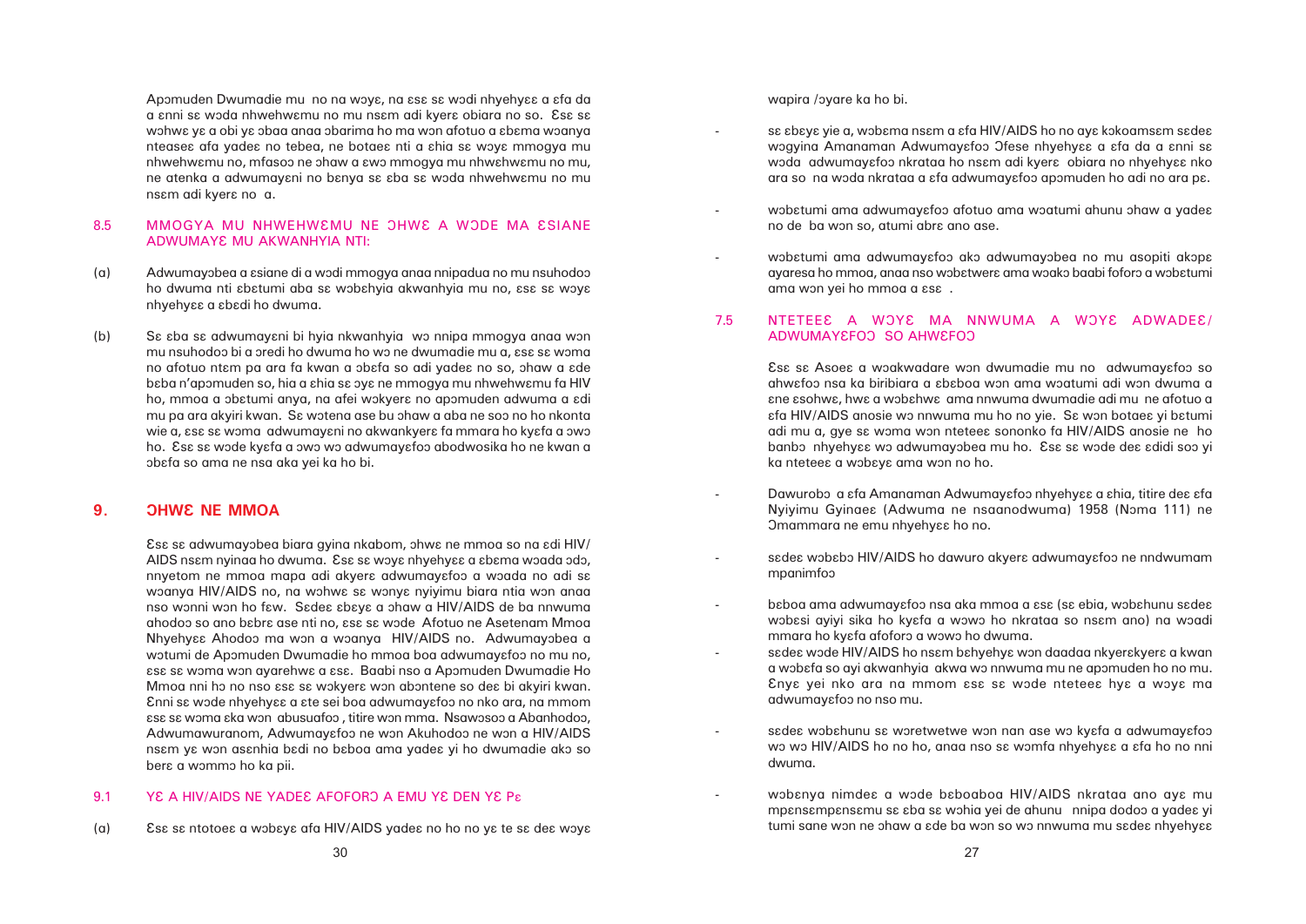Apɔmuden Dwumadie mu no na wɔyɛ, na ɛsɛ sɛ wɔdi nhyehyɛɛ a ɛfa da a ɛnni sɛ wɔda nhwehwɛmu no mu nsɛm adi kyerɛ obiara no so. Ɛsɛ sɛ wɔhwɛ yɛ a obi yɛ ɔbaa anaa ɔbarima ho ma wɔn afotuo a ɛbɛma wɔanya nteaseɛ afa yadeɛ no tebea, ne botaeɛ nti a ɛhia sɛ wɔyɛ mmogya mu nhwehwɛmu no, mfasoɔ ne ɔhaw a ɛwɔ mmogya mu nhwɛhwɛmu no mu, ne atenka a adwumayɛni no bɛnya sɛ ɛba sɛ wɔda nhwehwɛmu no mu nsɛm adi kyerɛ no a.

## 8.5 MMOGYA MU NHWEHWƐMU NE ƆHWƐ A WƆDE MA ƐSIANE ADWUMAYƐ MU AKWANHYIA NTI:

(a) Adwumayɔbea a ɛsiane di a wɔdi mmogya anaa nnipadua no mu nsuhodoɔ ho dwuma nti ɛbɛtumi aba sɛ wɔbɛhyia akwanhyia mu no, ɛsɛ sɛ wɔyɛ nhyehyɛɛ a ɛbɛdi ho dwuma.

(b) Sɛ ɛba sɛ adwumayɛni bi hyia nkwanhyia wɔ nnipa mmogya anaa wɔn mu nsuhodoɔ bi a ɔredi ho dwuma ho wɔ ne dwumadie mu a, ɛsɛ sɛ wɔma no afotuo ntɛm pa ara fa kwan a ɔbɛfa so adi yadeɛ no so, ɔhaw a ɛde bɛba n'apɔmuden so, hia a ɛhia sɛ ɔyɛ ne mmogya mu nhwehwɛmu fa HIV ho, mmoa a ɔbɛtumi anya, na afei wɔkyerɛ no apɔmuden adwuma a ɛdi mu pa ara akyiri kwan. Sɛ wɔtena ase bu ɔhaw a aba ne soɔ no ho nkonta wie a, ɛsɛ sɛ wɔma adwumayɛni no akwankyerɛ fa mmara ho kyɛfa a ɔwɔ ho. Ɛsɛ sɛ wɔde kyɛfa a ɔwɔ wɔ adwumayɛfoɔ abodwosika ho ne kwan a ɔbɛfa so ama ne nsa aka yei ka ho bi.

# 9. ƆHWƐ NE MMOA

Ɛsɛ sɛ adwumayɔbea biara gyina nkabom, ɔhwɛ ne mmoa so na ɛdi HIV/AIDS nsɛm nyinaa ho dwuma. Ɛsɛ sɛ wɔyɛ nhyehyɛɛ a ɛbɛma wɔada ɔdɔ, nnyetom ne mmoa mapa adi akyerɛ adwumayɛfoɔ a wɔada no adi sɛ wɔanya HIV/AIDS no, na wɔhwɛ sɛ wɔnyɛ nyiyimu biara ntia wɔn anaa nso wɔnni wɔn ho fɛw. Sɛdeɛ ɛbɛyɛ a ɔhaw a HIV/AIDS de ba nnwuma ahodoɔ so ano bɛbrɛ ase nti no, ɛsɛ sɛ wɔde Afotuo ne Asetenam Mmoa Nhyehyɛɛ Ahodoɔ ma wɔn a wɔanya HIV/AIDS no. Adwumayɔbea a wɔtumi de Apɔmuden Dwumadie ho mmoa boa adwumayɛfoɔ no mu no, ɛsɛ sɛ wɔma wɔn ayarehwɛ a ɛsɛ. Baabi nso a Apɔmuden Dwumadie Ho Mmoa nni hɔ no nso ɛsɛ sɛ wɔkyerɛ wɔn abɔntene so deɛ bi akyiri kwan. Ɛnni sɛ wɔde nhyehyɛɛ a ɛte sei boa adwumayɛfoɔ no nko ara, na mmom ɛsɛ sɛ wɔma ɛka wɔn abusuafoɔ , titire wɔn mma. Nsawɔsoɔ a Abanhodoɔ, Adwumawuranom, Adwumayɛfoɔ ne wɔn Akuhodoɔ ne wɔn a HIV/AIDS nsɛm yɛ wɔn asɛnhia bɛdi no bɛboa ama yadeɛ yi ho dwumadie akɔ so berɛ a wɔmmɔ ho ka pii.

## 9.1 YƐ A HIV/AIDS NE YADEƐ AFOFORƆ A EMU YƐ DEN YƐ Pɛ

(a) Ɛsɛ sɛ ntotoeɛ a wɔbɛyɛ afa HIV/AIDS yadeɛ no ho no yɛ te sɛ deɛ wɔyɛ

wapira /ɔyare ka ho bi.

- sɛ ɛbɛyɛ yie a, wɔbɛma nsɛm a ɛfa HIV/AIDS ho no ayɛ kɔkoamsɛm sɛdeɛ wɔgyina Amanaman Adwumayɛfoɔ Ɔfese nhyehyɛɛ a ɛfa da a ɛnni sɛ wɔda adwumayɛfoɔ nkrataa ho nsɛm adi kyerɛ obiara no nhyehyɛɛ nko ara so na wɔda nkrataa a ɛfa adwumayɛfoɔ apɔmuden ho adi no ara pɛ.

- wɔbɛtumi ama adwumayɛfoɔ afotuo ama wɔatumi ahunu ɔhaw a yadeɛ no de ba wɔn so, atumi abrɛ ano ase.

- wɔbɛtumi ama adwumayɛfoɔ akɔ adwumayɔbea no mu asopiti akɔpɛ ayaresa ho mmoa, anaa nso wɔbɛtwerɛ ama wɔakɔ baabi foforɔ a wɔbɛtumi ama wɔn yei ho mmoa a ɛsɛ .

## 7.5 NTETEEƐ A WƆYƐ MA NNWUMA A WƆYƐ ADWADEƐ/ ADWUMAYƐFOƆ SO AHWƐFOƆ

Ɛsɛ sɛ Asoeɛ a wɔakwadare wɔn dwumadie mu no adwumayɛfoɔ so ahwɛfoɔ nsa ka biribiara a ɛbɛboa wɔn ama wɔatumi adi wɔn dwuma a ɛne ɛsohwɛ, hwɛ a wɔbɛhwɛ ama nnwuma dwumadie adi mu ne afotuo a ɛfa HIV/AIDS anosie wɔ nnwuma mu ho no yie. Sɛ wɔn botaeɛ yi bɛtumi adi mu a, gye sɛ wɔma wɔn nteteeɛ sononko fa HIV/AIDS anosie ne ho banbɔ nhyehyɛɛ wɔ adwumayɔbea mu ho. Ɛsɛ sɛ wɔde deɛ ɛdidi soɔ yi ka nteteeɛ a wɔbɛyɛ ama wɔn no ho.

- Dawurobɔ a ɛfa Amanaman Adwumayɛfoɔ nhyehyɛɛ a ɛhia, titire deɛ ɛfa Nyiyimu Gyinaeɛ (Adwuma ne nsaanodwuma) 1958 (Nɔma 111) ne Ɔmammara ne emu nhyehyɛɛ ho no.

- sɛdeɛ wɔbɛbɔ HIV/AIDS ho dawuro akyerɛ adwumayɛfoɔ ne nndwumam mpanimfoɔ

- bɛboa ama adwumayɛfoɔ nsa aka mmoa a ɛsɛ (sɛ ebia, wɔbɛhunu sɛdeɛ wɔbɛsi ayiyi sika ho kyɛfa a wɔwɔ ho nkrataa so nsɛm ano) na wɔadi mmara ho kyɛfa afoforɔ a wɔwɔ ho dwuma.

- sɛdeɛ wɔde HIV/AIDS ho nsɛm bɛhyehyɛ wɔn daadaa nkyerɛkyerɛ a kwan a wɔbɛfa so ayi akwanhyia akwa wɔ nnwuma mu ne apɔmuden ho no mu. Ɛnyɛ yei nko ara na mmom ɛsɛ sɛ wɔde nteteeɛ hyɛ a wɔyɛ ma adwumayɛfoɔ no nso mu.

- sɛdeɛ wɔbɛhunu sɛ wɔretwetwe wɔn nan ase wɔ kyɛfa a adwumayɛfoɔ wɔ wɔ HIV/AIDS ho no ho, anaa nso sɛ wɔmfa nhyehyɛɛ a ɛfa ho no nni dwuma.

- wɔbɛnya nimdeɛ a wɔde bɛboaboa HIV/AIDS nkrataa ano ayɛ mu mpɛnsɛmpɛnsɛmu sɛ ɛba sɛ wɔhia yei de ahunu nnipa dodoɔ a yadeɛ yi tumi sane wɔn ne ɔhaw a ɛde ba wɔn so wɔ nnwuma mu sɛdeɛ nhyehyɛɛ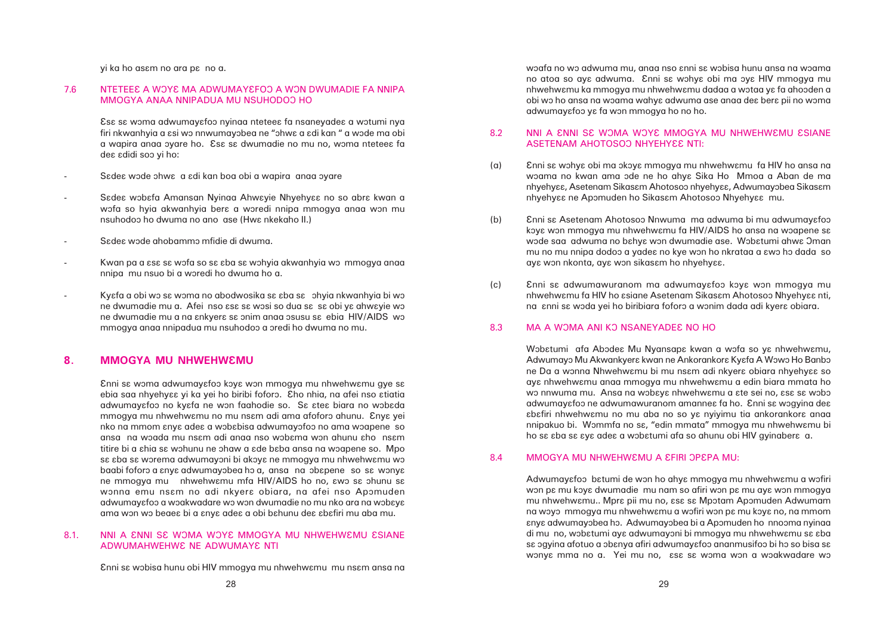yi ka ho asɛm no ara pɛ no a.

## 7.6 NTETEEƐ A WƆYƐ MA ADWUMAYƐFOƆ A WƆN DWUMADIE FA NNIPA MMOGYA ANAA NNIPADUA MU NSUHODOƆ HO

Ɛsɛ sɛ wɔma adwumayɛfoɔ nyinaa nteteeɛ fa nsaneyadeɛ a wɔtumi nya firi nkwanhyia a ɛsi wɔ nnwumayɔbea ne "ɔhwɛ a ɛdi kan " a wɔde ma obi a wapira anaa ɔyare ho. Ɛsɛ sɛ dwumadie no mu no, wɔma nteteeɛ fa deɛ ɛdidi soɔ yi ho:

- Sɛdeɛ wɔde ɔhwɛ a ɛdi kan boa obi a wapira anaa ɔyare
- Sɛdeɛ wɔbɛfa Amansan Nyinaa Ahwɛyie Nhyehyɛɛ no so abrɛ kwan a wɔfa so hyia akwanhyia berɛ a wɔredi nnipa mmogya anaa wɔn mu nsuhodoɔ ho dwuma no ano ase (Hwɛ nkekaho II.)
- Sɛdeɛ wɔde ahobammɔ mfidie di dwuma.
- Kwan pa a ɛsɛ sɛ wɔfa so sɛ ɛba sɛ wɔhyia akwanhyia wɔ mmogya anaa nnipa mu nsuo bi a wɔredi ho dwuma ho a.
- Kyɛfa a obi wɔ sɛ wɔma no abodwosika sɛ ɛba sɛ ɔhyia nkwanhyia bi wɔ ne dwumadie mu a. Afei nso ɛsɛ sɛ wɔsi so dua sɛ obi yɛ ahwɛyie wɔ ne dwumadie mu a na ɛnkyerɛ sɛ ɔnim anaa ɔsusu sɛ ebia HIV/AIDS wɔ mmogya anaa nnipadua mu nsuhodoɔ a ɔredi ho dwuma no mu.

## 8. MMOGYA MU NHWEHWƐMU

Ɛnni sɛ wɔma adwumayɛfoɔ kɔyɛ wɔn mmogya mu nhwehwɛmu gye sɛ ebia saa nhyehyɛɛ yi ka yei ho biribi foforɔ. Ɛho nhia, na afei nso ɛtiatia adwumayɛfoɔ no kyɛfa ne wɔn faahodie so. Sɛ ɛteɛ biara no wɔbɛda mmogya mu nhwehwɛmu no mu nsɛm adi ama afoforɔ ahunu. Ɛnyɛ yei nko na mmom ɛnyɛ adeɛ a wɔbɛbisa adwumayɔfoɔ no ama wɔapene so ansa na wɔada mu nsɛm adi anaa nso wɔbɛma wɔn ahunu ɛho nsɛm titire bi a ɛhia sɛ wɔhunu ne ɔhaw a ɛde bɛba ansa na wɔapene so. Mpo sɛ ɛba sɛ wɔrema adwumayɔni bi akɔyɛ ne mmogya mu nhwehwɛmu wɔ baabi foforɔ a ɛnyɛ adwumayɔbea hɔ a, ansa na ɔbɛpene so sɛ wɔnyɛ ne mmogya mu nhwehwɛmu mfa HIV/AIDS ho no, ɛwɔ sɛ ɔhunu sɛ wɔnna emu nsɛm no adi nkyerɛ obiara, na afei nso Apɔmuden adwumayɛfoɔ a wɔakwadare wɔ wɔn dwumadie no mu nko ara na wɔbɛyɛ ama wɔn wɔ beaeɛ bi a ɛnyɛ adeɛ a obi bɛhunu deɛ ɛbɛfiri mu aba mu.

## 8.1. NNI A ƐNNI SƐ WƆMA WƆYƐ MMOGYA MU NHWEHWƐMU ƐSIANE ADWUMAHWEHWƐ NE ADWUMAYƐ NTI

Ɛnni sɛ wɔbisa hunu obi HIV mmogya mu nhwehwɛmu mu nsɛm ansa na wɔafa no wɔ adwuma mu, anaa nso ɛnni sɛ wɔbisa hunu ansa na wɔama no atoa so ayɛ adwuma. Ɛnni sɛ wɔhyɛ obi ma ɔyɛ HIV mmogya mu nhwehwɛmu ka mmogya mu nhwehwɛmu dadaa a wɔtaa yɛ fa ahoɔden a obi wɔ ho ansa na wɔama wahyɛ adwuma ase anaa deɛ berɛ pii no wɔma adwumayɛfoɔ yɛ fa wɔn mmogya ho no ho.

## 8.2 NNI A ƐNNI SƐ WƆMA WƆYƐ MMOGYA MU NHWEHWƐMU ƐSIANE ASETENAM AHOTOSOƆ NHYEHYƐƐ NTI:

(a) Ɛnni sɛ wɔhyɛ obi ma ɔkɔyɛ mmogya mu nhwehwɛmu fa HIV ho ansa na woama no kwan ama ɔde ne ho ahyɛ Sika Ho Mmoa a Aban de ma nhyehyɛɛ, Asetenam Sikasɛm Ahotosoɔ nhyehyɛɛ, Adwumayɔbea Sikasɛm nhyehyɛɛ ne Apɔmuden ho Sikasɛm Ahotosoɔ Nhyehyɛɛ mu.

(b) Ɛnni sɛ Asetenam Ahotosoɔ Nnwuma ma adwuma bi mu adwumayɛfoɔ kɔyɛ wɔn mmogya mu nhwehwɛmu fa HIV/AIDS ho ansa na wɔapene sɛ wɔde saa adwuma no bɛhyɛ wɔn dwumadie ase. Wɔbɛtumi ahwɛ Ɔman mu no mu nnipa dodoɔ a yadeɛ no kye wɔn ho nkrataa a ɛwɔ hɔ dada so ayɛ wɔn nkonta, ayɛ wɔn sikasɛm ho nhyehyɛɛ.

(c) Ɛnni sɛ adwumawuranom ma adwumayɛfoɔ kɔyɛ wɔn mmogya mu nhwehwɛmu fa HIV ho ɛsiane Asetenam Sikasɛm Ahotosoɔ Nhyehyɛɛ nti, na ɛnni sɛ wɔda yei ho biribiara foforɔ a wɔnim dada adi kyerɛ obiara.

## 8.3 MA A WƆMA ANI KƆ NSANEYADEƐ NO HO

Wɔbɛtumi afa Abɔdeɛ Mu Nyansapɛ kwan a wɔfa so yɛ nhwehwɛmu, Adwumayɔ Mu Akwankyerɛ kwan ne Ankorankorɛ Kyɛfa A Wɔwɔ Ho Banbɔ ne Da a wɔnna Nhwehwɛmu bi mu nsɛm adi nkyerɛ obiara nhyehyɛɛ so ayɛ nhwehwɛmu anaa mmogya mu nhwehwɛmu a edin biara mmata ho wɔ nnwuma mu. Ansa na wɔbɛyɛ nhwehwɛmu a ɛte sei no, ɛsɛ sɛ wɔbɔ adwumayɛfoɔ ne adwumawuranom amanneɛ fa ho. Ɛnni sɛ wɔgyina deɛ ɛbɛfiri nhwehwɛmu no mu aba no so yɛ nyiyimu tia ankorankorɛ anaa nnipakuo bi. Wɔmmfa no sɛ, "edin mmata" mmogya mu nhwehwɛmu bi ho sɛ ɛba sɛ ɛyɛ adeɛ a wɔbɛtumi afa so ahunu obi HIV gyinaberɛ a.

## 8.4 MMOGYA MU NHWEHWƐMU A ƐFIRI ƆPƐPA MU:

Adwumayɛfoɔ bɛtumi de wɔn ho ahyɛ mmogya mu nhwehwɛmu a wɔfiri wɔn pɛ mu kɔyɛ dwumadie mu nam so afiri wɔn pɛ mu ayɛ wɔn mmogya mu nhwehwɛmu.. Mprɛ pii mu no, ɛsɛ sɛ Mpɔtam Apɔmuden Adwumam na wɔyɔ mmogya mu nhwehwɛmu a wɔfiri wɔn pɛ mu kɔyɛ no, na mmom ɛnyɛ adwumayɔbea hɔ. Adwumayɔbea bi a Apɔmuden ho nnoɔma nyinaa di mu no, wɔbɛtumi ayɛ adwumayɔni bi mmogya mu nhwehwɛmu sɛ ɛba sɛ ɔgyina afotuo a ɔbɛnya afiri adwumayɛfoɔ ananmusifoɔ bi hɔ so bisa sɛ wɔnyɛ mma no a. Yei mu no, ɛsɛ sɛ wɔma wɔn a wɔakwadare wɔ